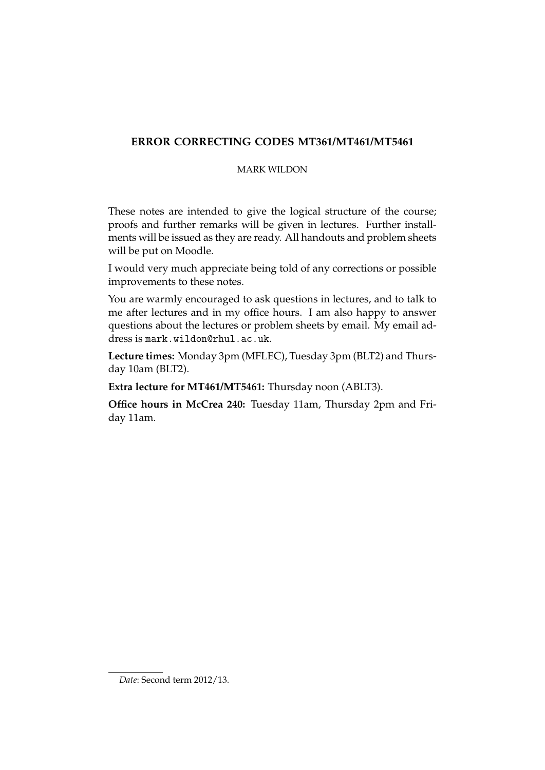# ERROR CORRECTING CODES MT361/MT461/MT5461

MARK WILDON

These notes are intended to give the logical structure of the course; proofs and further remarks will be given in lectures. Further installments will be issued as they are ready. All handouts and problem sheets will be put on Moodle.

I would very much appreciate being told of any corrections or possible improvements to these notes.

You are warmly encouraged to ask questions in lectures, and to talk to me after lectures and in my office hours. I am also happy to answer questions about the lectures or problem sheets by email. My email address is `mark.wildon@rhul.ac.uk`.

**Lecture times:** Monday 3pm (MFLEC), Tuesday 3pm (BLT2) and Thursday 10am (BLT2).

**Extra lecture for MT461/MT5461:** Thursday noon (ABLT3).

**Office hours in McCrea 240:** Tuesday 11am, Thursday 2pm and Friday 11am.

---

*Date*: Second term 2012/13.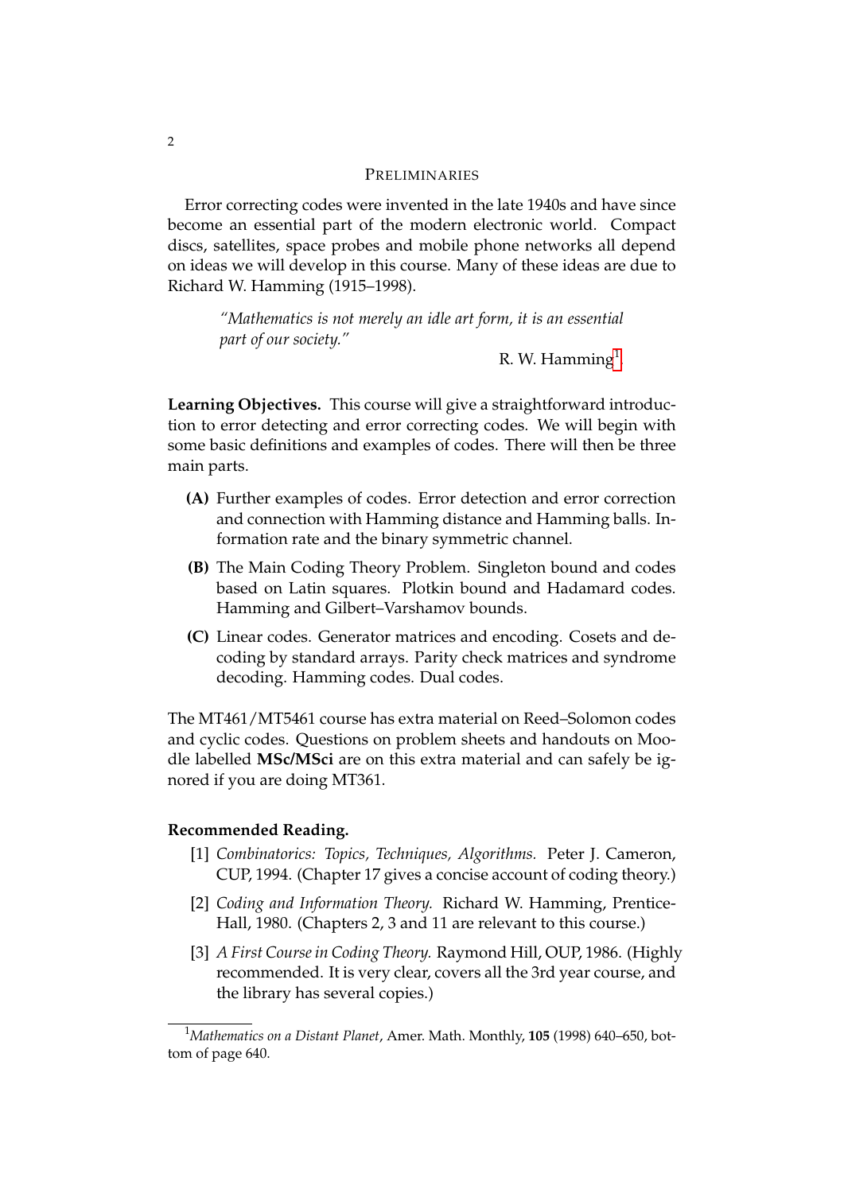## Preliminaries

Error correcting codes were invented in the late 1940s and have since become an essential part of the modern electronic world. Compact discs, satellites, space probes and mobile phone networks all depend on ideas we will develop in this course. Many of these ideas are due to Richard W. Hamming (1915–1998).

> *"Mathematics is not merely an idle art form, it is an essential part of our society."*
>
> R. W. Hamming[1].

**Learning Objectives.** This course will give a straightforward introduction to error detecting and error correcting codes. We will begin with some basic definitions and examples of codes. There will then be three main parts.

- **(A)** Further examples of codes. Error detection and error correction and connection with Hamming distance and Hamming balls. Information rate and the binary symmetric channel.
- **(B)** The Main Coding Theory Problem. Singleton bound and codes based on Latin squares. Plotkin bound and Hadamard codes. Hamming and Gilbert–Varshamov bounds.
- **(C)** Linear codes. Generator matrices and encoding. Cosets and decoding by standard arrays. Parity check matrices and syndrome decoding. Hamming codes. Dual codes.

The MT461/MT5461 course has extra material on Reed–Solomon codes and cyclic codes. Questions on problem sheets and handouts on Moodle labelled **MSc/MSci** are on this extra material and can safely be ignored if you are doing MT361.

**Recommended Reading.**

[1] *Combinatorics: Topics, Techniques, Algorithms.* Peter J. Cameron, CUP, 1994. (Chapter 17 gives a concise account of coding theory.)

[2] *Coding and Information Theory.* Richard W. Hamming, Prentice-Hall, 1980. (Chapters 2, 3 and 11 are relevant to this course.)

[3] *A First Course in Coding Theory.* Raymond Hill, OUP, 1986. (Highly recommended. It is very clear, covers all the 3rd year course, and the library has several copies.)

---

[1] *Mathematics on a Distant Planet*, Amer. Math. Monthly, **105** (1998) 640–650, bottom of page 640.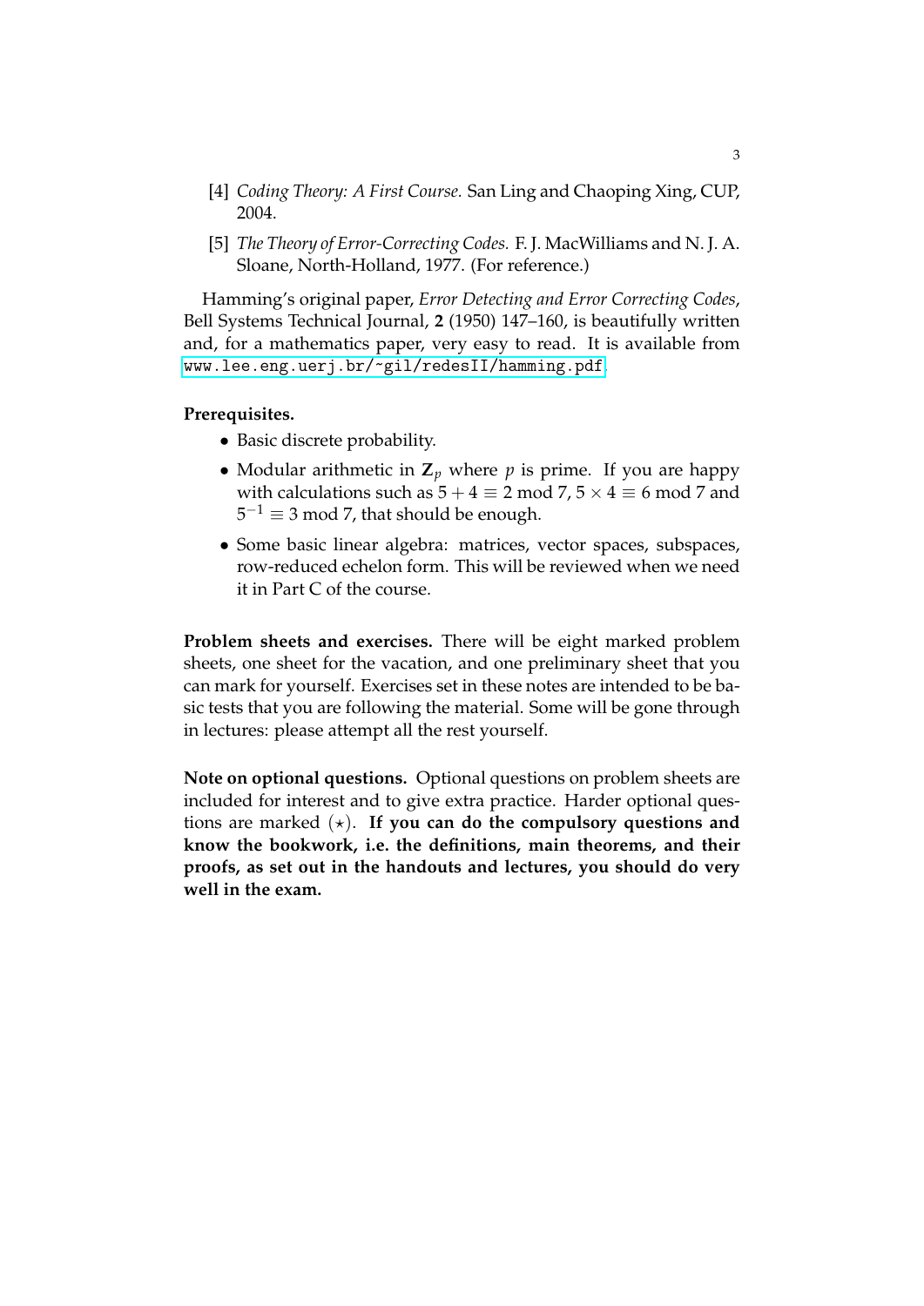[4] *Coding Theory: A First Course.* San Ling and Chaoping Xing, CUP, 2004.

[5] *The Theory of Error-Correcting Codes.* F. J. MacWilliams and N. J. A. Sloane, North-Holland, 1977. (For reference.)

Hamming's original paper, *Error Detecting and Error Correcting Codes*, Bell Systems Technical Journal, **2** (1950) 147–160, is beautifully written and, for a mathematics paper, very easy to read. It is available from www.lee.eng.uerj.br/~gil/redesII/hamming.pdf.

**Prerequisites.**

- Basic discrete probability.
- Modular arithmetic in $\mathbf{Z}_p$ where $p$ is prime. If you are happy with calculations such as $5 + 4 \equiv 2 \bmod 7$, $5 \times 4 \equiv 6 \bmod 7$ and $5^{-1} \equiv 3 \bmod 7$, that should be enough.
- Some basic linear algebra: matrices, vector spaces, subspaces, row-reduced echelon form. This will be reviewed when we need it in Part C of the course.

**Problem sheets and exercises.** There will be eight marked problem sheets, one sheet for the vacation, and one preliminary sheet that you can mark for yourself. Exercises set in these notes are intended to be basic tests that you are following the material. Some will be gone through in lectures: please attempt all the rest yourself.

**Note on optional questions.** Optional questions on problem sheets are included for interest and to give extra practice. Harder optional questions are marked $(\star)$. **If you can do the compulsory questions and know the bookwork, i.e. the definitions, main theorems, and their proofs, as set out in the handouts and lectures, you should do very well in the exam.**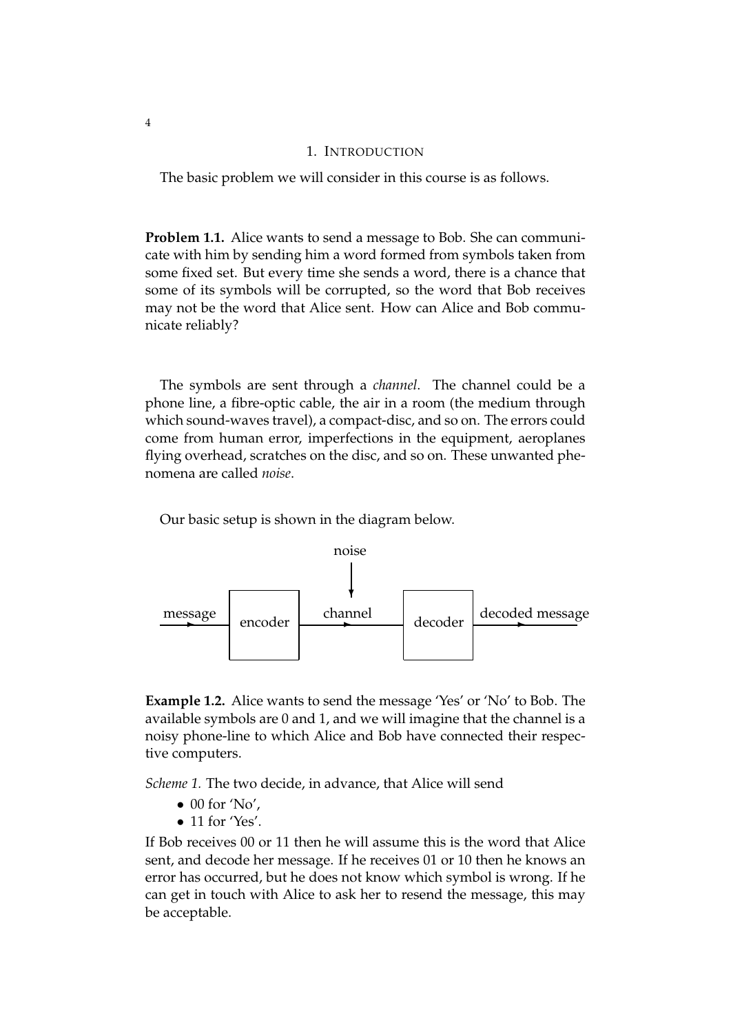## 1. Introduction

The basic problem we will consider in this course is as follows.

**Problem 1.1.** Alice wants to send a message to Bob. She can communicate with him by sending him a word formed from symbols taken from some fixed set. But every time she sends a word, there is a chance that some of its symbols will be corrupted, so the word that Bob receives may not be the word that Alice sent. How can Alice and Bob communicate reliably?

The symbols are sent through a *channel*. The channel could be a phone line, a fibre-optic cable, the air in a room (the medium through which sound-waves travel), a compact-disc, and so on. The errors could come from human error, imperfections in the equipment, aeroplanes flying overhead, scratches on the disc, and so on. These unwanted phenomena are called *noise*.

Our basic setup is shown in the diagram below.

noise

message → encoder → channel → decoder → decoded message

**Example 1.2.** Alice wants to send the message 'Yes' or 'No' to Bob. The available symbols are 0 and 1, and we will imagine that the channel is a noisy phone-line to which Alice and Bob have connected their respective computers.

*Scheme 1.* The two decide, in advance, that Alice will send

- 00 for 'No',
- 11 for 'Yes'.

If Bob receives 00 or 11 then he will assume this is the word that Alice sent, and decode her message. If he receives 01 or 10 then he knows an error has occurred, but he does not know which symbol is wrong. If he can get in touch with Alice to ask her to resend the message, this may be acceptable.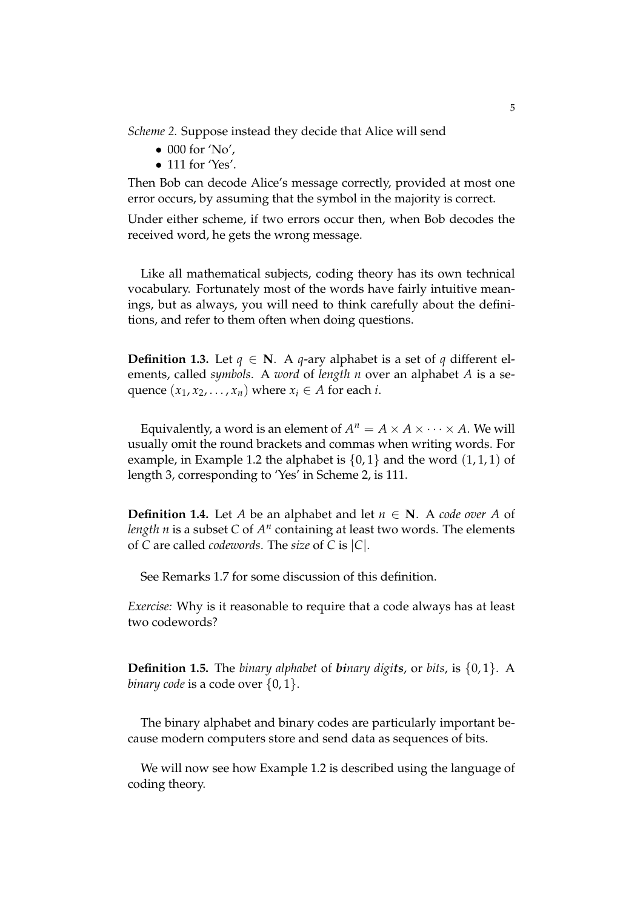*Scheme 2.* Suppose instead they decide that Alice will send

- 000 for 'No',
- 111 for 'Yes'.

Then Bob can decode Alice's message correctly, provided at most one error occurs, by assuming that the symbol in the majority is correct.

Under either scheme, if two errors occur then, when Bob decodes the received word, he gets the wrong message.

Like all mathematical subjects, coding theory has its own technical vocabulary. Fortunately most of the words have fairly intuitive meanings, but as always, you will need to think carefully about the definitions, and refer to them often when doing questions.

**Definition 1.3.** Let $q \in \mathbf{N}$. A $q$-ary alphabet is a set of $q$ different elements, called *symbols*. A *word* of *length* $n$ over an alphabet $A$ is a sequence $(x_1, x_2, \ldots, x_n)$ where $x_i \in A$ for each $i$.

Equivalently, a word is an element of $A^n = A \times A \times \cdots \times A$. We will usually omit the round brackets and commas when writing words. For example, in Example 1.2 the alphabet is $\{0, 1\}$ and the word $(1, 1, 1)$ of length 3, corresponding to 'Yes' in Scheme 2, is 111.

**Definition 1.4.** Let $A$ be an alphabet and let $n \in \mathbf{N}$. A *code over* $A$ of *length* $n$ is a subset $C$ of $A^n$ containing at least two words. The elements of $C$ are called *codewords*. The *size* of $C$ is $|C|$.

See Remarks 1.7 for some discussion of this definition.

*Exercise:* Why is it reasonable to require that a code always has at least two codewords?

**Definition 1.5.** The *binary alphabet* of ***bi**nary digi**ts***, or *bits*, is $\{0, 1\}$. A *binary code* is a code over $\{0, 1\}$.

The binary alphabet and binary codes are particularly important because modern computers store and send data as sequences of bits.

We will now see how Example 1.2 is described using the language of coding theory.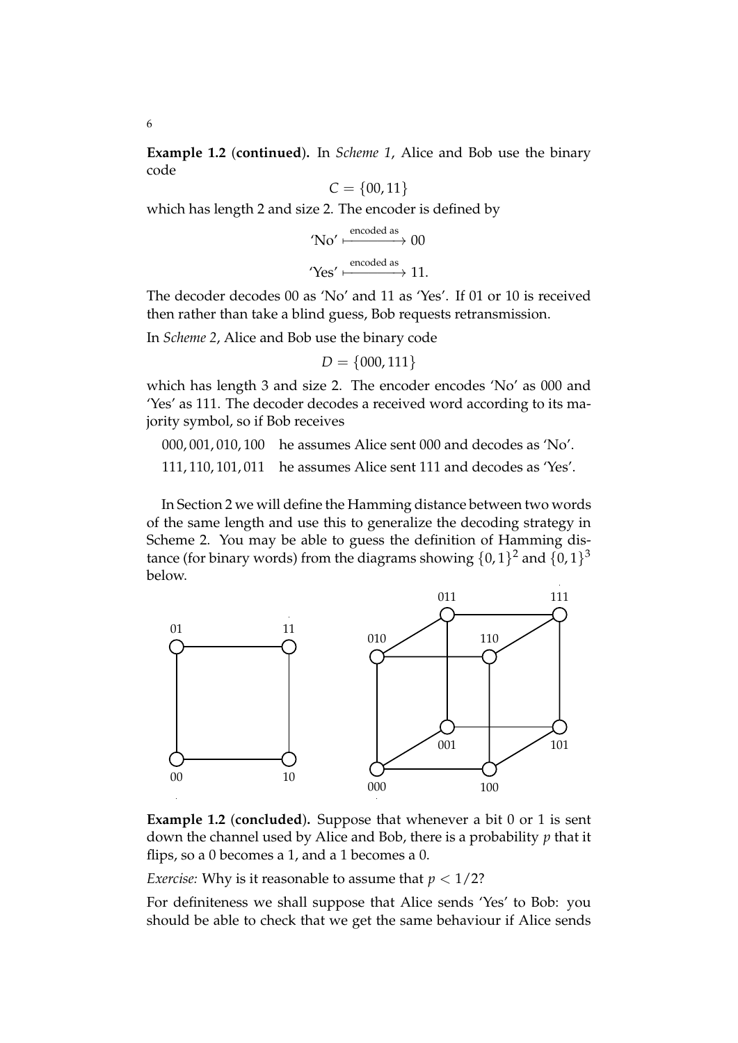**Example 1.2** (**continued**). In *Scheme 1*, Alice and Bob use the binary code

$$C = \{00, 11\}$$

which has length 2 and size 2. The encoder is defined by

$$\text{'No'} \xmapsto{\text{encoded as}} 00$$

$$\text{'Yes'} \xmapsto{\text{encoded as}} 11.$$

The decoder decodes 00 as 'No' and 11 as 'Yes'. If 01 or 10 is received then rather than take a blind guess, Bob requests retransmission.

In *Scheme 2*, Alice and Bob use the binary code

$$D = \{000, 111\}$$

which has length 3 and size 2. The encoder encodes 'No' as 000 and 'Yes' as 111. The decoder decodes a received word according to its majority symbol, so if Bob receives

000, 001, 010, 100 he assumes Alice sent 000 and decodes as 'No'.

111, 110, 101, 011 he assumes Alice sent 111 and decodes as 'Yes'.

In Section 2 we will define the Hamming distance between two words of the same length and use this to generalize the decoding strategy in Scheme 2. You may be able to guess the definition of Hamming distance (for binary words) from the diagrams showing $\{0,1\}^2$ and $\{0,1\}^3$ below.

**Example 1.2** (**concluded**). Suppose that whenever a bit 0 or 1 is sent down the channel used by Alice and Bob, there is a probability $p$ that it flips, so a 0 becomes a 1, and a 1 becomes a 0.

*Exercise:* Why is it reasonable to assume that $p < 1/2$?

For definiteness we shall suppose that Alice sends 'Yes' to Bob: you should be able to check that we get the same behaviour if Alice sends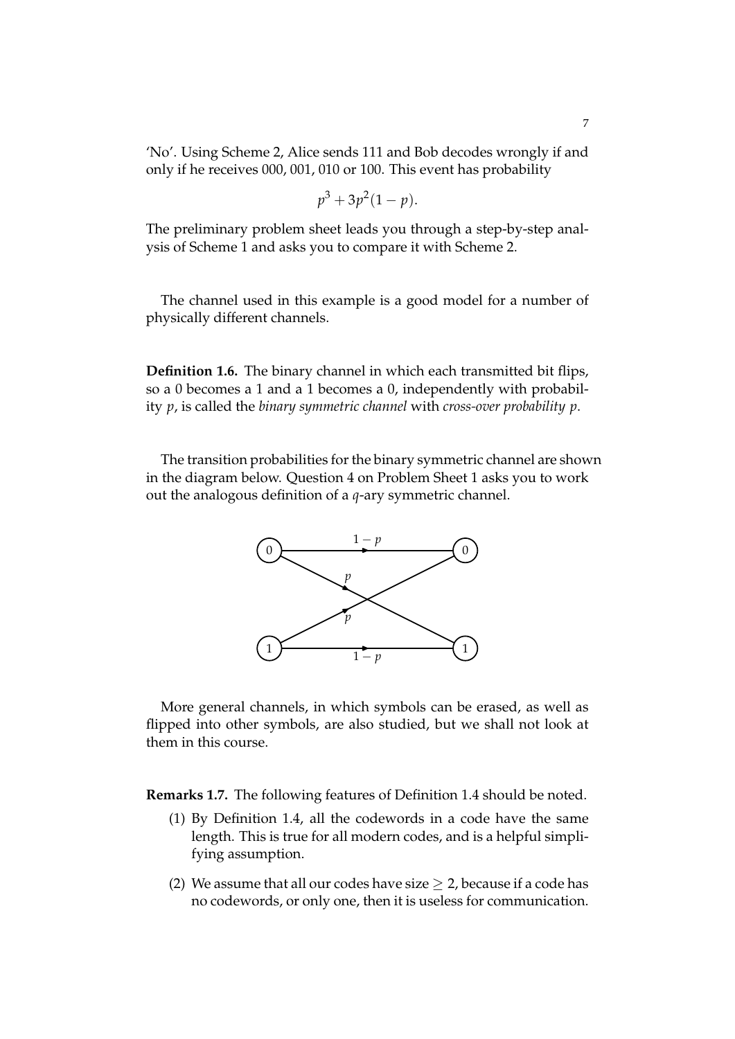'No'. Using Scheme 2, Alice sends 111 and Bob decodes wrongly if and only if he receives 000, 001, 010 or 100. This event has probability

$$p^3 + 3p^2(1-p).$$

The preliminary problem sheet leads you through a step-by-step analysis of Scheme 1 and asks you to compare it with Scheme 2.

The channel used in this example is a good model for a number of physically different channels.

**Definition 1.6.** The binary channel in which each transmitted bit flips, so a 0 becomes a 1 and a 1 becomes a 0, independently with probability $p$, is called the *binary symmetric channel* with *cross-over probability $p$*.

The transition probabilities for the binary symmetric channel are shown in the diagram below. Question 4 on Problem Sheet 1 asks you to work out the analogous definition of a $q$-ary symmetric channel.

More general channels, in which symbols can be erased, as well as flipped into other symbols, are also studied, but we shall not look at them in this course.

**Remarks 1.7.** The following features of Definition 1.4 should be noted.

(1) By Definition 1.4, all the codewords in a code have the same length. This is true for all modern codes, and is a helpful simplifying assumption.

(2) We assume that all our codes have size $\geq 2$, because if a code has no codewords, or only one, then it is useless for communication.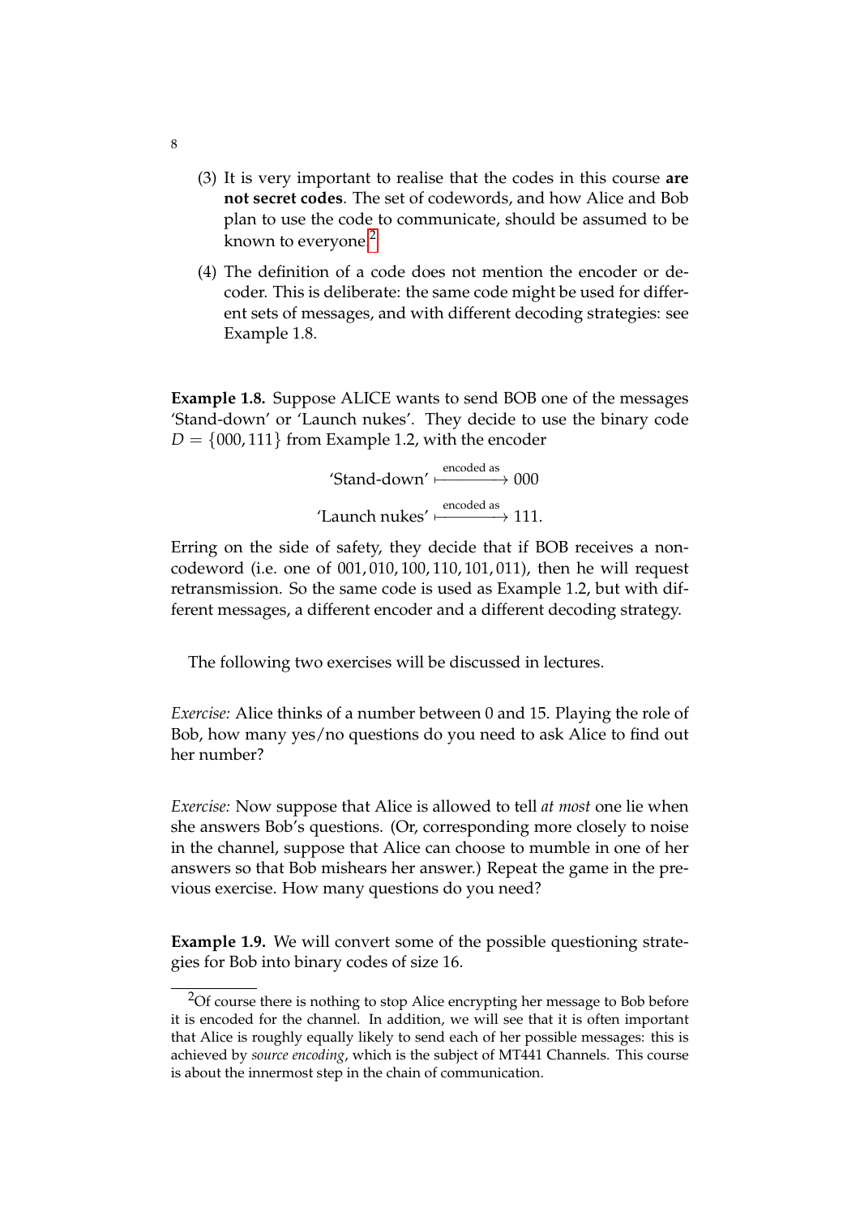(3) It is very important to realise that the codes in this course **are not secret codes**. The set of codewords, and how Alice and Bob plan to use the code to communicate, should be assumed to be known to everyone.[2]

(4) The definition of a code does not mention the encoder or decoder. This is deliberate: the same code might be used for different sets of messages, and with different decoding strategies: see Example 1.8.

**Example 1.8.** Suppose ALICE wants to send BOB one of the messages 'Stand-down' or 'Launch nukes'. They decide to use the binary code $D = \{000, 111\}$ from Example 1.2, with the encoder

$$\text{'Stand-down'} \xmapsto{\text{encoded as}} 000$$

$$\text{'Launch nukes'} \xmapsto{\text{encoded as}} 111.$$

Erring on the side of safety, they decide that if BOB receives a non-codeword (i.e. one of $001, 010, 100, 110, 101, 011$), then he will request retransmission. So the same code is used as Example 1.2, but with different messages, a different encoder and a different decoding strategy.

The following two exercises will be discussed in lectures.

*Exercise:* Alice thinks of a number between 0 and 15. Playing the role of Bob, how many yes/no questions do you need to ask Alice to find out her number?

*Exercise:* Now suppose that Alice is allowed to tell *at most* one lie when she answers Bob's questions. (Or, corresponding more closely to noise in the channel, suppose that Alice can choose to mumble in one of her answers so that Bob mishears her answer.) Repeat the game in the previous exercise. How many questions do you need?

**Example 1.9.** We will convert some of the possible questioning strategies for Bob into binary codes of size 16.

---

[2] Of course there is nothing to stop Alice encrypting her message to Bob before it is encoded for the channel. In addition, we will see that it is often important that Alice is roughly equally likely to send each of her possible messages: this is achieved by *source encoding*, which is the subject of MT441 Channels. This course is about the innermost step in the chain of communication.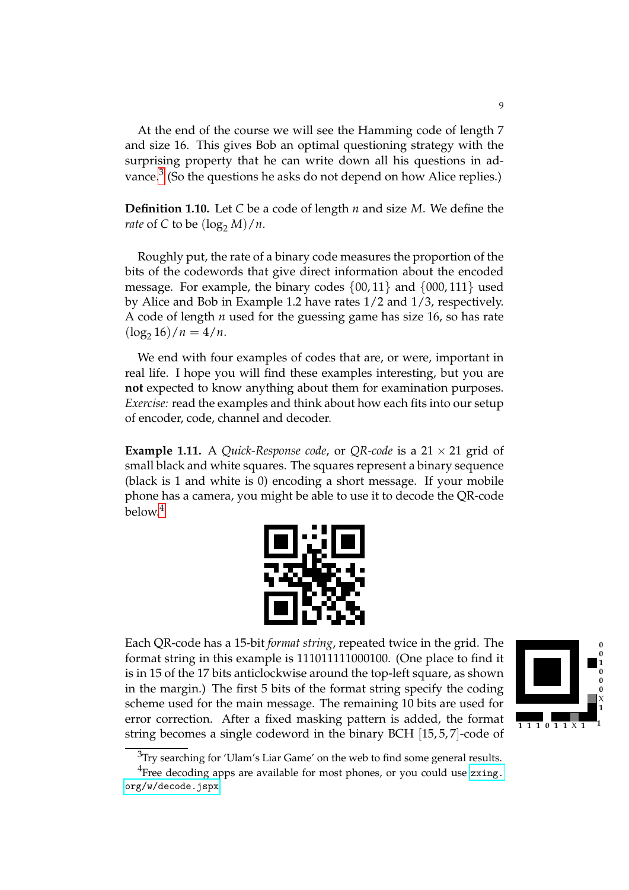At the end of the course we will see the Hamming code of length 7 and size 16. This gives Bob an optimal questioning strategy with the surprising property that he can write down all his questions in advance.[3] (So the questions he asks do not depend on how Alice replies.)

**Definition 1.10.** Let $C$ be a code of length $n$ and size $M$. We define the *rate* of $C$ to be $(\log_2 M)/n$.

Roughly put, the rate of a binary code measures the proportion of the bits of the codewords that give direct information about the encoded message. For example, the binary codes $\{00, 11\}$ and $\{000, 111\}$ used by Alice and Bob in Example 1.2 have rates $1/2$ and $1/3$, respectively. A code of length $n$ used for the guessing game has size 16, so has rate $(\log_2 16)/n = 4/n$.

We end with four examples of codes that are, or were, important in real life. I hope you will find these examples interesting, but you are **not** expected to know anything about them for examination purposes. *Exercise:* read the examples and think about how each fits into our setup of encoder, code, channel and decoder.

**Example 1.11.** A *Quick-Response code*, or *QR-code* is a $21 \times 21$ grid of small black and white squares. The squares represent a binary sequence (black is 1 and white is 0) encoding a short message. If your mobile phone has a camera, you might be able to use it to decode the QR-code below.[4]

Each QR-code has a 15-bit *format string*, repeated twice in the grid. The format string in this example is 111011111000100. (One place to find it is in 15 of the 17 bits anticlockwise around the top-left square, as shown in the margin.) The first 5 bits of the format string specify the coding scheme used for the main message. The remaining 10 bits are used for error correction. After a fixed masking pattern is added, the format string becomes a single codeword in the binary BCH $[15, 5, 7]$-code of

[3] Try searching for 'Ulam's Liar Game' on the web to find some general results.

[4] Free decoding apps are available for most phones, or you could use zxing.org/w/decode.jspx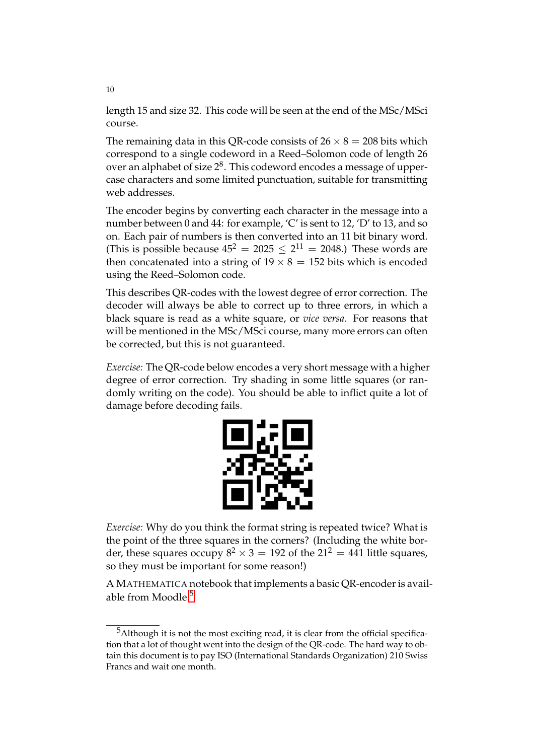length 15 and size 32. This code will be seen at the end of the MSc/MSci course.

The remaining data in this QR-code consists of $26 \times 8 = 208$ bits which correspond to a single codeword in a Reed–Solomon code of length 26 over an alphabet of size $2^8$. This codeword encodes a message of upper-case characters and some limited punctuation, suitable for transmitting web addresses.

The encoder begins by converting each character in the message into a number between 0 and 44: for example, 'C' is sent to 12, 'D' to 13, and so on. Each pair of numbers is then converted into an 11 bit binary word. (This is possible because $45^2 = 2025 \leq 2^{11} = 2048$.) These words are then concatenated into a string of $19 \times 8 = 152$ bits which is encoded using the Reed–Solomon code.

This describes QR-codes with the lowest degree of error correction. The decoder will always be able to correct up to three errors, in which a black square is read as a white square, or *vice versa*. For reasons that will be mentioned in the MSc/MSci course, many more errors can often be corrected, but this is not guaranteed.

*Exercise:* The QR-code below encodes a very short message with a higher degree of error correction. Try shading in some little squares (or randomly writing on the code). You should be able to inflict quite a lot of damage before decoding fails.

*Exercise:* Why do you think the format string is repeated twice? What is the point of the three squares in the corners? (Including the white border, these squares occupy $8^2 \times 3 = 192$ of the $21^2 = 441$ little squares, so they must be important for some reason!)

A MATHEMATICA notebook that implements a basic QR-encoder is available from Moodle.[5]

[5] Although it is not the most exciting read, it is clear from the official specification that a lot of thought went into the design of the QR-code. The hard way to obtain this document is to pay ISO (International Standards Organization) 210 Swiss Francs and wait one month.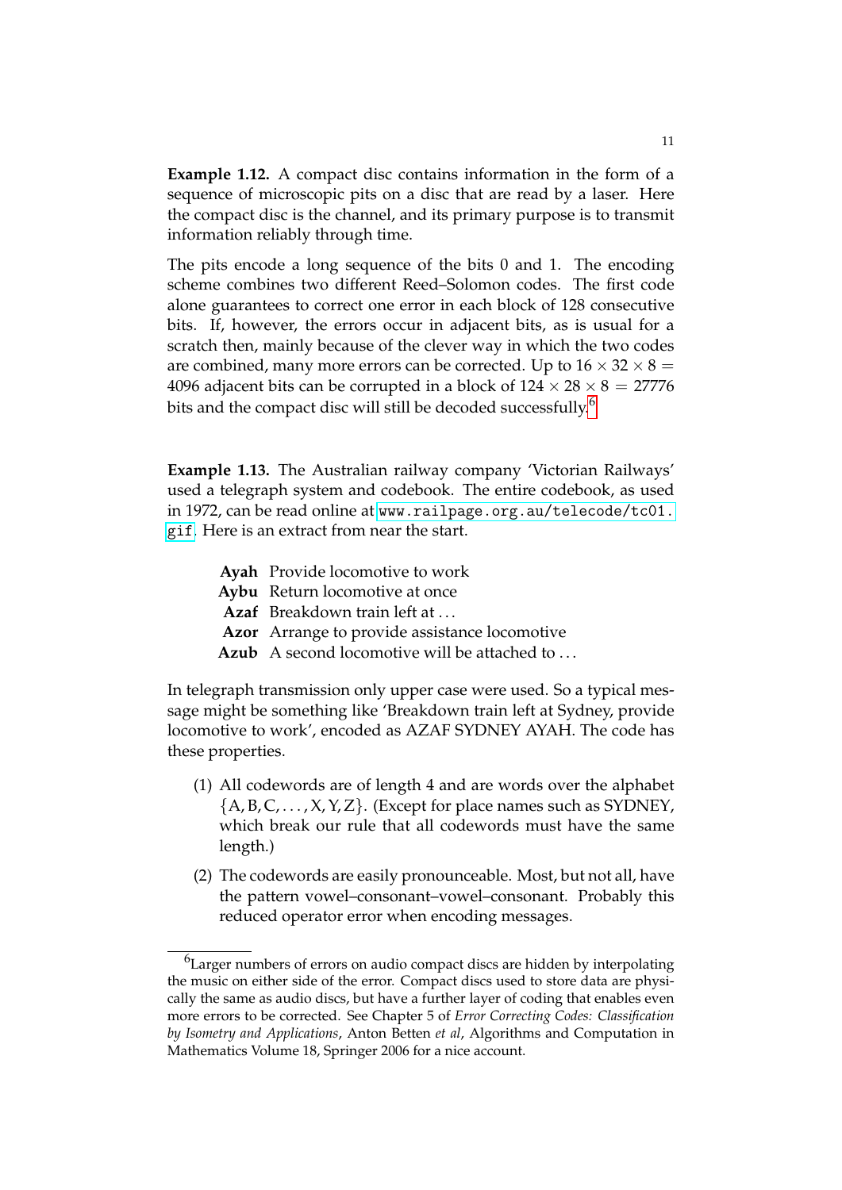**Example 1.12.** A compact disc contains information in the form of a sequence of microscopic pits on a disc that are read by a laser. Here the compact disc is the channel, and its primary purpose is to transmit information reliably through time.

The pits encode a long sequence of the bits 0 and 1. The encoding scheme combines two different Reed–Solomon codes. The first code alone guarantees to correct one error in each block of 128 consecutive bits. If, however, the errors occur in adjacent bits, as is usual for a scratch then, mainly because of the clever way in which the two codes are combined, many more errors can be corrected. Up to $16 \times 32 \times 8 = 4096$ adjacent bits can be corrupted in a block of $124 \times 28 \times 8 = 27776$ bits and the compact disc will still be decoded successfully.[6]

**Example 1.13.** The Australian railway company 'Victorian Railways' used a telegraph system and codebook. The entire codebook, as used in 1972, can be read online at www.railpage.org.au/telecode/tc01.gif. Here is an extract from near the start.

| | |
|---|---|
| **Ayah** | Provide locomotive to work |
| **Aybu** | Return locomotive at once |
| **Azaf** | Breakdown train left at ... |
| **Azor** | Arrange to provide assistance locomotive |
| **Azub** | A second locomotive will be attached to ... |

In telegraph transmission only upper case were used. So a typical message might be something like 'Breakdown train left at Sydney, provide locomotive to work', encoded as AZAF SYDNEY AYAH. The code has these properties.

(1) All codewords are of length 4 and are words over the alphabet $\{A, B, C, \ldots, X, Y, Z\}$. (Except for place names such as SYDNEY, which break our rule that all codewords must have the same length.)

(2) The codewords are easily pronounceable. Most, but not all, have the pattern vowel–consonant–vowel–consonant. Probably this reduced operator error when encoding messages.

---

[6] Larger numbers of errors on audio compact discs are hidden by interpolating the music on either side of the error. Compact discs used to store data are physically the same as audio discs, but have a further layer of coding that enables even more errors to be corrected. See Chapter 5 of *Error Correcting Codes: Classification by Isometry and Applications*, Anton Betten *et al*, Algorithms and Computation in Mathematics Volume 18, Springer 2006 for a nice account.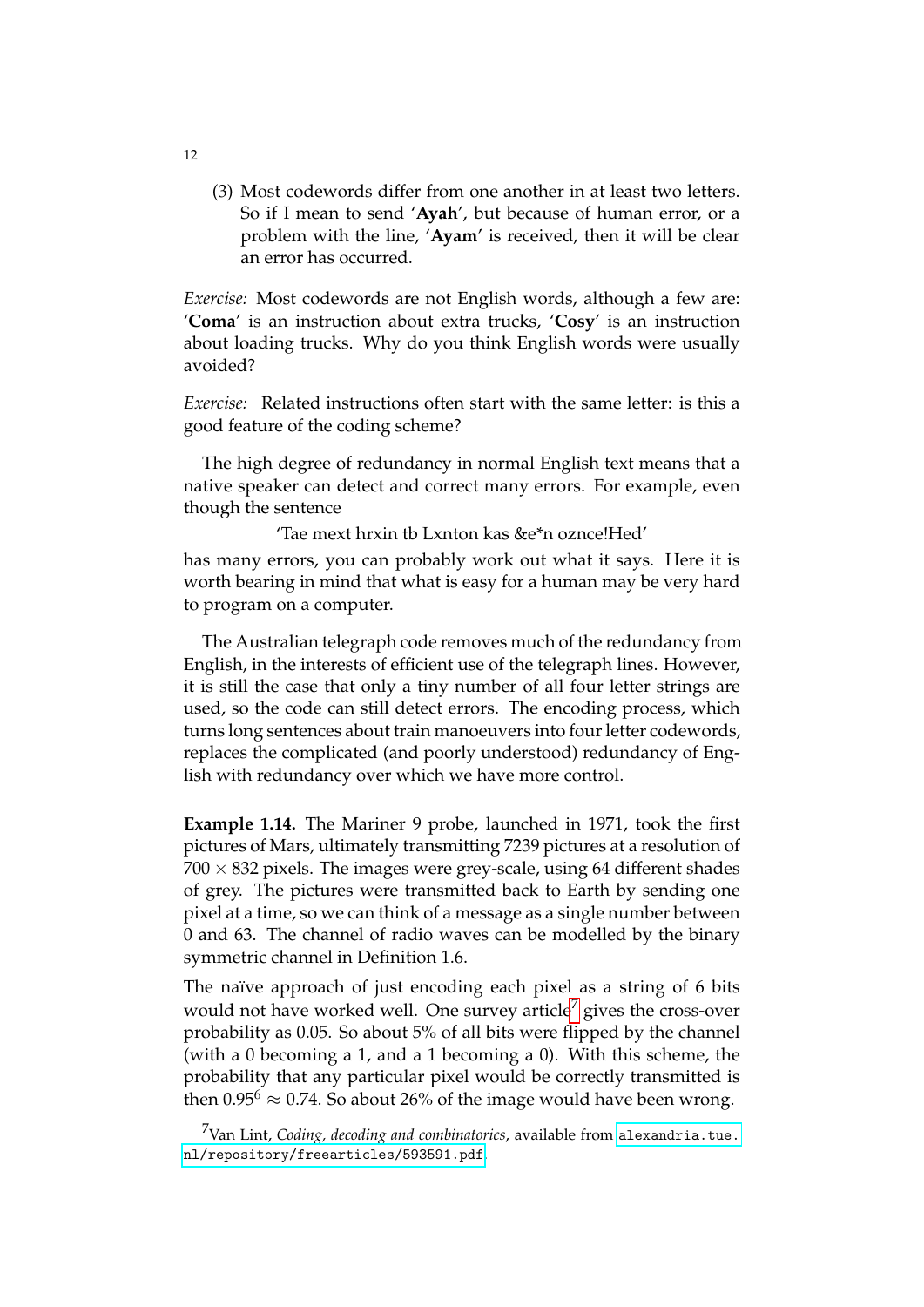(3) Most codewords differ from one another in at least two letters. So if I mean to send '**Ayah**', but because of human error, or a problem with the line, '**Ayam**' is received, then it will be clear an error has occurred.

*Exercise:* Most codewords are not English words, although a few are: '**Coma**' is an instruction about extra trucks, '**Cosy**' is an instruction about loading trucks. Why do you think English words were usually avoided?

*Exercise:* Related instructions often start with the same letter: is this a good feature of the coding scheme?

The high degree of redundancy in normal English text means that a native speaker can detect and correct many errors. For example, even though the sentence

'Tae mext hrxin tb Lxnton kas &e*n oznce!Hed'

has many errors, you can probably work out what it says. Here it is worth bearing in mind that what is easy for a human may be very hard to program on a computer.

The Australian telegraph code removes much of the redundancy from English, in the interests of efficient use of the telegraph lines. However, it is still the case that only a tiny number of all four letter strings are used, so the code can still detect errors. The encoding process, which turns long sentences about train manoeuvers into four letter codewords, replaces the complicated (and poorly understood) redundancy of English with redundancy over which we have more control.

**Example 1.14.** The Mariner 9 probe, launched in 1971, took the first pictures of Mars, ultimately transmitting 7239 pictures at a resolution of $700 \times 832$ pixels. The images were grey-scale, using 64 different shades of grey. The pictures were transmitted back to Earth by sending one pixel at a time, so we can think of a message as a single number between 0 and 63. The channel of radio waves can be modelled by the binary symmetric channel in Definition 1.6.

The naïve approach of just encoding each pixel as a string of 6 bits would not have worked well. One survey article[7] gives the cross-over probability as 0.05. So about 5% of all bits were flipped by the channel (with a 0 becoming a 1, and a 1 becoming a 0). With this scheme, the probability that any particular pixel would be correctly transmitted is then $0.95^6 \approx 0.74$. So about 26% of the image would have been wrong.

[7] Van Lint, *Coding, decoding and combinatorics*, available from alexandria.tue.nl/repository/freearticles/593591.pdf.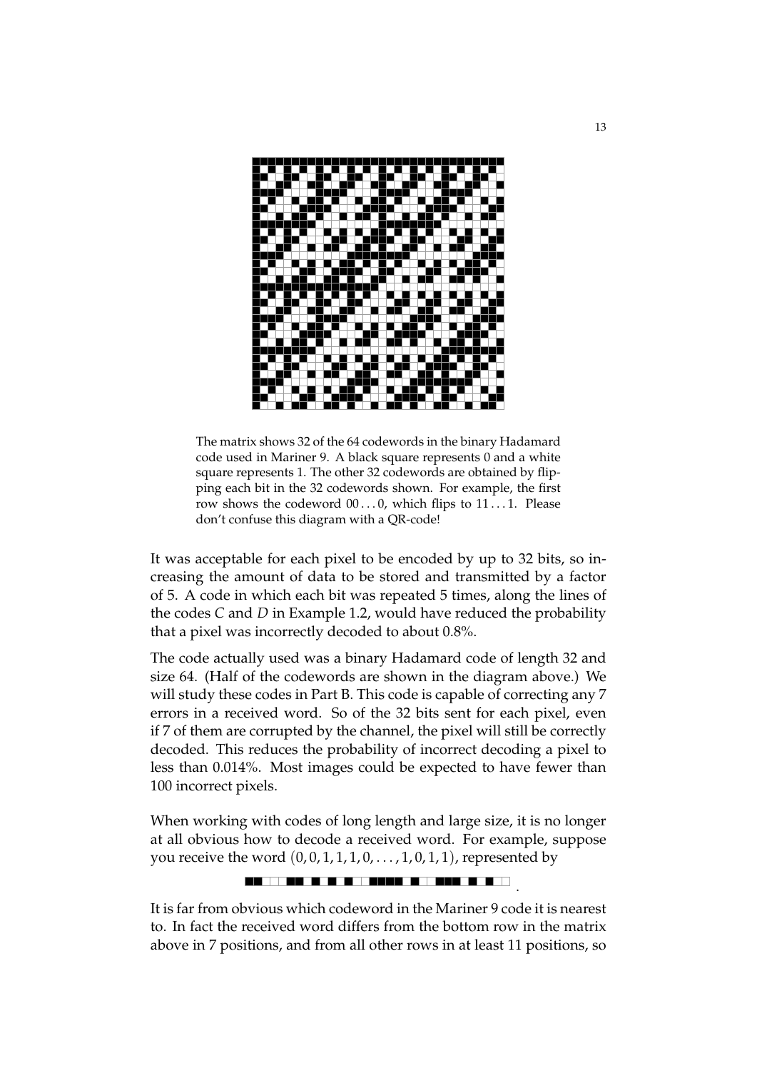The matrix shows 32 of the 64 codewords in the binary Hadamard code used in Mariner 9. A black square represents 0 and a white square represents 1. The other 32 codewords are obtained by flipping each bit in the 32 codewords shown. For example, the first row shows the codeword $00\ldots0$, which flips to $11\ldots1$. Please don't confuse this diagram with a QR-code!

It was acceptable for each pixel to be encoded by up to 32 bits, so increasing the amount of data to be stored and transmitted by a factor of 5. A code in which each bit was repeated 5 times, along the lines of the codes $C$ and $D$ in Example 1.2, would have reduced the probability that a pixel was incorrectly decoded to about 0.8%.

The code actually used was a binary Hadamard code of length 32 and size 64. (Half of the codewords are shown in the diagram above.) We will study these codes in Part B. This code is capable of correcting any 7 errors in a received word. So of the 32 bits sent for each pixel, even if 7 of them are corrupted by the channel, the pixel will still be correctly decoded. This reduces the probability of incorrect decoding a pixel to less than 0.014%. Most images could be expected to have fewer than 100 incorrect pixels.

When working with codes of long length and large size, it is no longer at all obvious how to decode a received word. For example, suppose you receive the word $(0,0,1,1,1,0,\ldots,1,0,1,1)$, represented by

It is far from obvious which codeword in the Mariner 9 code it is nearest to. In fact the received word differs from the bottom row in the matrix above in 7 positions, and from all other rows in at least 11 positions, so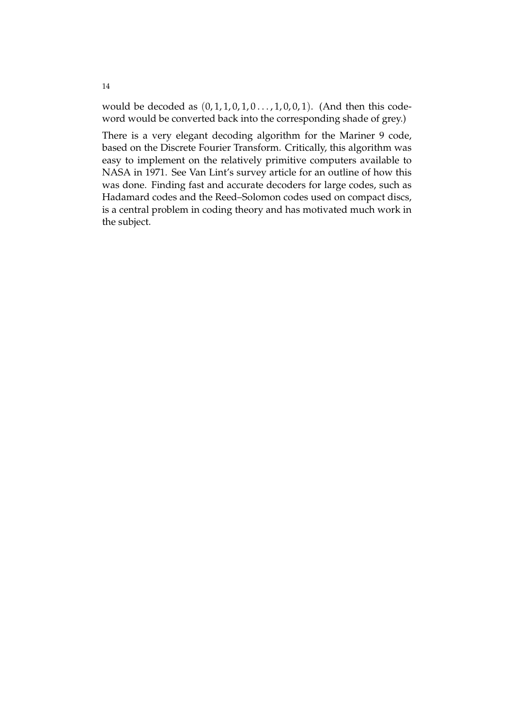would be decoded as $(0,1,1,0,1,0\ldots,1,0,0,1)$. (And then this codeword would be converted back into the corresponding shade of grey.)

There is a very elegant decoding algorithm for the Mariner 9 code, based on the Discrete Fourier Transform. Critically, this algorithm was easy to implement on the relatively primitive computers available to NASA in 1971. See Van Lint's survey article for an outline of how this was done. Finding fast and accurate decoders for large codes, such as Hadamard codes and the Reed–Solomon codes used on compact discs, is a central problem in coding theory and has motivated much work in the subject.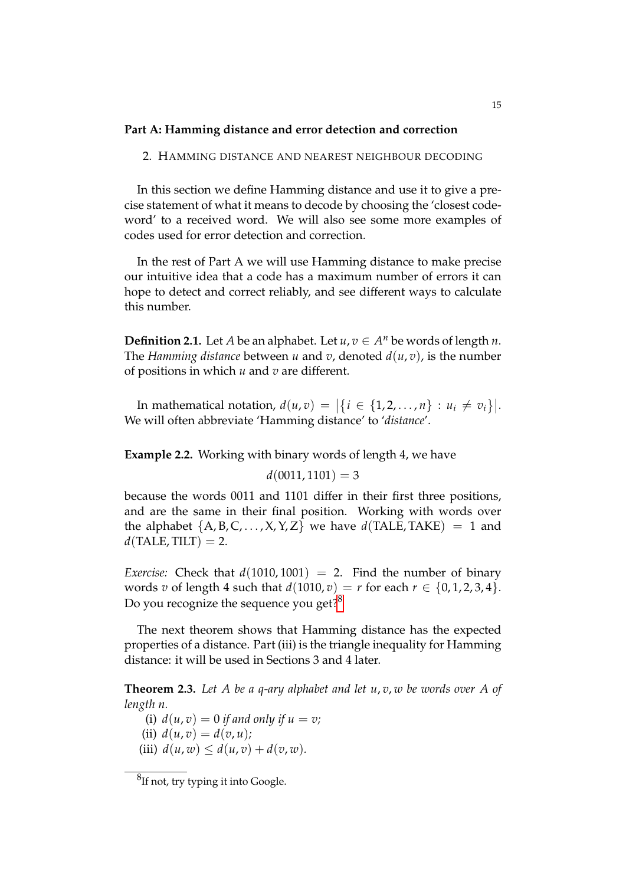## Part A: Hamming distance and error detection and correction

### 2. Hamming distance and nearest neighbour decoding

In this section we define Hamming distance and use it to give a precise statement of what it means to decode by choosing the 'closest codeword' to a received word. We will also see some more examples of codes used for error detection and correction.

In the rest of Part A we will use Hamming distance to make precise our intuitive idea that a code has a maximum number of errors it can hope to detect and correct reliably, and see different ways to calculate this number.

**Definition 2.1.** Let $A$ be an alphabet. Let $u, v \in A^n$ be words of length $n$. The *Hamming distance* between $u$ and $v$, denoted $d(u, v)$, is the number of positions in which $u$ and $v$ are different.

In mathematical notation, $d(u, v) = \big|\{i \in \{1, 2, \ldots, n\} : u_i \neq v_i\}\big|$. We will often abbreviate 'Hamming distance' to '*distance*'.

**Example 2.2.** Working with binary words of length 4, we have

$$d(0011, 1101) = 3$$

because the words 0011 and 1101 differ in their first three positions, and are the same in their final position. Working with words over the alphabet $\{\mathrm{A}, \mathrm{B}, \mathrm{C}, \ldots, \mathrm{X}, \mathrm{Y}, \mathrm{Z}\}$ we have $d(\mathrm{TALE}, \mathrm{TAKE}) = 1$ and $d(\mathrm{TALE}, \mathrm{TILT}) = 2$.

*Exercise:* Check that $d(1010, 1001) = 2$. Find the number of binary words $v$ of length 4 such that $d(1010, v) = r$ for each $r \in \{0, 1, 2, 3, 4\}$. Do you recognize the sequence you get?[8]

The next theorem shows that Hamming distance has the expected properties of a distance. Part (iii) is the triangle inequality for Hamming distance: it will be used in Sections 3 and 4 later.

**Theorem 2.3.** *Let $A$ be a $q$-ary alphabet and let $u, v, w$ be words over $A$ of length $n$.*

(i) $d(u, v) = 0$ *if and only if* $u = v$;

(ii) $d(u, v) = d(v, u)$;

(iii) $d(u, w) \leq d(u, v) + d(v, w)$.

---

[8] If not, try typing it into Google.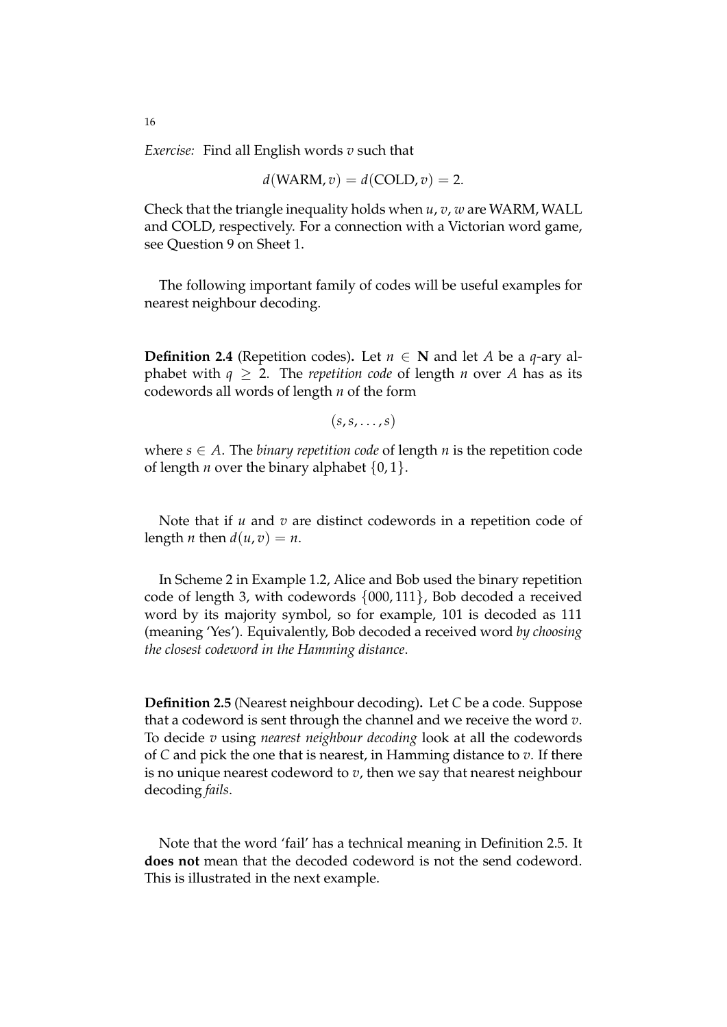*Exercise:* Find all English words $v$ such that

$$d(\text{WARM}, v) = d(\text{COLD}, v) = 2.$$

Check that the triangle inequality holds when $u, v, w$ are WARM, WALL and COLD, respectively. For a connection with a Victorian word game, see Question 9 on Sheet 1.

The following important family of codes will be useful examples for nearest neighbour decoding.

**Definition 2.4** (Repetition codes)**.** Let $n \in \mathbf{N}$ and let $A$ be a $q$-ary alphabet with $q \geq 2$. The *repetition code* of length $n$ over $A$ has as its codewords all words of length $n$ of the form

$$(s, s, \ldots, s)$$

where $s \in A$. The *binary repetition code* of length $n$ is the repetition code of length $n$ over the binary alphabet $\{0, 1\}$.

Note that if $u$ and $v$ are distinct codewords in a repetition code of length $n$ then $d(u, v) = n$.

In Scheme 2 in Example 1.2, Alice and Bob used the binary repetition code of length 3, with codewords $\{000, 111\}$, Bob decoded a received word by its majority symbol, so for example, 101 is decoded as 111 (meaning 'Yes'). Equivalently, Bob decoded a received word *by choosing the closest codeword in the Hamming distance*.

**Definition 2.5** (Nearest neighbour decoding)**.** Let $C$ be a code. Suppose that a codeword is sent through the channel and we receive the word $v$. To decide $v$ using *nearest neighbour decoding* look at all the codewords of $C$ and pick the one that is nearest, in Hamming distance to $v$. If there is no unique nearest codeword to $v$, then we say that nearest neighbour decoding *fails*.

Note that the word 'fail' has a technical meaning in Definition 2.5. It **does not** mean that the decoded codeword is not the send codeword. This is illustrated in the next example.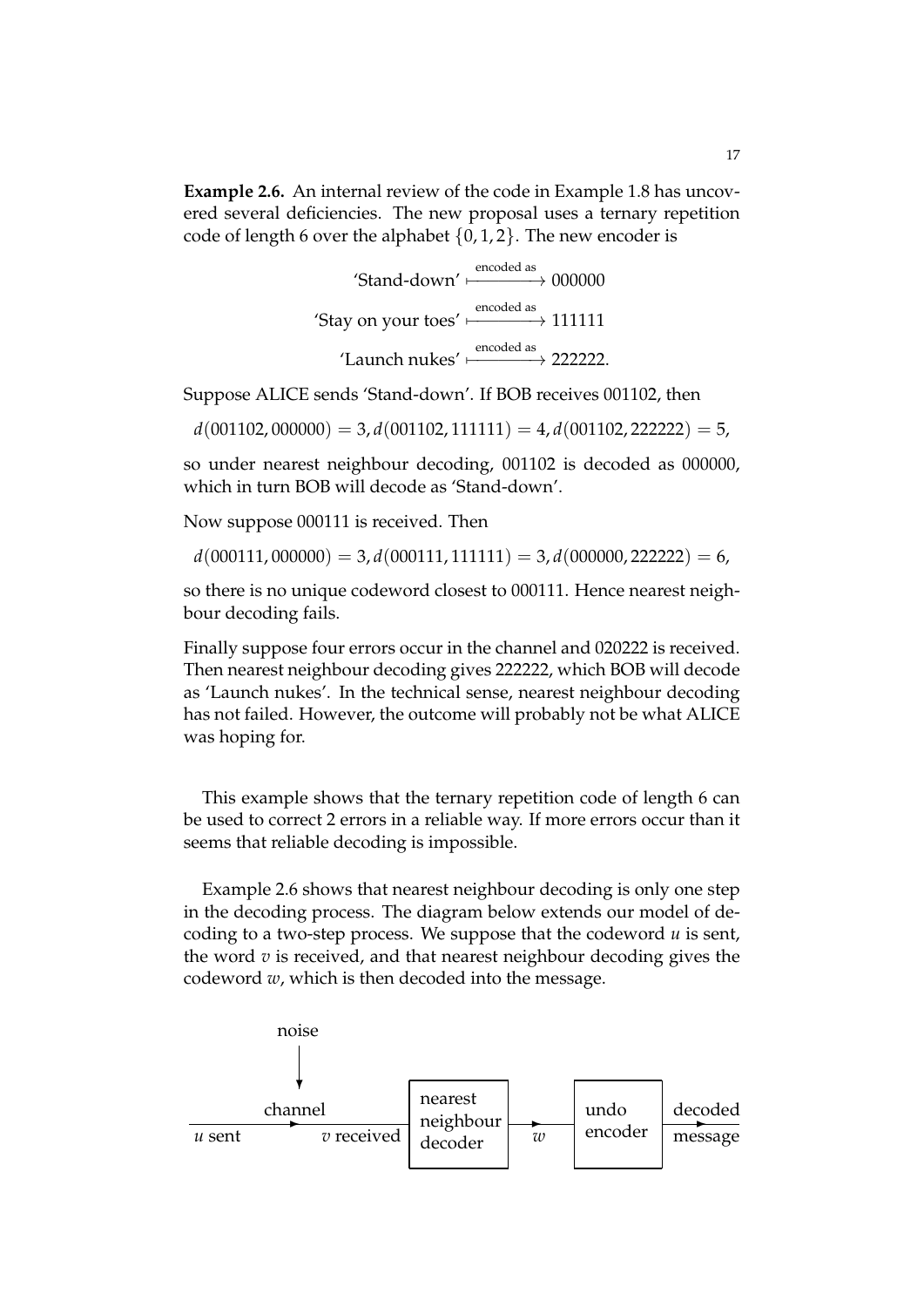**Example 2.6.** An internal review of the code in Example 1.8 has uncovered several deficiencies. The new proposal uses a ternary repetition code of length 6 over the alphabet $\{0, 1, 2\}$. The new encoder is

$$\text{'Stand-down'} \xmapsto{\text{encoded as}} 000000$$

$$\text{'Stay on your toes'} \xmapsto{\text{encoded as}} 111111$$

$$\text{'Launch nukes'} \xmapsto{\text{encoded as}} 222222.$$

Suppose ALICE sends 'Stand-down'. If BOB receives 001102, then

$$d(001102, 000000) = 3, d(001102, 111111) = 4, d(001102, 222222) = 5,$$

so under nearest neighbour decoding, 001102 is decoded as 000000, which in turn BOB will decode as 'Stand-down'.

Now suppose 000111 is received. Then

$$d(000111, 000000) = 3, d(000111, 111111) = 3, d(000000, 222222) = 6,$$

so there is no unique codeword closest to 000111. Hence nearest neighbour decoding fails.

Finally suppose four errors occur in the channel and 020222 is received. Then nearest neighbour decoding gives 222222, which BOB will decode as 'Launch nukes'. In the technical sense, nearest neighbour decoding has not failed. However, the outcome will probably not be what ALICE was hoping for.

This example shows that the ternary repetition code of length 6 can be used to correct 2 errors in a reliable way. If more errors occur than it seems that reliable decoding is impossible.

Example 2.6 shows that nearest neighbour decoding is only one step in the decoding process. The diagram below extends our model of decoding to a two-step process. We suppose that the codeword $u$ is sent, the word $v$ is received, and that nearest neighbour decoding gives the codeword $w$, which is then decoded into the message.

```
            noise
              |
              v
          channel          +-----------+        +---------+  decoded
$u$ sent ---------> $v$ received | nearest   | --w--> | undo    | -------->
                           | neighbour |        | encoder |  message
                           | decoder   |        +---------+
                           +-----------+
```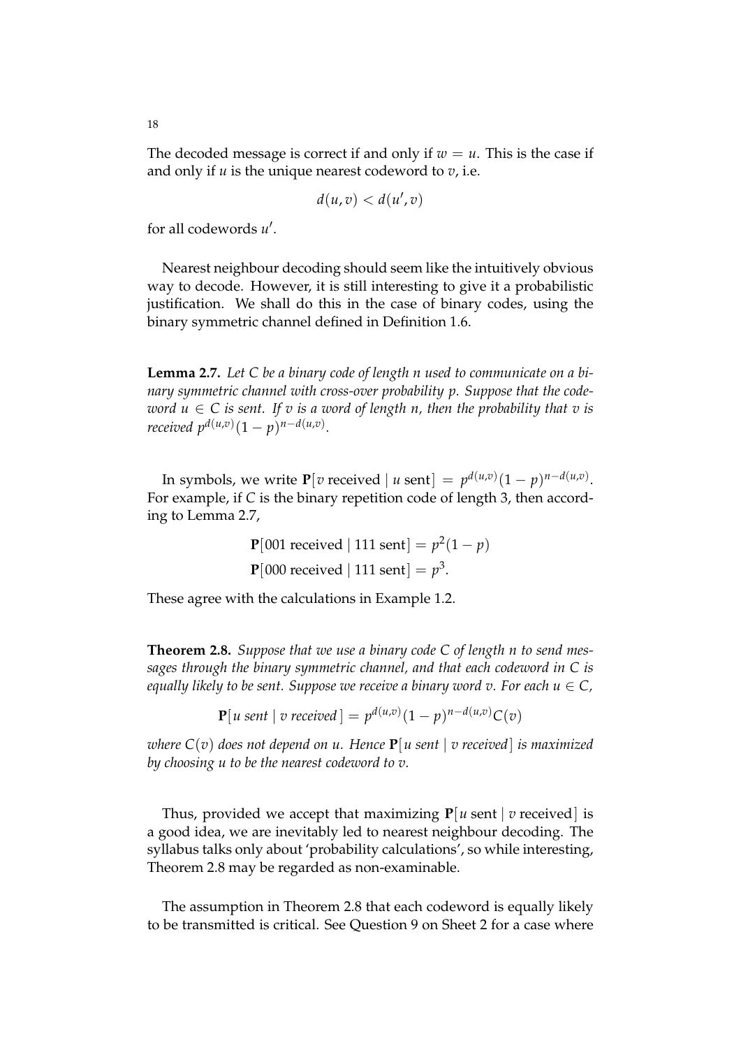The decoded message is correct if and only if $w = u$. This is the case if and only if $u$ is the unique nearest codeword to $v$, i.e.

$$d(u, v) < d(u', v)$$

for all codewords $u'$.

Nearest neighbour decoding should seem like the intuitively obvious way to decode. However, it is still interesting to give it a probabilistic justification. We shall do this in the case of binary codes, using the binary symmetric channel defined in Definition 1.6.

**Lemma 2.7.** *Let $C$ be a binary code of length $n$ used to communicate on a binary symmetric channel with cross-over probability $p$. Suppose that the codeword $u \in C$ is sent. If $v$ is a word of length $n$, then the probability that $v$ is received $p^{d(u,v)}(1-p)^{n-d(u,v)}$.*

In symbols, we write $\mathbf{P}[v \text{ received} \mid u \text{ sent}] = p^{d(u,v)}(1-p)^{n-d(u,v)}$. For example, if $C$ is the binary repetition code of length 3, then according to Lemma 2.7,

$$\mathbf{P}[001 \text{ received} \mid 111 \text{ sent}] = p^2(1-p)$$
$$\mathbf{P}[000 \text{ received} \mid 111 \text{ sent}] = p^3.$$

These agree with the calculations in Example 1.2.

**Theorem 2.8.** *Suppose that we use a binary code $C$ of length $n$ to send messages through the binary symmetric channel, and that each codeword in $C$ is equally likely to be sent. Suppose we receive a binary word $v$. For each $u \in C$,*

$$\mathbf{P}[u \text{ sent} \mid v \text{ received}] = p^{d(u,v)}(1-p)^{n-d(u,v)}C(v)$$

*where $C(v)$ does not depend on $u$. Hence $\mathbf{P}[u \text{ sent} \mid v \text{ received}]$ is maximized by choosing $u$ to be the nearest codeword to $v$.*

Thus, provided we accept that maximizing $\mathbf{P}[u \text{ sent} \mid v \text{ received}]$ is a good idea, we are inevitably led to nearest neighbour decoding. The syllabus talks only about 'probability calculations', so while interesting, Theorem 2.8 may be regarded as non-examinable.

The assumption in Theorem 2.8 that each codeword is equally likely to be transmitted is critical. See Question 9 on Sheet 2 for a case where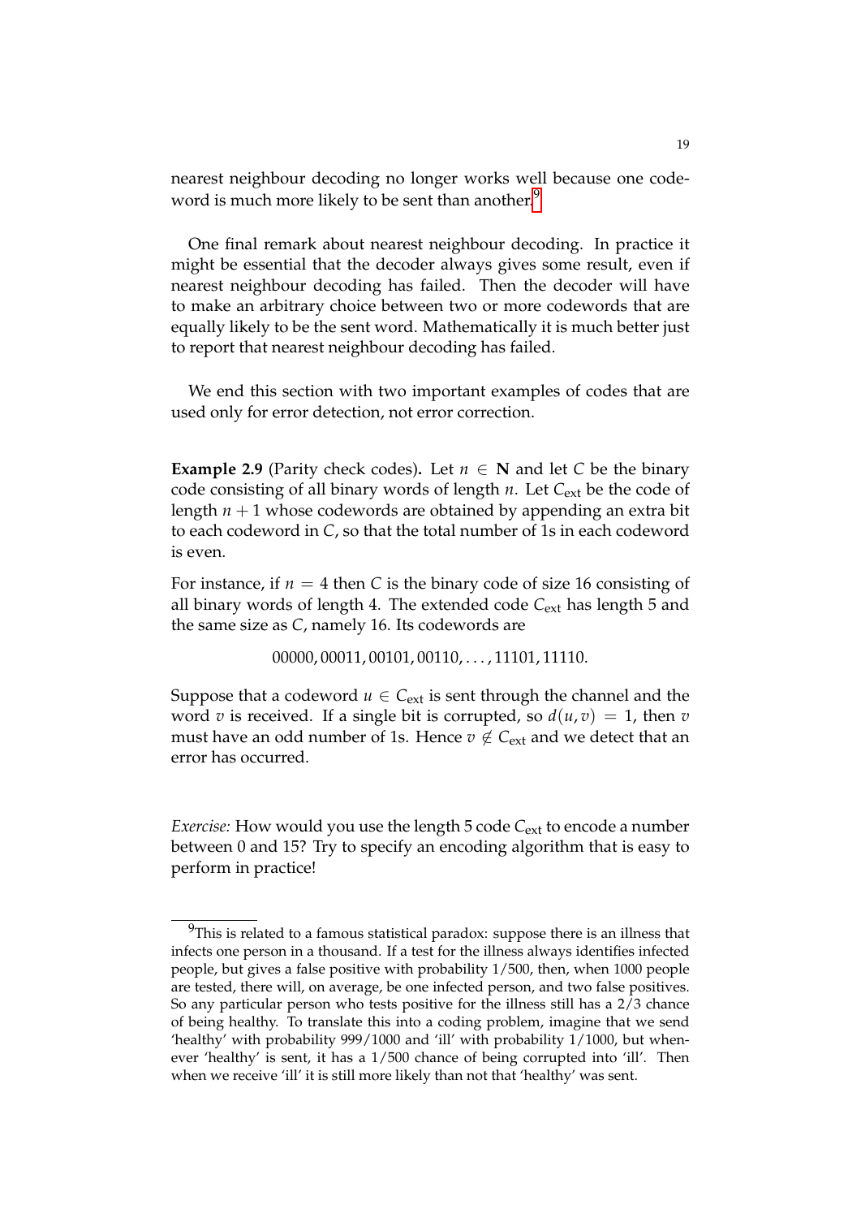nearest neighbour decoding no longer works well because one codeword is much more likely to be sent than another.[9]

One final remark about nearest neighbour decoding. In practice it might be essential that the decoder always gives some result, even if nearest neighbour decoding has failed. Then the decoder will have to make an arbitrary choice between two or more codewords that are equally likely to be the sent word. Mathematically it is much better just to report that nearest neighbour decoding has failed.

We end this section with two important examples of codes that are used only for error detection, not error correction.

**Example 2.9** (Parity check codes)**.** Let $n \in \mathbf{N}$ and let $C$ be the binary code consisting of all binary words of length $n$. Let $C_{\text{ext}}$ be the code of length $n+1$ whose codewords are obtained by appending an extra bit to each codeword in $C$, so that the total number of 1s in each codeword is even.

For instance, if $n = 4$ then $C$ is the binary code of size 16 consisting of all binary words of length 4. The extended code $C_{\text{ext}}$ has length 5 and the same size as $C$, namely 16. Its codewords are

$$00000, 00011, 00101, 00110, \ldots, 11101, 11110.$$

Suppose that a codeword $u \in C_{\text{ext}}$ is sent through the channel and the word $v$ is received. If a single bit is corrupted, so $d(u, v) = 1$, then $v$ must have an odd number of 1s. Hence $v \notin C_{\text{ext}}$ and we detect that an error has occurred.

*Exercise:* How would you use the length 5 code $C_{\text{ext}}$ to encode a number between 0 and 15? Try to specify an encoding algorithm that is easy to perform in practice!

---

[9] This is related to a famous statistical paradox: suppose there is an illness that infects one person in a thousand. If a test for the illness always identifies infected people, but gives a false positive with probability $1/500$, then, when 1000 people are tested, there will, on average, be one infected person, and two false positives. So any particular person who tests positive for the illness still has a $2/3$ chance of being healthy. To translate this into a coding problem, imagine that we send 'healthy' with probability $999/1000$ and 'ill' with probability $1/1000$, but whenever 'healthy' is sent, it has a $1/500$ chance of being corrupted into 'ill'. Then when we receive 'ill' it is still more likely than not that 'healthy' was sent.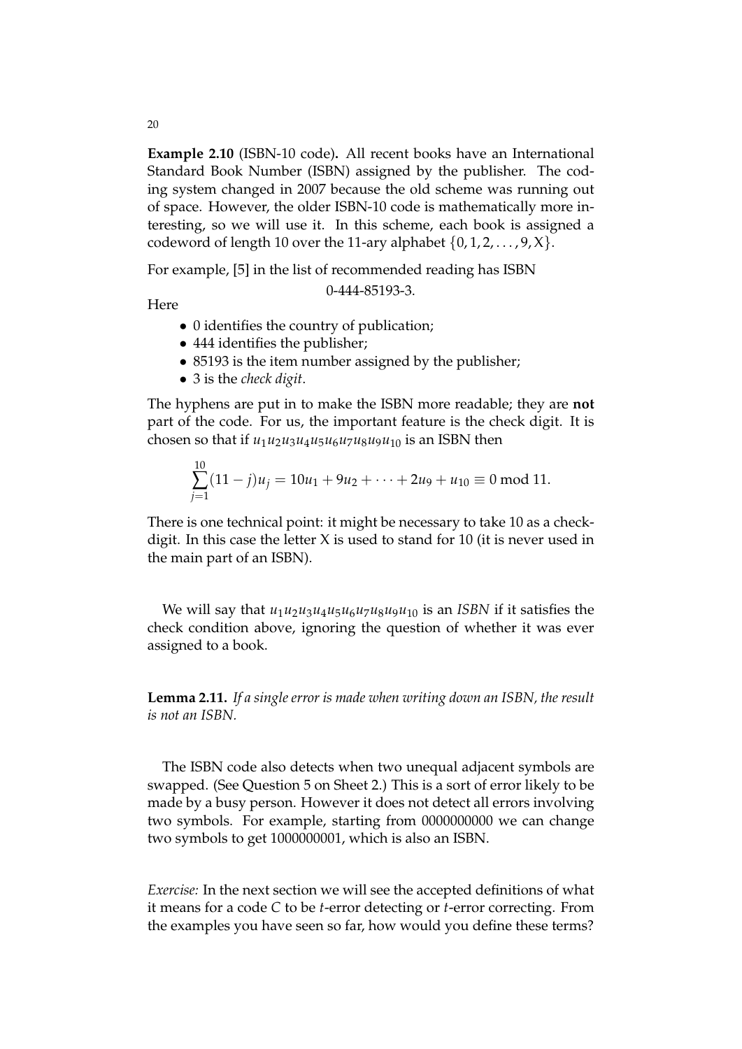**Example 2.10** (ISBN-10 code)**.** All recent books have an International Standard Book Number (ISBN) assigned by the publisher. The coding system changed in 2007 because the old scheme was running out of space. However, the older ISBN-10 code is mathematically more interesting, so we will use it. In this scheme, each book is assigned a codeword of length 10 over the 11-ary alphabet $\{0, 1, 2, \ldots, 9, X\}$.

For example, [5] in the list of recommended reading has ISBN

0-444-85193-3.

Here

- 0 identifies the country of publication;
- 444 identifies the publisher;
- 85193 is the item number assigned by the publisher;
- 3 is the *check digit*.

The hyphens are put in to make the ISBN more readable; they are **not** part of the code. For us, the important feature is the check digit. It is chosen so that if $u_1u_2u_3u_4u_5u_6u_7u_8u_9u_{10}$ is an ISBN then

$$\sum_{j=1}^{10}(11-j)u_j = 10u_1 + 9u_2 + \cdots + 2u_9 + u_{10} \equiv 0 \bmod 11.$$

There is one technical point: it might be necessary to take 10 as a check-digit. In this case the letter X is used to stand for 10 (it is never used in the main part of an ISBN).

We will say that $u_1u_2u_3u_4u_5u_6u_7u_8u_9u_{10}$ is an *ISBN* if it satisfies the check condition above, ignoring the question of whether it was ever assigned to a book.

**Lemma 2.11.** *If a single error is made when writing down an ISBN, the result is not an ISBN.*

The ISBN code also detects when two unequal adjacent symbols are swapped. (See Question 5 on Sheet 2.) This is a sort of error likely to be made by a busy person. However it does not detect all errors involving two symbols. For example, starting from 0000000000 we can change two symbols to get 1000000001, which is also an ISBN.

*Exercise:* In the next section we will see the accepted definitions of what it means for a code $C$ to be $t$-error detecting or $t$-error correcting. From the examples you have seen so far, how would you define these terms?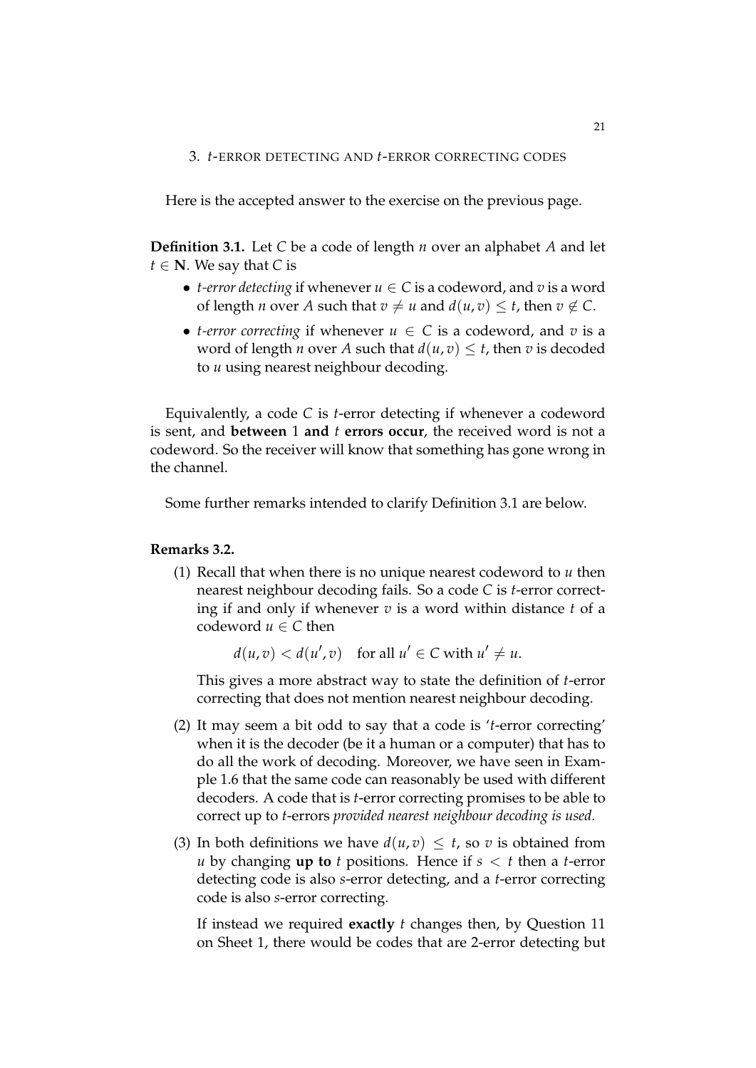## 3. $t$-ERROR DETECTING AND $t$-ERROR CORRECTING CODES

Here is the accepted answer to the exercise on the previous page.

**Definition 3.1.** Let $C$ be a code of length $n$ over an alphabet $A$ and let $t \in \mathbf{N}$. We say that $C$ is

- *$t$-error detecting* if whenever $u \in C$ is a codeword, and $v$ is a word of length $n$ over $A$ such that $v \neq u$ and $d(u, v) \leq t$, then $v \notin C$.
- *$t$-error correcting* if whenever $u \in C$ is a codeword, and $v$ is a word of length $n$ over $A$ such that $d(u, v) \leq t$, then $v$ is decoded to $u$ using nearest neighbour decoding.

Equivalently, a code $C$ is $t$-error detecting if whenever a codeword is sent, and **between** $1$ **and** $t$ **errors occur**, the received word is not a codeword. So the receiver will know that something has gone wrong in the channel.

Some further remarks intended to clarify Definition 3.1 are below.

**Remarks 3.2.**

(1) Recall that when there is no unique nearest codeword to $u$ then nearest neighbour decoding fails. So a code $C$ is $t$-error correcting if and only if whenever $v$ is a word within distance $t$ of a codeword $u \in C$ then

$$d(u, v) < d(u', v) \quad \text{for all } u' \in C \text{ with } u' \neq u.$$

This gives a more abstract way to state the definition of $t$-error correcting that does not mention nearest neighbour decoding.

(2) It may seem a bit odd to say that a code is '$t$-error correcting' when it is the decoder (be it a human or a computer) that has to do all the work of decoding. Moreover, we have seen in Example 1.6 that the same code can reasonably be used with different decoders. A code that is $t$-error correcting promises to be able to correct up to $t$-errors *provided nearest neighbour decoding is used.*

(3) In both definitions we have $d(u, v) \leq t$, so $v$ is obtained from $u$ by changing **up to** $t$ positions. Hence if $s < t$ then a $t$-error detecting code is also $s$-error detecting, and a $t$-error correcting code is also $s$-error correcting.

If instead we required **exactly** $t$ changes then, by Question 11 on Sheet 1, there would be codes that are 2-error detecting but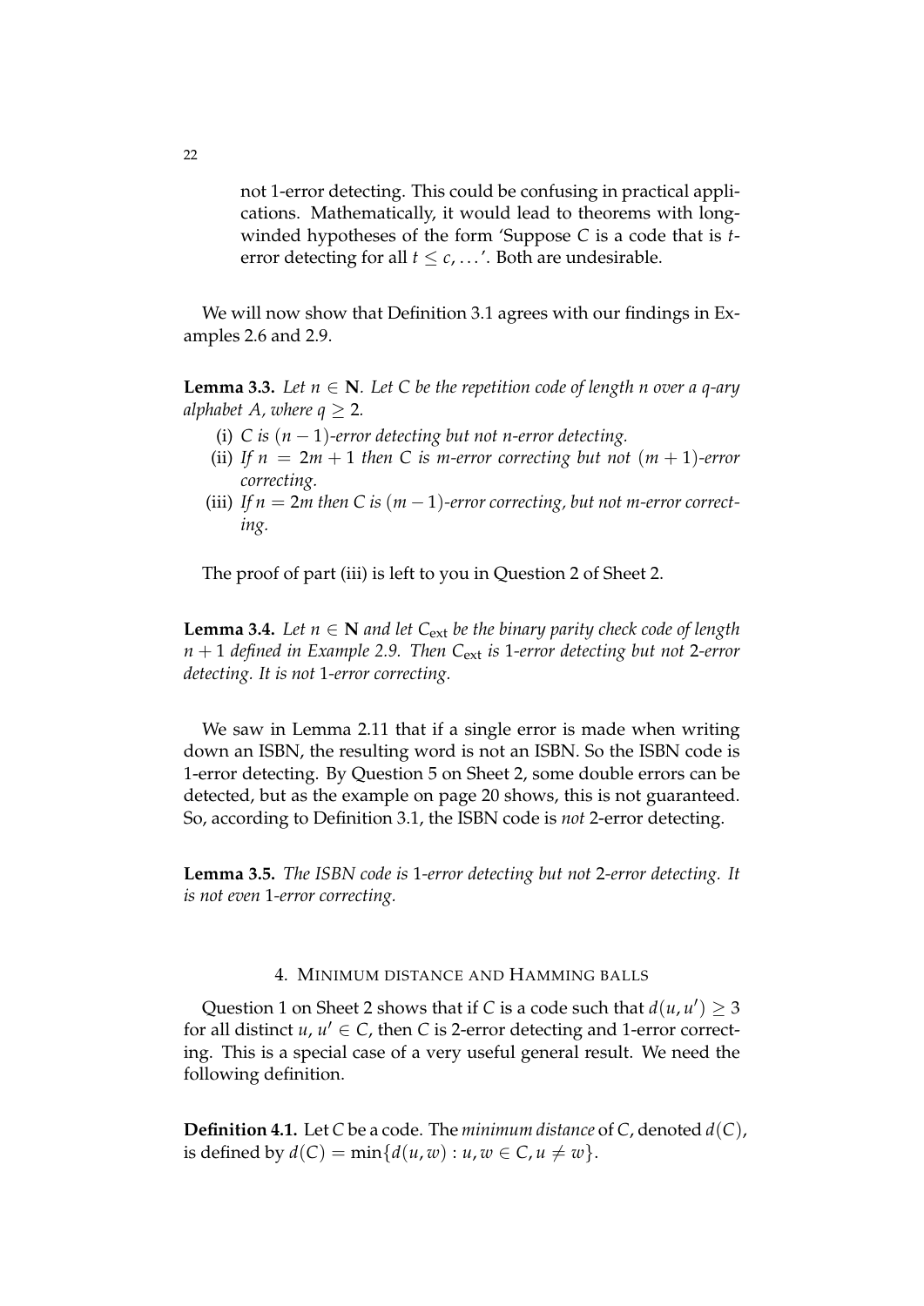not 1-error detecting. This could be confusing in practical applications. Mathematically, it would lead to theorems with long-winded hypotheses of the form 'Suppose $C$ is a code that is $t$-error detecting for all $t \leq c, \ldots$'. Both are undesirable.

We will now show that Definition 3.1 agrees with our findings in Examples 2.6 and 2.9.

**Lemma 3.3.** *Let $n \in \mathbf{N}$. Let $C$ be the repetition code of length $n$ over a $q$-ary alphabet $A$, where $q \geq 2$.*

(i) *$C$ is $(n-1)$-error detecting but not $n$-error detecting.*

(ii) *If $n = 2m+1$ then $C$ is $m$-error correcting but not $(m+1)$-error correcting.*

(iii) *If $n = 2m$ then $C$ is $(m-1)$-error correcting, but not $m$-error correcting.*

The proof of part (iii) is left to you in Question 2 of Sheet 2.

**Lemma 3.4.** *Let $n \in \mathbf{N}$ and let $C_{\mathrm{ext}}$ be the binary parity check code of length $n+1$ defined in Example 2.9. Then $C_{\mathrm{ext}}$ is 1-error detecting but not 2-error detecting. It is not 1-error correcting.*

We saw in Lemma 2.11 that if a single error is made when writing down an ISBN, the resulting word is not an ISBN. So the ISBN code is 1-error detecting. By Question 5 on Sheet 2, some double errors can be detected, but as the example on page 20 shows, this is not guaranteed. So, according to Definition 3.1, the ISBN code is *not* 2-error detecting.

**Lemma 3.5.** *The ISBN code is 1-error detecting but not 2-error detecting. It is not even 1-error correcting.*

## 4. Minimum distance and Hamming balls

Question 1 on Sheet 2 shows that if $C$ is a code such that $d(u, u') \geq 3$ for all distinct $u$, $u' \in C$, then $C$ is 2-error detecting and 1-error correcting. This is a special case of a very useful general result. We need the following definition.

**Definition 4.1.** Let $C$ be a code. The *minimum distance* of $C$, denoted $d(C)$, is defined by $d(C) = \min\{d(u, w) : u, w \in C, u \neq w\}$.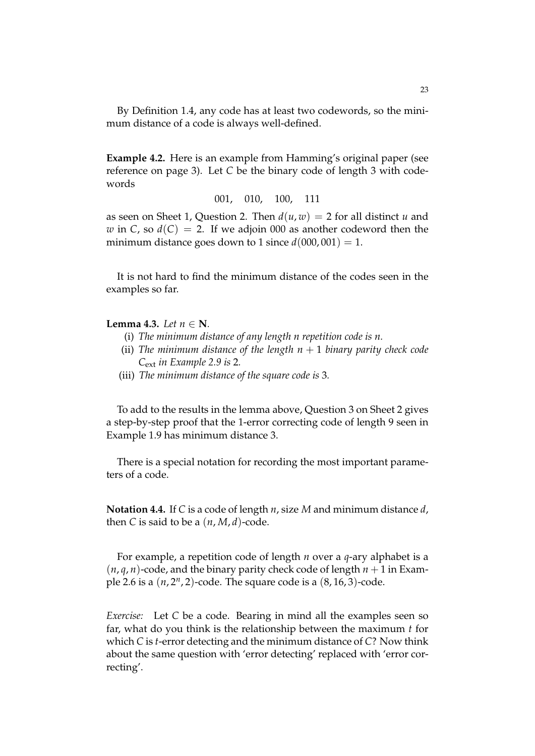By Definition 1.4, any code has at least two codewords, so the minimum distance of a code is always well-defined.

**Example 4.2.** Here is an example from Hamming's original paper (see reference on page 3). Let $C$ be the binary code of length 3 with codewords

$$001, \quad 010, \quad 100, \quad 111$$

as seen on Sheet 1, Question 2. Then $d(u, w) = 2$ for all distinct $u$ and $w$ in $C$, so $d(C) = 2$. If we adjoin 000 as another codeword then the minimum distance goes down to 1 since $d(000, 001) = 1$.

It is not hard to find the minimum distance of the codes seen in the examples so far.

**Lemma 4.3.** *Let $n \in \mathbf{N}$.*

(i) *The minimum distance of any length $n$ repetition code is $n$.*

(ii) *The minimum distance of the length $n+1$ binary parity check code $C_{\text{ext}}$ in Example 2.9 is* 2*.*

(iii) *The minimum distance of the square code is* 3*.*

To add to the results in the lemma above, Question 3 on Sheet 2 gives a step-by-step proof that the 1-error correcting code of length 9 seen in Example 1.9 has minimum distance 3.

There is a special notation for recording the most important parameters of a code.

**Notation 4.4.** If $C$ is a code of length $n$, size $M$ and minimum distance $d$, then $C$ is said to be a $(n, M, d)$-code.

For example, a repetition code of length $n$ over a $q$-ary alphabet is a $(n, q, n)$-code, and the binary parity check code of length $n+1$ in Example 2.6 is a $(n, 2^n, 2)$-code. The square code is a $(8, 16, 3)$-code.

*Exercise:* Let $C$ be a code. Bearing in mind all the examples seen so far, what do you think is the relationship between the maximum $t$ for which $C$ is $t$-error detecting and the minimum distance of $C$? Now think about the same question with 'error detecting' replaced with 'error correcting'.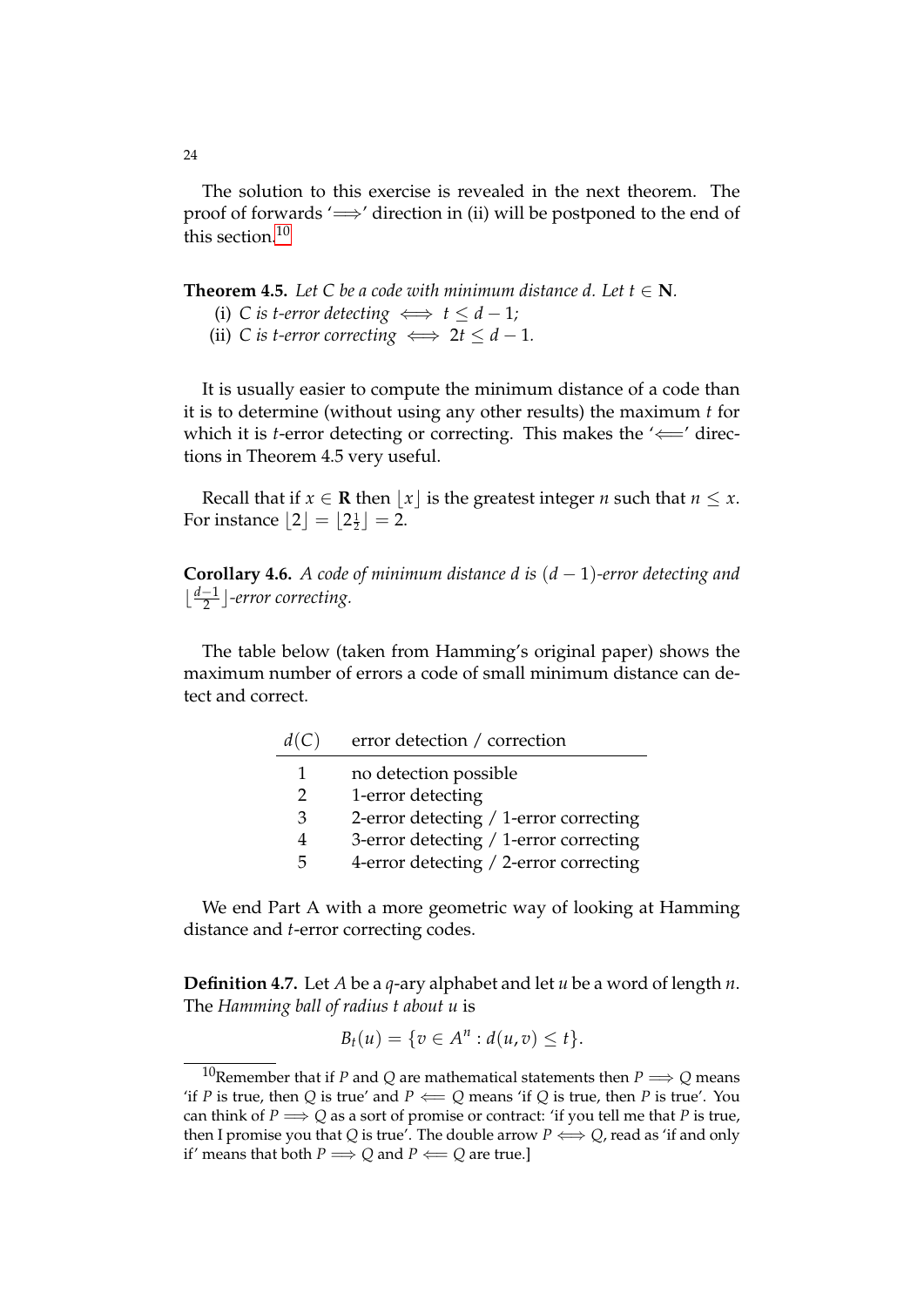The solution to this exercise is revealed in the next theorem. The proof of forwards '$\Longrightarrow$' direction in (ii) will be postponed to the end of this section.[10]

**Theorem 4.5.** *Let $C$ be a code with minimum distance $d$. Let $t \in \mathbf{N}$.*

(i) *$C$ is $t$-error detecting $\iff t \leq d-1$;*

(ii) *$C$ is $t$-error correcting $\iff 2t \leq d-1$.*

It is usually easier to compute the minimum distance of a code than it is to determine (without using any other results) the maximum $t$ for which it is $t$-error detecting or correcting. This makes the '$\Longleftarrow$' directions in Theorem 4.5 very useful.

Recall that if $x \in \mathbf{R}$ then $\lfloor x \rfloor$ is the greatest integer $n$ such that $n \leq x$. For instance $\lfloor 2 \rfloor = \lfloor 2\frac{1}{2} \rfloor = 2$.

**Corollary 4.6.** *A code of minimum distance $d$ is $(d-1)$-error detecting and $\lfloor \frac{d-1}{2} \rfloor$-error correcting.*

The table below (taken from Hamming's original paper) shows the maximum number of errors a code of small minimum distance can detect and correct.

| $d(C)$ | error detection / correction |
|---|---|
| 1 | no detection possible |
| 2 | 1-error detecting |
| 3 | 2-error detecting / 1-error correcting |
| 4 | 3-error detecting / 1-error correcting |
| 5 | 4-error detecting / 2-error correcting |

We end Part A with a more geometric way of looking at Hamming distance and $t$-error correcting codes.

**Definition 4.7.** Let $A$ be a $q$-ary alphabet and let $u$ be a word of length $n$. The *Hamming ball of radius $t$ about $u$* is

$$B_t(u) = \{v \in A^n : d(u,v) \leq t\}.$$

---

[10] Remember that if $P$ and $Q$ are mathematical statements then $P \Longrightarrow Q$ means 'if $P$ is true, then $Q$ is true' and $P \Longleftarrow Q$ means 'if $Q$ is true, then $P$ is true'. You can think of $P \Longrightarrow Q$ as a sort of promise or contract: 'if you tell me that $P$ is true, then I promise you that $Q$ is true'. The double arrow $P \Longleftrightarrow Q$, read as 'if and only if' means that both $P \Longrightarrow Q$ and $P \Longleftarrow Q$ are true.]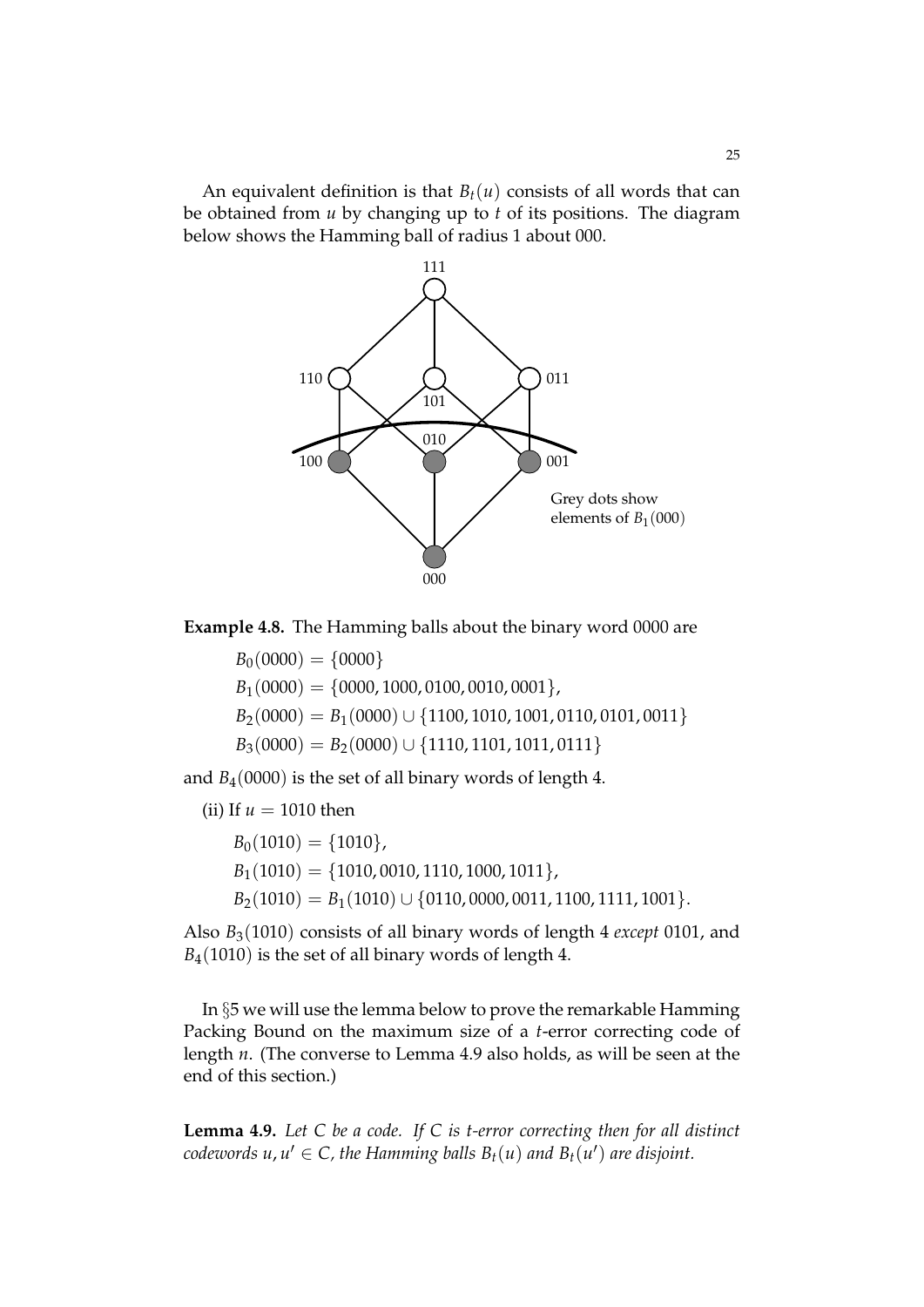An equivalent definition is that $B_t(u)$ consists of all words that can be obtained from $u$ by changing up to $t$ of its positions. The diagram below shows the Hamming ball of radius 1 about 000.

**Example 4.8.** The Hamming balls about the binary word 0000 are

$B_0(0000) = \{0000\}$

$B_1(0000) = \{0000, 1000, 0100, 0010, 0001\}$,

$B_2(0000) = B_1(0000) \cup \{1100, 1010, 1001, 0110, 0101, 0011\}$

$B_3(0000) = B_2(0000) \cup \{1110, 1101, 1011, 0111\}$

and $B_4(0000)$ is the set of all binary words of length 4.

(ii) If $u = 1010$ then

$B_0(1010) = \{1010\}$,

$B_1(1010) = \{1010, 0010, 1110, 1000, 1011\}$,

$B_2(1010) = B_1(1010) \cup \{0110, 0000, 0011, 1100, 1111, 1001\}$.

Also $B_3(1010)$ consists of all binary words of length 4 *except* 0101, and $B_4(1010)$ is the set of all binary words of length 4.

In §5 we will use the lemma below to prove the remarkable Hamming Packing Bound on the maximum size of a $t$-error correcting code of length $n$. (The converse to Lemma 4.9 also holds, as will be seen at the end of this section.)

**Lemma 4.9.** *Let $C$ be a code. If $C$ is $t$-error correcting then for all distinct codewords $u, u' \in C$, the Hamming balls $B_t(u)$ and $B_t(u')$ are disjoint.*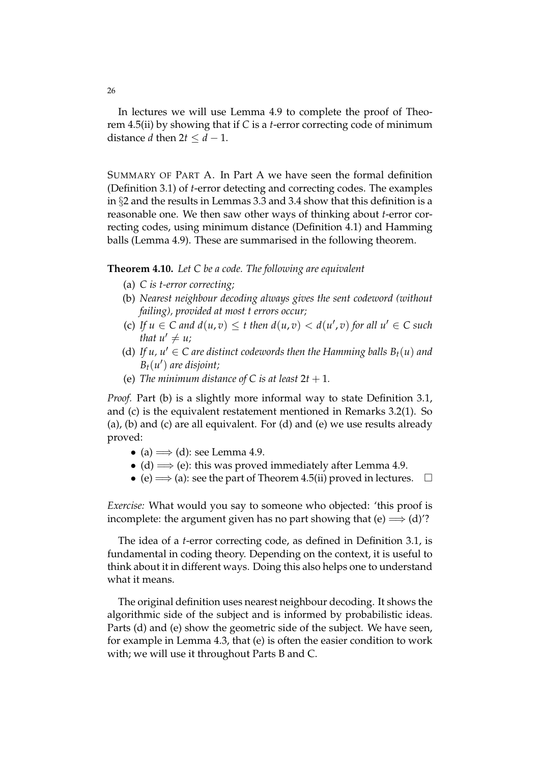In lectures we will use Lemma 4.9 to complete the proof of Theorem 4.5(ii) by showing that if $C$ is a $t$-error correcting code of minimum distance $d$ then $2t \leq d - 1$.

SUMMARY OF PART A. In Part A we have seen the formal definition (Definition 3.1) of $t$-error detecting and correcting codes. The examples in §2 and the results in Lemmas 3.3 and 3.4 show that this definition is a reasonable one. We then saw other ways of thinking about $t$-error correcting codes, using minimum distance (Definition 4.1) and Hamming balls (Lemma 4.9). These are summarised in the following theorem.

**Theorem 4.10.** *Let $C$ be a code. The following are equivalent*

(a) *$C$ is $t$-error correcting;*

(b) *Nearest neighbour decoding always gives the sent codeword (without failing), provided at most $t$ errors occur;*

(c) *If $u \in C$ and $d(u, v) \leq t$ then $d(u, v) < d(u', v)$ for all $u' \in C$ such that $u' \neq u$;*

(d) *If $u$, $u' \in C$ are distinct codewords then the Hamming balls $B_t(u)$ and $B_t(u')$ are disjoint;*

(e) *The minimum distance of $C$ is at least $2t + 1$.*

*Proof.* Part (b) is a slightly more informal way to state Definition 3.1, and (c) is the equivalent restatement mentioned in Remarks 3.2(1). So (a), (b) and (c) are all equivalent. For (d) and (e) we use results already proved:

- (a) $\Longrightarrow$ (d): see Lemma 4.9.
- (d) $\Longrightarrow$ (e): this was proved immediately after Lemma 4.9.
- (e) $\Longrightarrow$ (a): see the part of Theorem 4.5(ii) proved in lectures. $\square$

*Exercise:* What would you say to someone who objected: 'this proof is incomplete: the argument given has no part showing that (e) $\Longrightarrow$ (d)'?

The idea of a $t$-error correcting code, as defined in Definition 3.1, is fundamental in coding theory. Depending on the context, it is useful to think about it in different ways. Doing this also helps one to understand what it means.

The original definition uses nearest neighbour decoding. It shows the algorithmic side of the subject and is informed by probabilistic ideas. Parts (d) and (e) show the geometric side of the subject. We have seen, for example in Lemma 4.3, that (e) is often the easier condition to work with; we will use it throughout Parts B and C.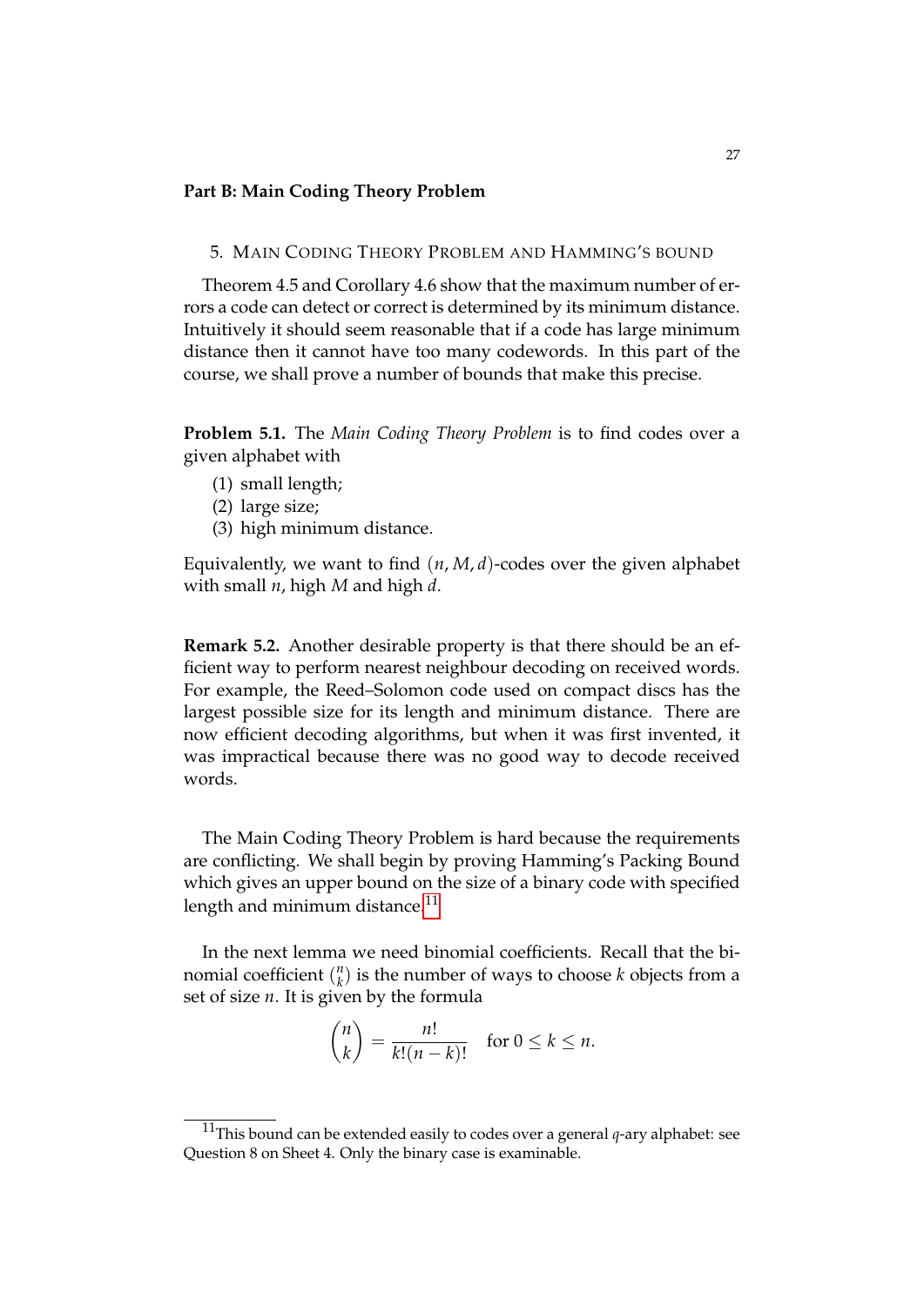## Part B: Main Coding Theory Problem

### 5. Main Coding Theory Problem and Hamming's bound

Theorem 4.5 and Corollary 4.6 show that the maximum number of errors a code can detect or correct is determined by its minimum distance. Intuitively it should seem reasonable that if a code has large minimum distance then it cannot have too many codewords. In this part of the course, we shall prove a number of bounds that make this precise.

**Problem 5.1.** The *Main Coding Theory Problem* is to find codes over a given alphabet with

1. small length;
2. large size;
3. high minimum distance.

Equivalently, we want to find $(n, M, d)$-codes over the given alphabet with small $n$, high $M$ and high $d$.

**Remark 5.2.** Another desirable property is that there should be an efficient way to perform nearest neighbour decoding on received words. For example, the Reed–Solomon code used on compact discs has the largest possible size for its length and minimum distance. There are now efficient decoding algorithms, but when it was first invented, it was impractical because there was no good way to decode received words.

The Main Coding Theory Problem is hard because the requirements are conflicting. We shall begin by proving Hamming's Packing Bound which gives an upper bound on the size of a binary code with specified length and minimum distance.[11]

In the next lemma we need binomial coefficients. Recall that the binomial coefficient $\binom{n}{k}$ is the number of ways to choose $k$ objects from a set of size $n$. It is given by the formula

$$\binom{n}{k} = \frac{n!}{k!(n-k)!} \quad \text{for } 0 \leq k \leq n.$$

[11] This bound can be extended easily to codes over a general $q$-ary alphabet: see Question 8 on Sheet 4. Only the binary case is examinable.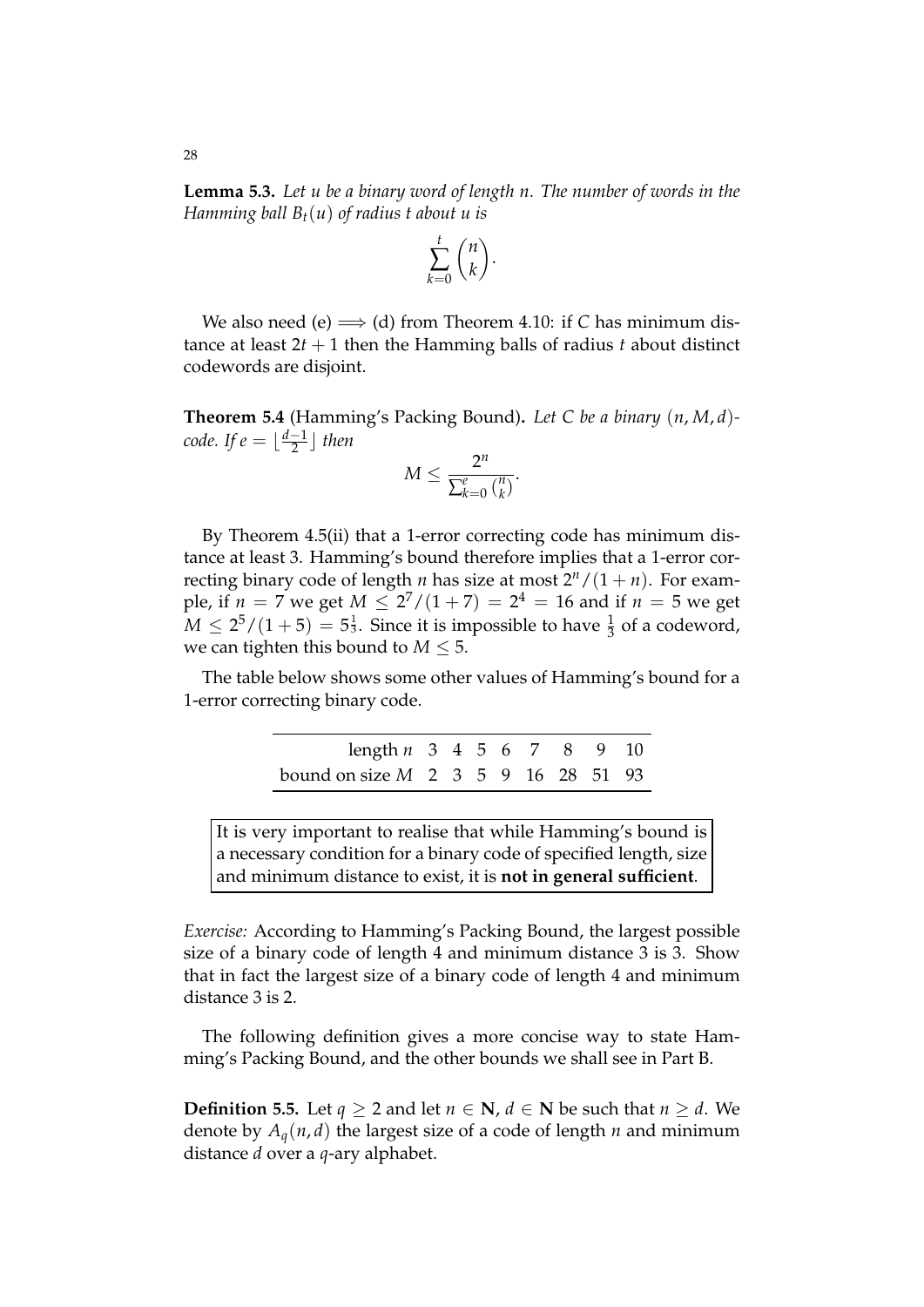**Lemma 5.3.** *Let $u$ be a binary word of length $n$. The number of words in the Hamming ball $B_t(u)$ of radius $t$ about $u$ is*

$$\sum_{k=0}^{t} \binom{n}{k}.$$

We also need (e) $\Longrightarrow$ (d) from Theorem 4.10: if $C$ has minimum distance at least $2t+1$ then the Hamming balls of radius $t$ about distinct codewords are disjoint.

**Theorem 5.4** (Hamming's Packing Bound)**.** *Let $C$ be a binary $(n, M, d)$-code. If $e = \lfloor \frac{d-1}{2} \rfloor$ then*

$$M \leq \frac{2^n}{\sum_{k=0}^{e} \binom{n}{k}}.$$

By Theorem 4.5(ii) that a 1-error correcting code has minimum distance at least 3. Hamming's bound therefore implies that a 1-error correcting binary code of length $n$ has size at most $2^n/(1+n)$. For example, if $n = 7$ we get $M \leq 2^7/(1+7) = 2^4 = 16$ and if $n = 5$ we get $M \leq 2^5/(1+5) = 5\frac{1}{3}$. Since it is impossible to have $\frac{1}{3}$ of a codeword, we can tighten this bound to $M \leq 5$.

The table below shows some other values of Hamming's bound for a 1-error correcting binary code.

| length $n$ | 3 | 4 | 5 | 6 | 7 | 8 | 9 | 10 |
|---|---|---|---|---|---|---|---|---|
| bound on size $M$ | 2 | 3 | 5 | 9 | 16 | 28 | 51 | 93 |

It is very important to realise that while Hamming's bound is a necessary condition for a binary code of specified length, size and minimum distance to exist, it is **not in general sufficient**.

*Exercise:* According to Hamming's Packing Bound, the largest possible size of a binary code of length 4 and minimum distance 3 is 3. Show that in fact the largest size of a binary code of length 4 and minimum distance 3 is 2.

The following definition gives a more concise way to state Hamming's Packing Bound, and the other bounds we shall see in Part B.

**Definition 5.5.** Let $q \geq 2$ and let $n \in \mathbf{N}$, $d \in \mathbf{N}$ be such that $n \geq d$. We denote by $A_q(n, d)$ the largest size of a code of length $n$ and minimum distance $d$ over a $q$-ary alphabet.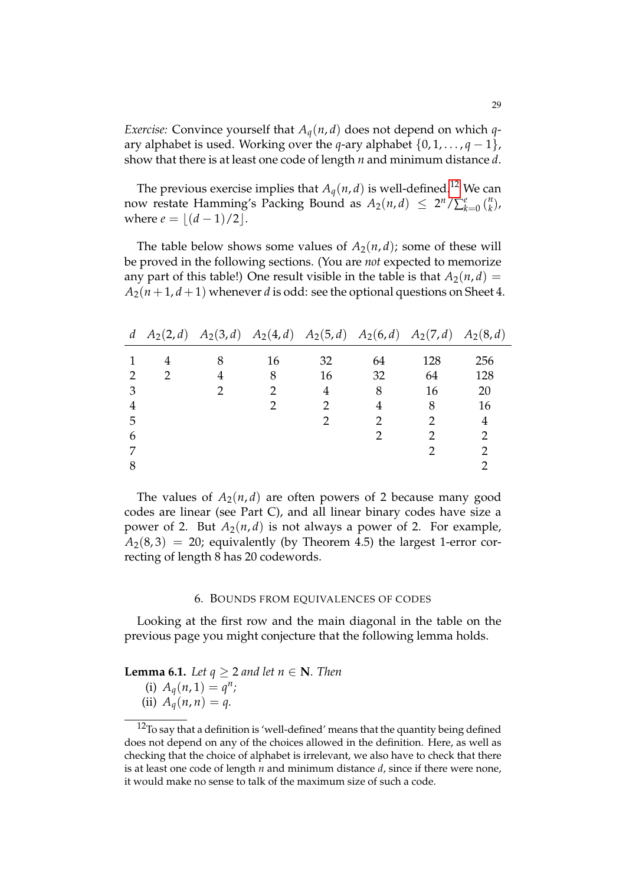*Exercise:* Convince yourself that $A_q(n,d)$ does not depend on which $q$-ary alphabet is used. Working over the $q$-ary alphabet $\{0,1,\ldots,q-1\}$, show that there is at least one code of length $n$ and minimum distance $d$.

The previous exercise implies that $A_q(n,d)$ is well-defined.[12] We can now restate Hamming's Packing Bound as $A_2(n,d) \leq 2^n / \sum_{k=0}^{e} \binom{n}{k}$, where $e = \lfloor (d-1)/2 \rfloor$.

The table below shows some values of $A_2(n,d)$; some of these will be proved in the following sections. (You are *not* expected to memorize any part of this table!) One result visible in the table is that $A_2(n,d) = A_2(n+1,d+1)$ whenever $d$ is odd: see the optional questions on Sheet 4.

| $d$ | $A_2(2,d)$ | $A_2(3,d)$ | $A_2(4,d)$ | $A_2(5,d)$ | $A_2(6,d)$ | $A_2(7,d)$ | $A_2(8,d)$ |
|---|---|---|---|---|---|---|---|
| 1 | 4 | 8 | 16 | 32 | 64 | 128 | 256 |
| 2 | 2 | 4 | 8 | 16 | 32 | 64 | 128 |
| 3 | | 2 | 2 | 4 | 8 | 16 | 20 |
| 4 | | | 2 | 2 | 4 | 8 | 16 |
| 5 | | | | 2 | 2 | 2 | 4 |
| 6 | | | | | 2 | 2 | 2 |
| 7 | | | | | | 2 | 2 |
| 8 | | | | | | | 2 |

The values of $A_2(n,d)$ are often powers of 2 because many good codes are linear (see Part C), and all linear binary codes have size a power of 2. But $A_2(n,d)$ is not always a power of 2. For example, $A_2(8,3) = 20$; equivalently (by Theorem 4.5) the largest 1-error correcting of length 8 has 20 codewords.

## 6. Bounds from equivalences of codes

Looking at the first row and the main diagonal in the table on the previous page you might conjecture that the following lemma holds.

**Lemma 6.1.** *Let $q \geq 2$ and let $n \in \mathbf{N}$. Then*

(i) $A_q(n,1) = q^n$;

(ii) $A_q(n,n) = q$.

[12] To say that a definition is 'well-defined' means that the quantity being defined does not depend on any of the choices allowed in the definition. Here, as well as checking that the choice of alphabet is irrelevant, we also have to check that there is at least one code of length $n$ and minimum distance $d$, since if there were none, it would make no sense to talk of the maximum size of such a code.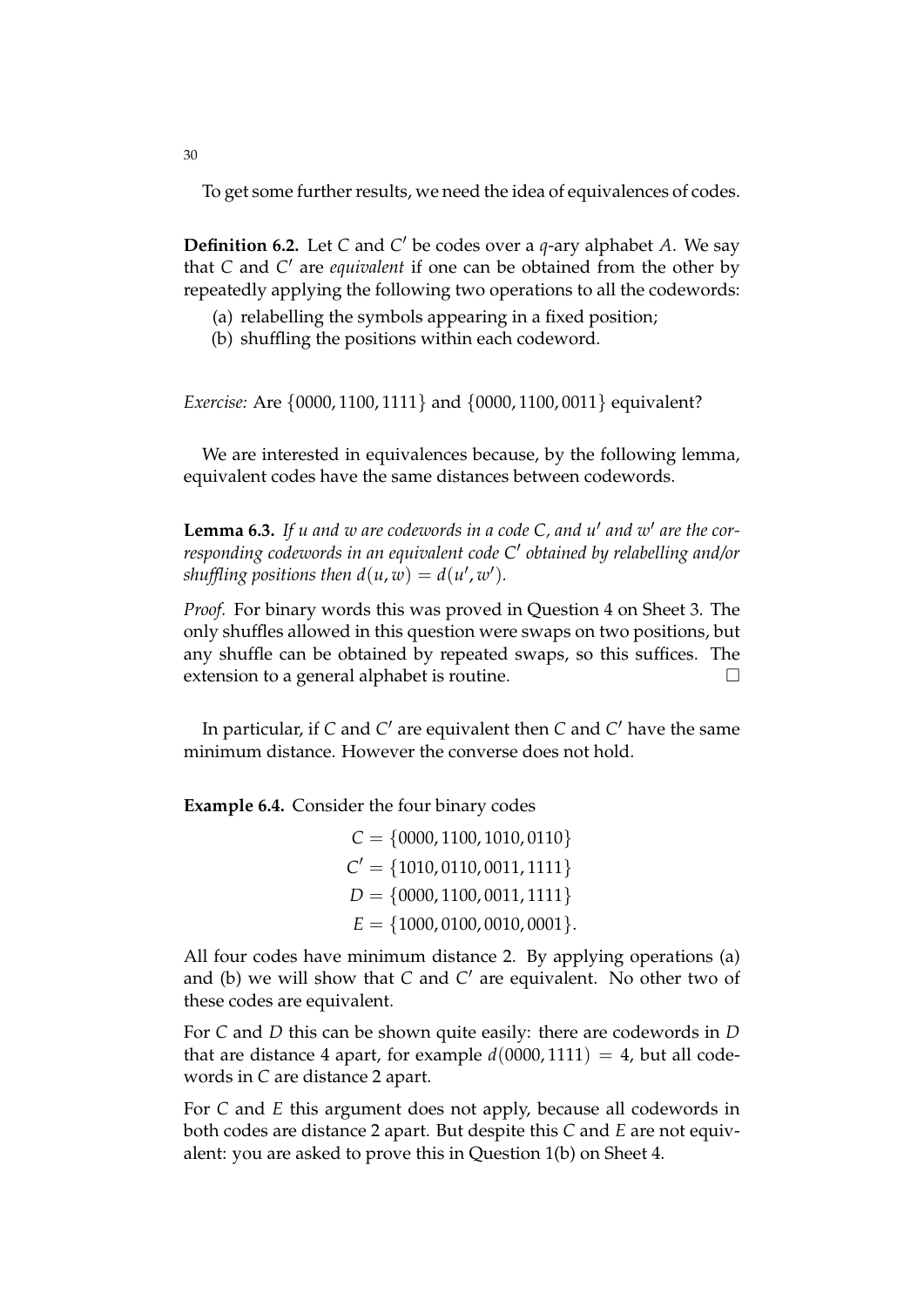To get some further results, we need the idea of equivalences of codes.

**Definition 6.2.** Let $C$ and $C'$ be codes over a $q$-ary alphabet $A$. We say that $C$ and $C'$ are *equivalent* if one can be obtained from the other by repeatedly applying the following two operations to all the codewords:

(a) relabelling the symbols appearing in a fixed position;
(b) shuffling the positions within each codeword.

*Exercise:* Are $\{0000, 1100, 1111\}$ and $\{0000, 1100, 0011\}$ equivalent?

We are interested in equivalences because, by the following lemma, equivalent codes have the same distances between codewords.

**Lemma 6.3.** *If $u$ and $w$ are codewords in a code $C$, and $u'$ and $w'$ are the corresponding codewords in an equivalent code $C'$ obtained by relabelling and/or shuffling positions then $d(u, w) = d(u', w')$.*

*Proof.* For binary words this was proved in Question 4 on Sheet 3. The only shuffles allowed in this question were swaps on two positions, but any shuffle can be obtained by repeated swaps, so this suffices. The extension to a general alphabet is routine. □

In particular, if $C$ and $C'$ are equivalent then $C$ and $C'$ have the same minimum distance. However the converse does not hold.

**Example 6.4.** Consider the four binary codes

$$
\begin{aligned}
C &= \{0000, 1100, 1010, 0110\} \\
C' &= \{1010, 0110, 0011, 1111\} \\
D &= \{0000, 1100, 0011, 1111\} \\
E &= \{1000, 0100, 0010, 0001\}.
\end{aligned}
$$

All four codes have minimum distance 2. By applying operations (a) and (b) we will show that $C$ and $C'$ are equivalent. No other two of these codes are equivalent.

For $C$ and $D$ this can be shown quite easily: there are codewords in $D$ that are distance 4 apart, for example $d(0000, 1111) = 4$, but all codewords in $C$ are distance 2 apart.

For $C$ and $E$ this argument does not apply, because all codewords in both codes are distance 2 apart. But despite this $C$ and $E$ are not equivalent: you are asked to prove this in Question 1(b) on Sheet 4.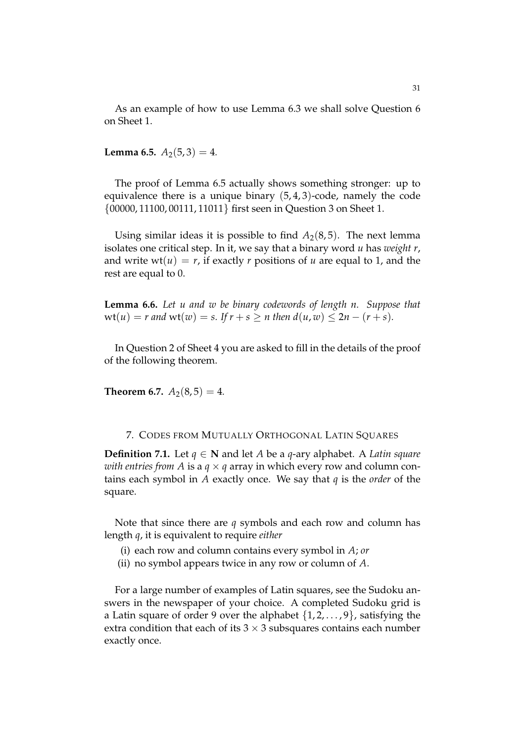As an example of how to use Lemma 6.3 we shall solve Question 6 on Sheet 1.

**Lemma 6.5.** $A_2(5, 3) = 4$.

The proof of Lemma 6.5 actually shows something stronger: up to equivalence there is a unique binary $(5, 4, 3)$-code, namely the code $\{00000, 11100, 00111, 11011\}$ first seen in Question 3 on Sheet 1.

Using similar ideas it is possible to find $A_2(8, 5)$. The next lemma isolates one critical step. In it, we say that a binary word $u$ has *weight* $r$, and write $\mathrm{wt}(u) = r$, if exactly $r$ positions of $u$ are equal to 1, and the rest are equal to 0.

**Lemma 6.6.** *Let $u$ and $w$ be binary codewords of length $n$. Suppose that $\mathrm{wt}(u) = r$ and $\mathrm{wt}(w) = s$. If $r + s \geq n$ then $d(u, w) \leq 2n - (r + s)$.*

In Question 2 of Sheet 4 you are asked to fill in the details of the proof of the following theorem.

**Theorem 6.7.** $A_2(8, 5) = 4$.

## 7. Codes from Mutually Orthogonal Latin Squares

**Definition 7.1.** Let $q \in \mathbf{N}$ and let $A$ be a $q$-ary alphabet. A *Latin square with entries from $A$* is a $q \times q$ array in which every row and column contains each symbol in $A$ exactly once. We say that $q$ is the *order* of the square.

Note that since there are $q$ symbols and each row and column has length $q$, it is equivalent to require *either*

(i) each row and column contains every symbol in $A$; *or*
(ii) no symbol appears twice in any row or column of $A$.

For a large number of examples of Latin squares, see the Sudoku answers in the newspaper of your choice. A completed Sudoku grid is a Latin square of order 9 over the alphabet $\{1, 2, \ldots, 9\}$, satisfying the extra condition that each of its $3 \times 3$ subsquares contains each number exactly once.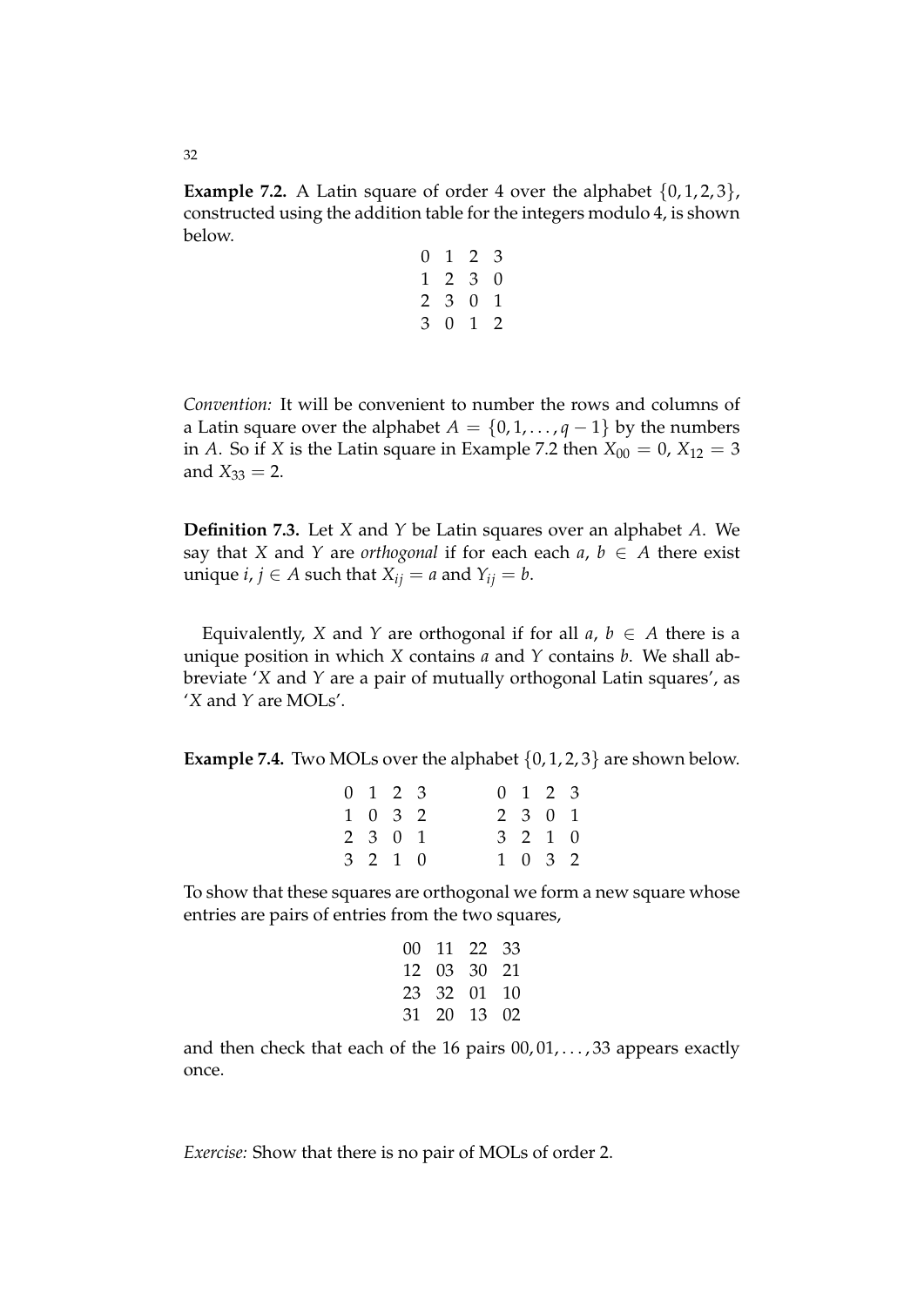**Example 7.2.** A Latin square of order 4 over the alphabet $\{0, 1, 2, 3\}$, constructed using the addition table for the integers modulo 4, is shown below.

$$\begin{matrix} 0 & 1 & 2 & 3 \\ 1 & 2 & 3 & 0 \\ 2 & 3 & 0 & 1 \\ 3 & 0 & 1 & 2 \end{matrix}$$

*Convention:* It will be convenient to number the rows and columns of a Latin square over the alphabet $A = \{0, 1, \ldots, q-1\}$ by the numbers in $A$. So if $X$ is the Latin square in Example 7.2 then $X_{00} = 0$, $X_{12} = 3$ and $X_{33} = 2$.

**Definition 7.3.** Let $X$ and $Y$ be Latin squares over an alphabet $A$. We say that $X$ and $Y$ are *orthogonal* if for each each $a$, $b \in A$ there exist unique $i, j \in A$ such that $X_{ij} = a$ and $Y_{ij} = b$.

Equivalently, $X$ and $Y$ are orthogonal if for all $a$, $b \in A$ there is a unique position in which $X$ contains $a$ and $Y$ contains $b$. We shall abbreviate '$X$ and $Y$ are a pair of mutually orthogonal Latin squares', as '$X$ and $Y$ are MOLs'.

**Example 7.4.** Two MOLs over the alphabet $\{0, 1, 2, 3\}$ are shown below.

$$\begin{matrix} 0 & 1 & 2 & 3 \\ 1 & 0 & 3 & 2 \\ 2 & 3 & 0 & 1 \\ 3 & 2 & 1 & 0 \end{matrix} \qquad \begin{matrix} 0 & 1 & 2 & 3 \\ 2 & 3 & 0 & 1 \\ 3 & 2 & 1 & 0 \\ 1 & 0 & 3 & 2 \end{matrix}$$

To show that these squares are orthogonal we form a new square whose entries are pairs of entries from the two squares,

$$\begin{matrix} 00 & 11 & 22 & 33 \\ 12 & 03 & 30 & 21 \\ 23 & 32 & 01 & 10 \\ 31 & 20 & 13 & 02 \end{matrix}$$

and then check that each of the 16 pairs $00, 01, \ldots, 33$ appears exactly once.

*Exercise:* Show that there is no pair of MOLs of order 2.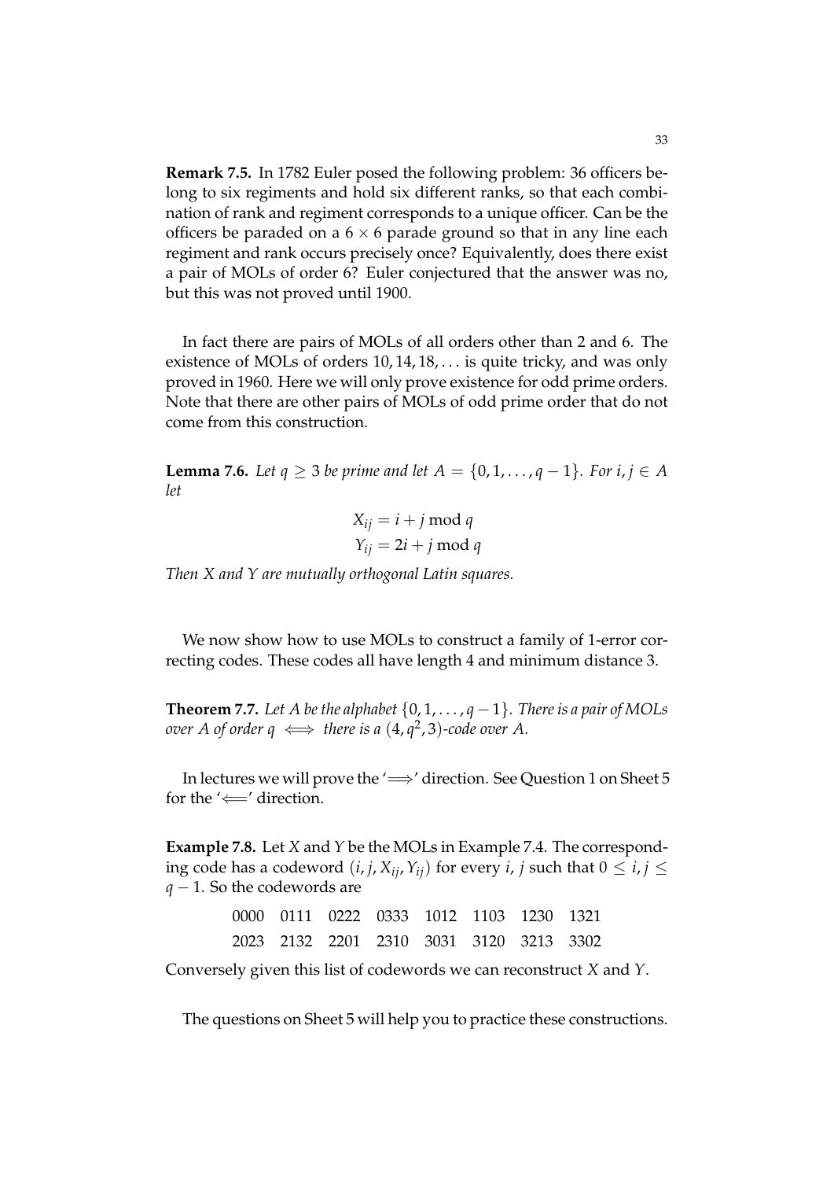**Remark 7.5.** In 1782 Euler posed the following problem: 36 officers belong to six regiments and hold six different ranks, so that each combination of rank and regiment corresponds to a unique officer. Can be the officers be paraded on a $6 \times 6$ parade ground so that in any line each regiment and rank occurs precisely once? Equivalently, does there exist a pair of MOLs of order 6? Euler conjectured that the answer was no, but this was not proved until 1900.

In fact there are pairs of MOLs of all orders other than 2 and 6. The existence of MOLs of orders $10, 14, 18, \ldots$ is quite tricky, and was only proved in 1960. Here we will only prove existence for odd prime orders. Note that there are other pairs of MOLs of odd prime order that do not come from this construction.

**Lemma 7.6.** *Let $q \geq 3$ be prime and let $A = \{0, 1, \ldots, q-1\}$. For $i, j \in A$ let*

$$X_{ij} = i + j \bmod q$$
$$Y_{ij} = 2i + j \bmod q$$

*Then $X$ and $Y$ are mutually orthogonal Latin squares.*

We now show how to use MOLs to construct a family of 1-error correcting codes. These codes all have length 4 and minimum distance 3.

**Theorem 7.7.** *Let $A$ be the alphabet $\{0, 1, \ldots, q-1\}$. There is a pair of MOLs over $A$ of order $q \iff$ there is a $(4, q^2, 3)$-code over $A$.*

In lectures we will prove the '$\Longrightarrow$' direction. See Question 1 on Sheet 5 for the '$\Longleftarrow$' direction.

**Example 7.8.** Let $X$ and $Y$ be the MOLs in Example 7.4. The corresponding code has a codeword $(i, j, X_{ij}, Y_{ij})$ for every $i$, $j$ such that $0 \leq i, j \leq q-1$. So the codewords are

0000 0111 0222 0333 1012 1103 1230 1321
2023 2132 2201 2310 3031 3120 3213 3302

Conversely given this list of codewords we can reconstruct $X$ and $Y$.

The questions on Sheet 5 will help you to practice these constructions.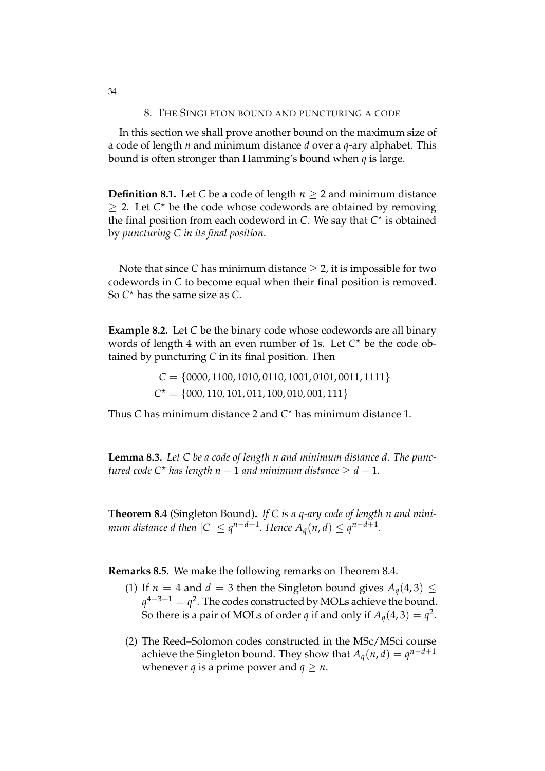## 8. The Singleton bound and puncturing a code

In this section we shall prove another bound on the maximum size of a code of length $n$ and minimum distance $d$ over a $q$-ary alphabet. This bound is often stronger than Hamming's bound when $q$ is large.

**Definition 8.1.** Let $C$ be a code of length $n \geq 2$ and minimum distance $\geq 2$. Let $C^\star$ be the code whose codewords are obtained by removing the final position from each codeword in $C$. We say that $C^\star$ is obtained by *puncturing $C$ in its final position*.

Note that since $C$ has minimum distance $\geq 2$, it is impossible for two codewords in $C$ to become equal when their final position is removed. So $C^\star$ has the same size as $C$.

**Example 8.2.** Let $C$ be the binary code whose codewords are all binary words of length 4 with an even number of 1s. Let $C^\star$ be the code obtained by puncturing $C$ in its final position. Then

$$C = \{0000, 1100, 1010, 0110, 1001, 0101, 0011, 1111\}$$
$$C^\star = \{000, 110, 101, 011, 100, 010, 001, 111\}$$

Thus $C$ has minimum distance 2 and $C^\star$ has minimum distance 1.

**Lemma 8.3.** *Let $C$ be a code of length $n$ and minimum distance $d$. The punctured code $C^\star$ has length $n-1$ and minimum distance $\geq d-1$.*

**Theorem 8.4** (Singleton Bound)**.** *If $C$ is a $q$-ary code of length $n$ and minimum distance $d$ then $|C| \leq q^{n-d+1}$. Hence $A_q(n,d) \leq q^{n-d+1}$.*

**Remarks 8.5.** We make the following remarks on Theorem 8.4.

(1) If $n = 4$ and $d = 3$ then the Singleton bound gives $A_q(4,3) \leq q^{4-3+1} = q^2$. The codes constructed by MOLs achieve the bound. So there is a pair of MOLs of order $q$ if and only if $A_q(4,3) = q^2$.

(2) The Reed–Solomon codes constructed in the MSc/MSci course achieve the Singleton bound. They show that $A_q(n,d) = q^{n-d+1}$ whenever $q$ is a prime power and $q \geq n$.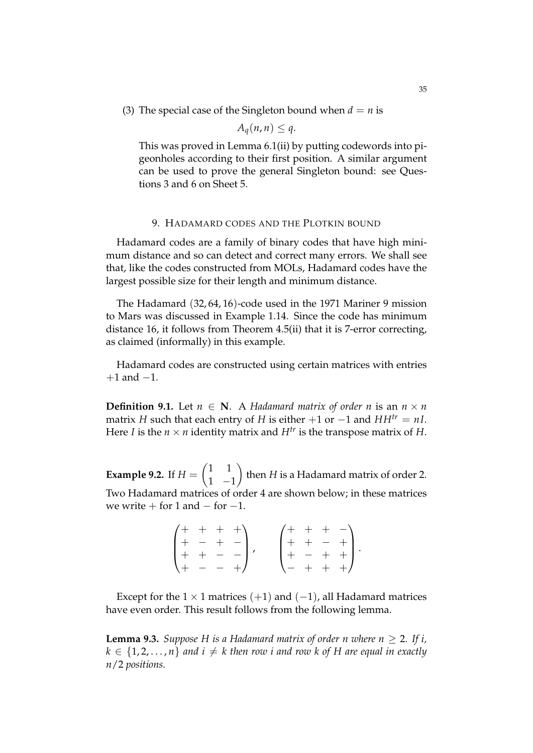(3) The special case of the Singleton bound when $d = n$ is

$$A_q(n, n) \leq q.$$

This was proved in Lemma 6.1(ii) by putting codewords into pigeonholes according to their first position. A similar argument can be used to prove the general Singleton bound: see Questions 3 and 6 on Sheet 5.

## 9. Hadamard codes and the Plotkin bound

Hadamard codes are a family of binary codes that have high minimum distance and so can detect and correct many errors. We shall see that, like the codes constructed from MOLs, Hadamard codes have the largest possible size for their length and minimum distance.

The Hadamard $(32, 64, 16)$-code used in the 1971 Mariner 9 mission to Mars was discussed in Example 1.14. Since the code has minimum distance 16, it follows from Theorem 4.5(ii) that it is 7-error correcting, as claimed (informally) in this example.

Hadamard codes are constructed using certain matrices with entries $+1$ and $-1$.

**Definition 9.1.** Let $n \in \mathbf{N}$. A *Hadamard matrix of order $n$* is an $n \times n$ matrix $H$ such that each entry of $H$ is either $+1$ or $-1$ and $HH^{tr} = nI$. Here $I$ is the $n \times n$ identity matrix and $H^{tr}$ is the transpose matrix of $H$.

**Example 9.2.** If $H = \begin{pmatrix} 1 & 1 \\ 1 & -1 \end{pmatrix}$ then $H$ is a Hadamard matrix of order 2. Two Hadamard matrices of order 4 are shown below; in these matrices we write $+$ for 1 and $-$ for $-1$.

$$\begin{pmatrix} + & + & + & + \\ + & - & + & - \\ + & + & - & - \\ + & - & - & + \end{pmatrix}, \qquad \begin{pmatrix} + & + & + & - \\ + & + & - & + \\ + & - & + & + \\ - & + & + & + \end{pmatrix}.$$

Except for the $1 \times 1$ matrices $(+1)$ and $(-1)$, all Hadamard matrices have even order. This result follows from the following lemma.

**Lemma 9.3.** *Suppose $H$ is a Hadamard matrix of order $n$ where $n \geq 2$. If $i$, $k \in \{1, 2, \ldots, n\}$ and $i \neq k$ then row $i$ and row $k$ of $H$ are equal in exactly $n/2$ positions.*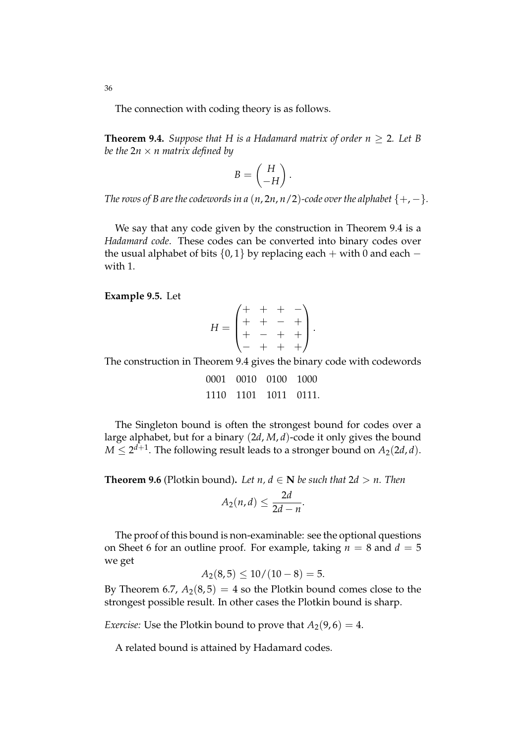The connection with coding theory is as follows.

**Theorem 9.4.** *Suppose that $H$ is a Hadamard matrix of order $n \geq 2$. Let $B$ be the $2n \times n$ matrix defined by*

$$B = \begin{pmatrix} H \\ -H \end{pmatrix}.$$

*The rows of $B$ are the codewords in a $(n, 2n, n/2)$-code over the alphabet $\{+, -\}$.*

We say that any code given by the construction in Theorem 9.4 is a *Hadamard code*. These codes can be converted into binary codes over the usual alphabet of bits $\{0, 1\}$ by replacing each $+$ with 0 and each $-$ with 1.

**Example 9.5.** Let

$$H = \begin{pmatrix} + & + & + & - \\ + & + & - & + \\ + & - & + & + \\ - & + & + & + \end{pmatrix}.$$

The construction in Theorem 9.4 gives the binary code with codewords

$$\begin{array}{cccc} 0001 & 0010 & 0100 & 1000 \\ 1110 & 1101 & 1011 & 0111. \end{array}$$

The Singleton bound is often the strongest bound for codes over a large alphabet, but for a binary $(2d, M, d)$-code it only gives the bound $M \leq 2^{d+1}$. The following result leads to a stronger bound on $A_2(2d, d)$.

**Theorem 9.6** (Plotkin bound)**.** *Let $n$, $d \in \mathbf{N}$ be such that $2d > n$. Then*

$$A_2(n, d) \leq \frac{2d}{2d - n}.$$

The proof of this bound is non-examinable: see the optional questions on Sheet 6 for an outline proof. For example, taking $n = 8$ and $d = 5$ we get

$$A_2(8, 5) \leq 10/(10 - 8) = 5.$$

By Theorem 6.7, $A_2(8, 5) = 4$ so the Plotkin bound comes close to the strongest possible result. In other cases the Plotkin bound is sharp.

*Exercise:* Use the Plotkin bound to prove that $A_2(9, 6) = 4$.

A related bound is attained by Hadamard codes.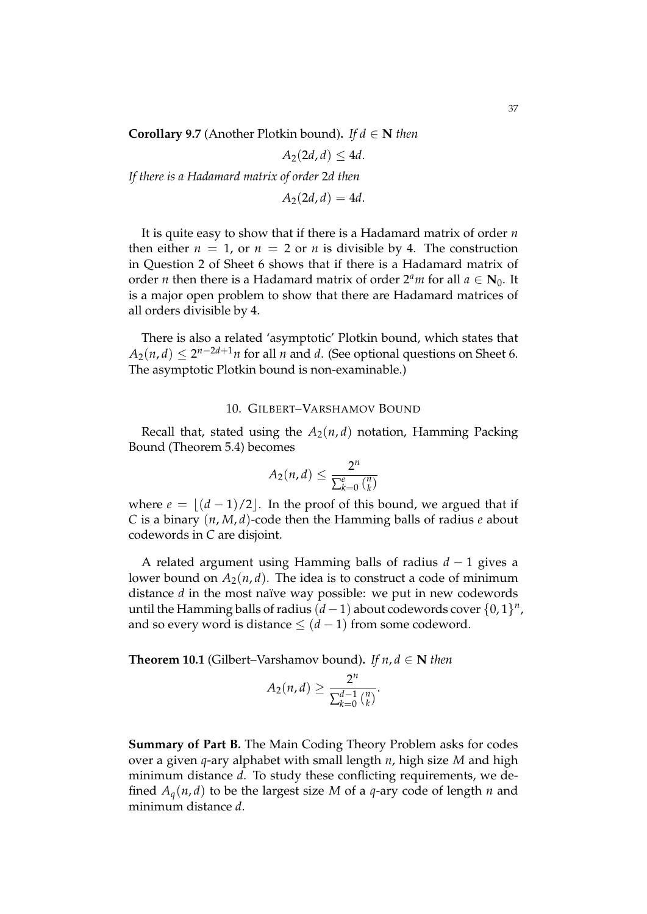**Corollary 9.7** (Another Plotkin bound)**.** *If $d \in \mathbf{N}$ then*

$$A_2(2d, d) \leq 4d.$$

*If there is a Hadamard matrix of order $2d$ then*

$$A_2(2d, d) = 4d.$$

It is quite easy to show that if there is a Hadamard matrix of order $n$ then either $n = 1$, or $n = 2$ or $n$ is divisible by 4. The construction in Question 2 of Sheet 6 shows that if there is a Hadamard matrix of order $n$ then there is a Hadamard matrix of order $2^a m$ for all $a \in \mathbf{N}_0$. It is a major open problem to show that there are Hadamard matrices of all orders divisible by 4.

There is also a related 'asymptotic' Plotkin bound, which states that $A_2(n, d) \leq 2^{n-2d+1} n$ for all $n$ and $d$. (See optional questions on Sheet 6. The asymptotic Plotkin bound is non-examinable.)

## 10. Gilbert–Varshamov Bound

Recall that, stated using the $A_2(n, d)$ notation, Hamming Packing Bound (Theorem 5.4) becomes

$$A_2(n, d) \leq \frac{2^n}{\sum_{k=0}^{e} \binom{n}{k}}$$

where $e = \lfloor (d-1)/2 \rfloor$. In the proof of this bound, we argued that if $C$ is a binary $(n, M, d)$-code then the Hamming balls of radius $e$ about codewords in $C$ are disjoint.

A related argument using Hamming balls of radius $d - 1$ gives a lower bound on $A_2(n, d)$. The idea is to construct a code of minimum distance $d$ in the most naïve way possible: we put in new codewords until the Hamming balls of radius $(d-1)$ about codewords cover $\{0, 1\}^n$, and so every word is distance $\leq (d-1)$ from some codeword.

**Theorem 10.1** (Gilbert–Varshamov bound)**.** *If $n, d \in \mathbf{N}$ then*

$$A_2(n, d) \geq \frac{2^n}{\sum_{k=0}^{d-1} \binom{n}{k}}.$$

**Summary of Part B.** The Main Coding Theory Problem asks for codes over a given $q$-ary alphabet with small length $n$, high size $M$ and high minimum distance $d$. To study these conflicting requirements, we defined $A_q(n, d)$ to be the largest size $M$ of a $q$-ary code of length $n$ and minimum distance $d$.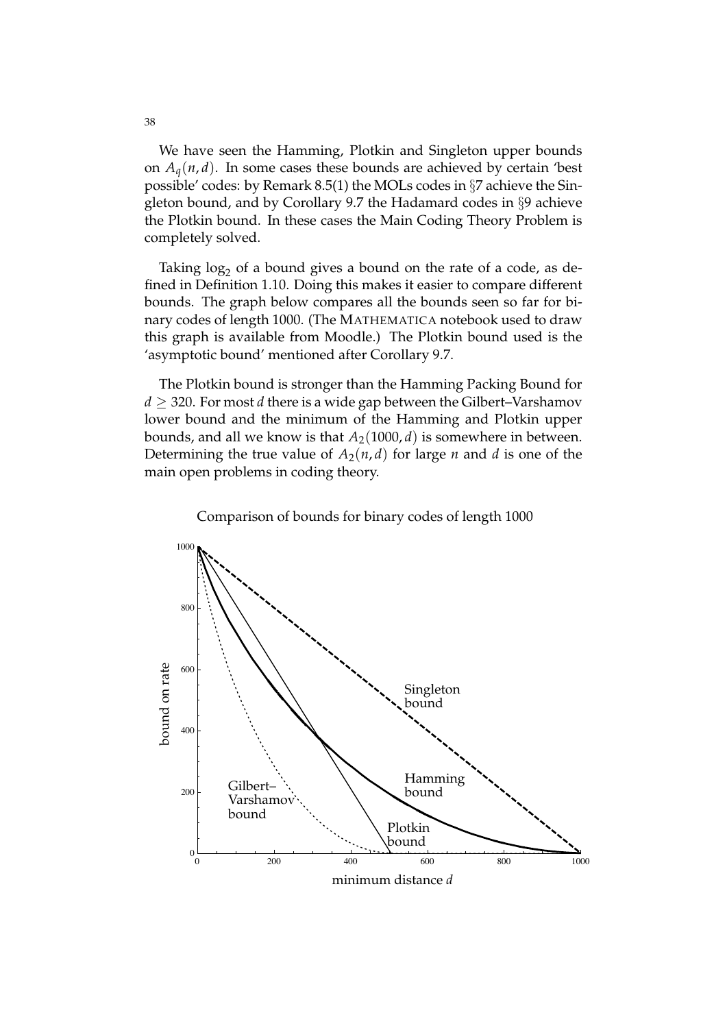We have seen the Hamming, Plotkin and Singleton upper bounds on $A_q(n, d)$. In some cases these bounds are achieved by certain 'best possible' codes: by Remark 8.5(1) the MOLs codes in §7 achieve the Singleton bound, and by Corollary 9.7 the Hadamard codes in §9 achieve the Plotkin bound. In these cases the Main Coding Theory Problem is completely solved.

Taking $\log_2$ of a bound gives a bound on the rate of a code, as defined in Definition 1.10. Doing this makes it easier to compare different bounds. The graph below compares all the bounds seen so far for binary codes of length 1000. (The MATHEMATICA notebook used to draw this graph is available from Moodle.) The Plotkin bound used is the 'asymptotic bound' mentioned after Corollary 9.7.

The Plotkin bound is stronger than the Hamming Packing Bound for $d \geq 320$. For most $d$ there is a wide gap between the Gilbert–Varshamov lower bound and the minimum of the Hamming and Plotkin upper bounds, and all we know is that $A_2(1000, d)$ is somewhere in between. Determining the true value of $A_2(n, d)$ for large $n$ and $d$ is one of the main open problems in coding theory.

Comparison of bounds for binary codes of length 1000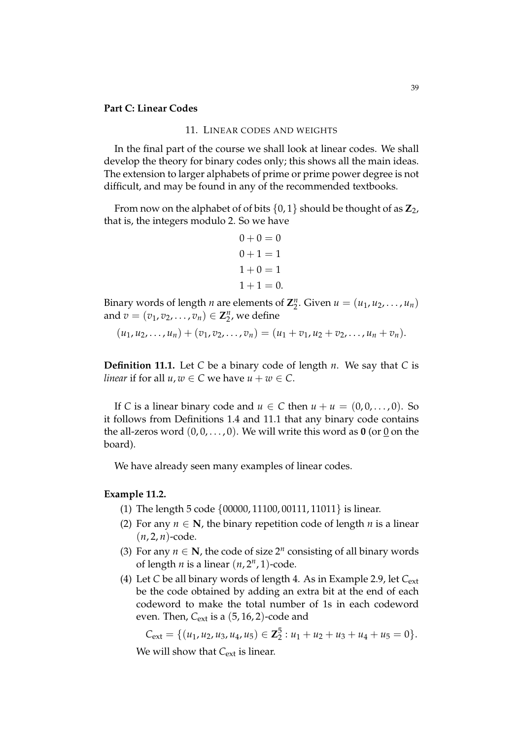**Part C: Linear Codes**

## 11. Linear codes and weights

In the final part of the course we shall look at linear codes. We shall develop the theory for binary codes only; this shows all the main ideas. The extension to larger alphabets of prime or prime power degree is not difficult, and may be found in any of the recommended textbooks.

From now on the alphabet of of bits $\{0, 1\}$ should be thought of as $\mathbf{Z}_2$, that is, the integers modulo 2. So we have

$$
\begin{aligned}
0 + 0 &= 0 \\
0 + 1 &= 1 \\
1 + 0 &= 1 \\
1 + 1 &= 0.
\end{aligned}
$$

Binary words of length $n$ are elements of $\mathbf{Z}_2^n$. Given $u = (u_1, u_2, \ldots, u_n)$ and $v = (v_1, v_2, \ldots, v_n) \in \mathbf{Z}_2^n$, we define

$$(u_1, u_2, \ldots, u_n) + (v_1, v_2, \ldots, v_n) = (u_1 + v_1, u_2 + v_2, \ldots, u_n + v_n).$$

**Definition 11.1.** Let $C$ be a binary code of length $n$. We say that $C$ is *linear* if for all $u, w \in C$ we have $u + w \in C$.

If $C$ is a linear binary code and $u \in C$ then $u + u = (0, 0, \ldots, 0)$. So it follows from Definitions 1.4 and 11.1 that any binary code contains the all-zeros word $(0, 0, \ldots, 0)$. We will write this word as $\mathbf{0}$ (or $\underline{0}$ on the board).

We have already seen many examples of linear codes.

**Example 11.2.**

1. The length 5 code $\{00000, 11100, 00111, 11011\}$ is linear.
2. For any $n \in \mathbf{N}$, the binary repetition code of length $n$ is a linear $(n, 2, n)$-code.
3. For any $n \in \mathbf{N}$, the code of size $2^n$ consisting of all binary words of length $n$ is a linear $(n, 2^n, 1)$-code.
4. Let $C$ be all binary words of length 4. As in Example 2.9, let $C_{\text{ext}}$ be the code obtained by adding an extra bit at the end of each codeword to make the total number of 1s in each codeword even. Then, $C_{\text{ext}}$ is a $(5, 16, 2)$-code and

   $$C_{\text{ext}} = \{(u_1, u_2, u_3, u_4, u_5) \in \mathbf{Z}_2^5 : u_1 + u_2 + u_3 + u_4 + u_5 = 0\}.$$

   We will show that $C_{\text{ext}}$ is linear.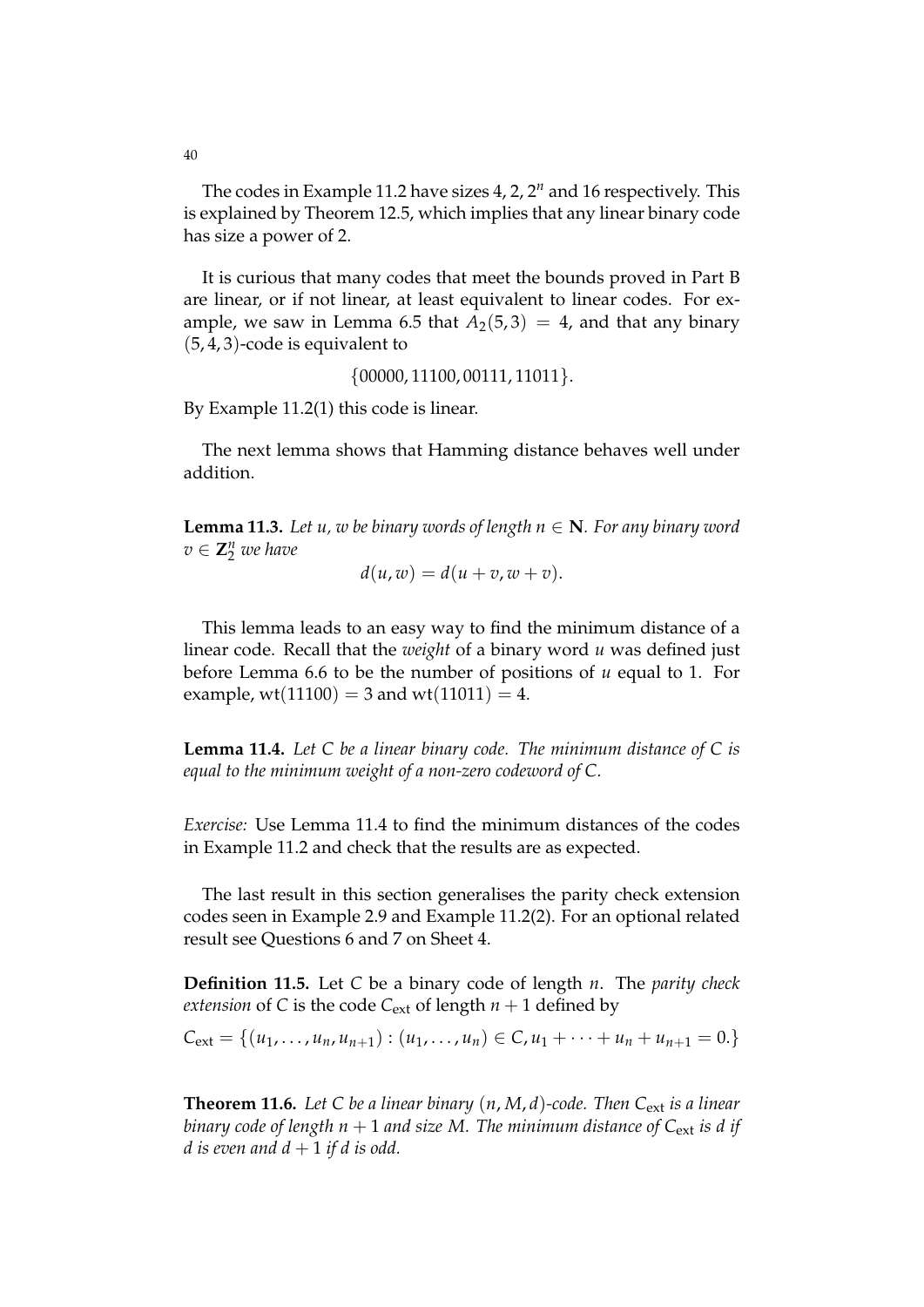The codes in Example 11.2 have sizes 4, 2, $2^n$ and 16 respectively. This is explained by Theorem 12.5, which implies that any linear binary code has size a power of 2.

It is curious that many codes that meet the bounds proved in Part B are linear, or if not linear, at least equivalent to linear codes. For example, we saw in Lemma 6.5 that $A_2(5,3) = 4$, and that any binary $(5,4,3)$-code is equivalent to

$$\{00000, 11100, 00111, 11011\}.$$

By Example 11.2(1) this code is linear.

The next lemma shows that Hamming distance behaves well under addition.

**Lemma 11.3.** *Let $u$, $w$ be binary words of length $n \in \mathbf{N}$. For any binary word $v \in \mathbf{Z}_2^n$ we have*

$$d(u, w) = d(u + v, w + v).$$

This lemma leads to an easy way to find the minimum distance of a linear code. Recall that the *weight* of a binary word $u$ was defined just before Lemma 6.6 to be the number of positions of $u$ equal to 1. For example, $\mathrm{wt}(11100) = 3$ and $\mathrm{wt}(11011) = 4$.

**Lemma 11.4.** *Let $C$ be a linear binary code. The minimum distance of $C$ is equal to the minimum weight of a non-zero codeword of $C$.*

*Exercise:* Use Lemma 11.4 to find the minimum distances of the codes in Example 11.2 and check that the results are as expected.

The last result in this section generalises the parity check extension codes seen in Example 2.9 and Example 11.2(2). For an optional related result see Questions 6 and 7 on Sheet 4.

**Definition 11.5.** Let $C$ be a binary code of length $n$. The *parity check extension* of $C$ is the code $C_{\mathrm{ext}}$ of length $n+1$ defined by

$$C_{\mathrm{ext}} = \{(u_1, \ldots, u_n, u_{n+1}) : (u_1, \ldots, u_n) \in C, u_1 + \cdots + u_n + u_{n+1} = 0.\}$$

**Theorem 11.6.** *Let $C$ be a linear binary $(n, M, d)$-code. Then $C_{\mathrm{ext}}$ is a linear binary code of length $n+1$ and size $M$. The minimum distance of $C_{\mathrm{ext}}$ is $d$ if $d$ is even and $d+1$ if $d$ is odd.*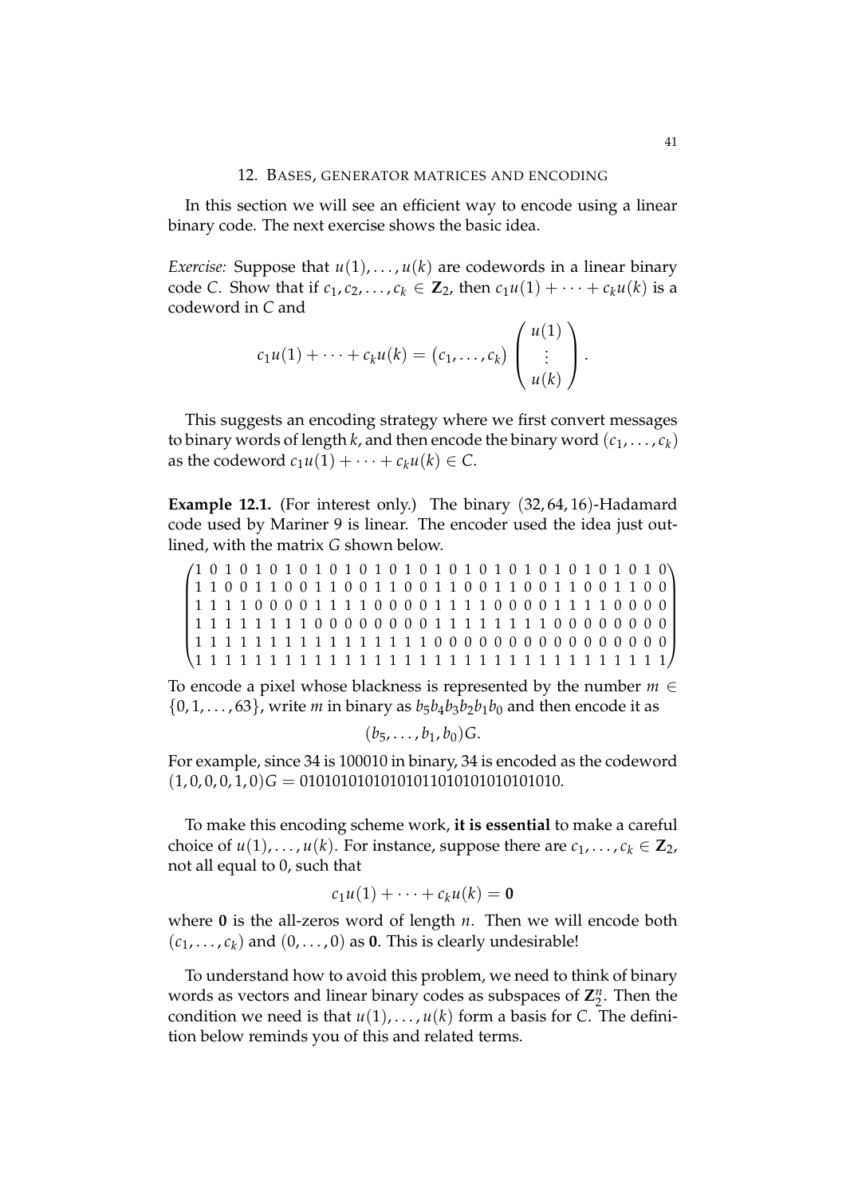## 12. Bases, generator matrices and encoding

In this section we will see an efficient way to encode using a linear binary code. The next exercise shows the basic idea.

*Exercise:* Suppose that $u(1), \ldots, u(k)$ are codewords in a linear binary code $C$. Show that if $c_1, c_2, \ldots, c_k \in \mathbf{Z}_2$, then $c_1 u(1) + \cdots + c_k u(k)$ is a codeword in $C$ and

$$c_1 u(1) + \cdots + c_k u(k) = \left(c_1, \ldots, c_k\right) \begin{pmatrix} u(1) \\ \vdots \\ u(k) \end{pmatrix}.$$

This suggests an encoding strategy where we first convert messages to binary words of length $k$, and then encode the binary word $(c_1, \ldots, c_k)$ as the codeword $c_1 u(1) + \cdots + c_k u(k) \in C$.

**Example 12.1.** (For interest only.) The binary $(32, 64, 16)$-Hadamard code used by Mariner 9 is linear. The encoder used the idea just outlined, with the matrix $G$ shown below.

$$\begin{pmatrix}
1&0&1&0&1&0&1&0&1&0&1&0&1&0&1&0&1&0&1&0&1&0&1&0&1&0&1&0&1&0&1&0\\
1&1&0&0&1&1&0&0&1&1&0&0&1&1&0&0&1&1&0&0&1&1&0&0&1&1&0&0&1&1&0&0\\
1&1&1&1&0&0&0&0&1&1&1&1&0&0&0&0&1&1&1&1&0&0&0&0&1&1&1&1&0&0&0&0\\
1&1&1&1&1&1&1&1&0&0&0&0&0&0&0&0&1&1&1&1&1&1&1&1&0&0&0&0&0&0&0&0\\
1&1&1&1&1&1&1&1&1&1&1&1&1&1&1&1&0&0&0&0&0&0&0&0&0&0&0&0&0&0&0&0\\
1&1&1&1&1&1&1&1&1&1&1&1&1&1&1&1&1&1&1&1&1&1&1&1&1&1&1&1&1&1&1&1
\end{pmatrix}$$

To encode a pixel whose blackness is represented by the number $m \in \{0, 1, \ldots, 63\}$, write $m$ in binary as $b_5 b_4 b_3 b_2 b_1 b_0$ and then encode it as

$$(b_5, \ldots, b_1, b_0)G.$$

For example, since 34 is 100010 in binary, 34 is encoded as the codeword $(1, 0, 0, 0, 1, 0)G = 01010101010101011010101010101010$.

To make this encoding scheme work, **it is essential** to make a careful choice of $u(1), \ldots, u(k)$. For instance, suppose there are $c_1, \ldots, c_k \in \mathbf{Z}_2$, not all equal to 0, such that

$$c_1 u(1) + \cdots + c_k u(k) = \mathbf{0}$$

where $\mathbf{0}$ is the all-zeros word of length $n$. Then we will encode both $(c_1, \ldots, c_k)$ and $(0, \ldots, 0)$ as $\mathbf{0}$. This is clearly undesirable!

To understand how to avoid this problem, we need to think of binary words as vectors and linear binary codes as subspaces of $\mathbf{Z}_2^n$. Then the condition we need is that $u(1), \ldots, u(k)$ form a basis for $C$. The definition below reminds you of this and related terms.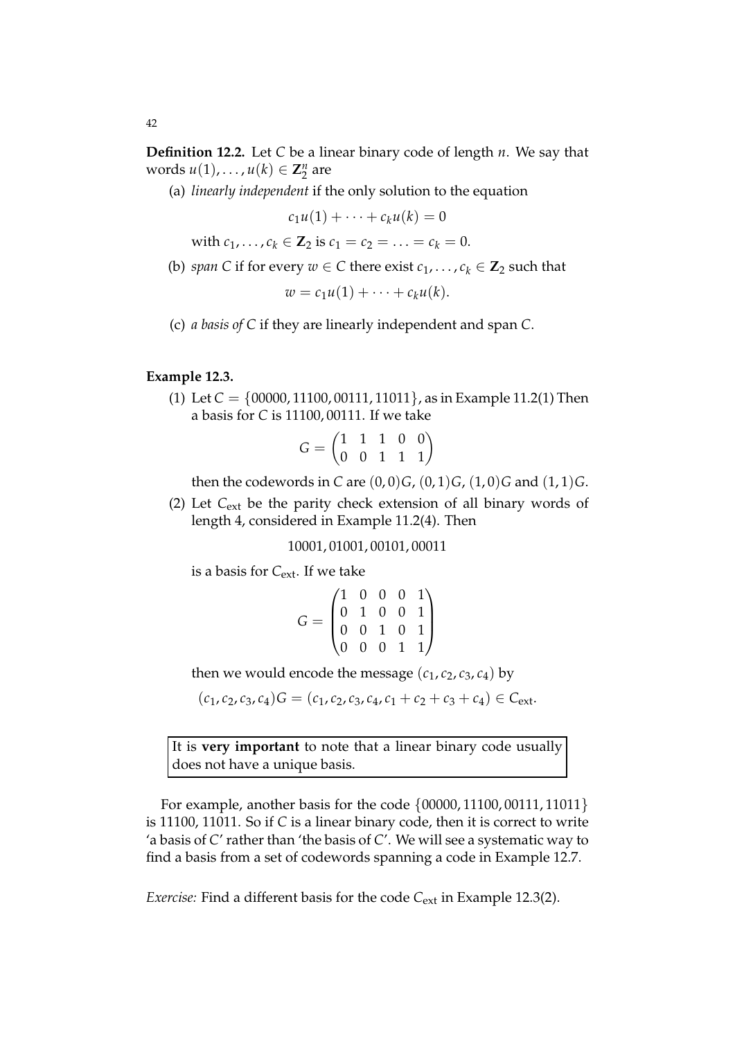**Definition 12.2.** Let $C$ be a linear binary code of length $n$. We say that words $u(1), \ldots, u(k) \in \mathbf{Z}_2^n$ are

(a) *linearly independent* if the only solution to the equation

$$c_1 u(1) + \cdots + c_k u(k) = 0$$

with $c_1, \ldots, c_k \in \mathbf{Z}_2$ is $c_1 = c_2 = \ldots = c_k = 0$.

(b) *span* $C$ if for every $w \in C$ there exist $c_1, \ldots, c_k \in \mathbf{Z}_2$ such that

$$w = c_1 u(1) + \cdots + c_k u(k).$$

(c) *a basis of* $C$ if they are linearly independent and span $C$.

**Example 12.3.**

(1) Let $C = \{00000, 11100, 00111, 11011\}$, as in Example 11.2(1) Then a basis for $C$ is $11100, 00111$. If we take

$$G = \begin{pmatrix} 1 & 1 & 1 & 0 & 0 \\ 0 & 0 & 1 & 1 & 1 \end{pmatrix}$$

then the codewords in $C$ are $(0,0)G$, $(0,1)G$, $(1,0)G$ and $(1,1)G$.

(2) Let $C_{\text{ext}}$ be the parity check extension of all binary words of length 4, considered in Example 11.2(4). Then

$$10001, 01001, 00101, 00011$$

is a basis for $C_{\text{ext}}$. If we take

$$G = \begin{pmatrix} 1 & 0 & 0 & 0 & 1 \\ 0 & 1 & 0 & 0 & 1 \\ 0 & 0 & 1 & 0 & 1 \\ 0 & 0 & 0 & 1 & 1 \end{pmatrix}$$

then we would encode the message $(c_1, c_2, c_3, c_4)$ by

$$(c_1, c_2, c_3, c_4)G = (c_1, c_2, c_3, c_4, c_1 + c_2 + c_3 + c_4) \in C_{\text{ext}}.$$

It is **very important** to note that a linear binary code usually does not have a unique basis.

For example, another basis for the code $\{00000, 11100, 00111, 11011\}$ is $11100$, $11011$. So if $C$ is a linear binary code, then it is correct to write 'a basis of $C$' rather than 'the basis of $C$'. We will see a systematic way to find a basis from a set of codewords spanning a code in Example 12.7.

*Exercise:* Find a different basis for the code $C_{\text{ext}}$ in Example 12.3(2).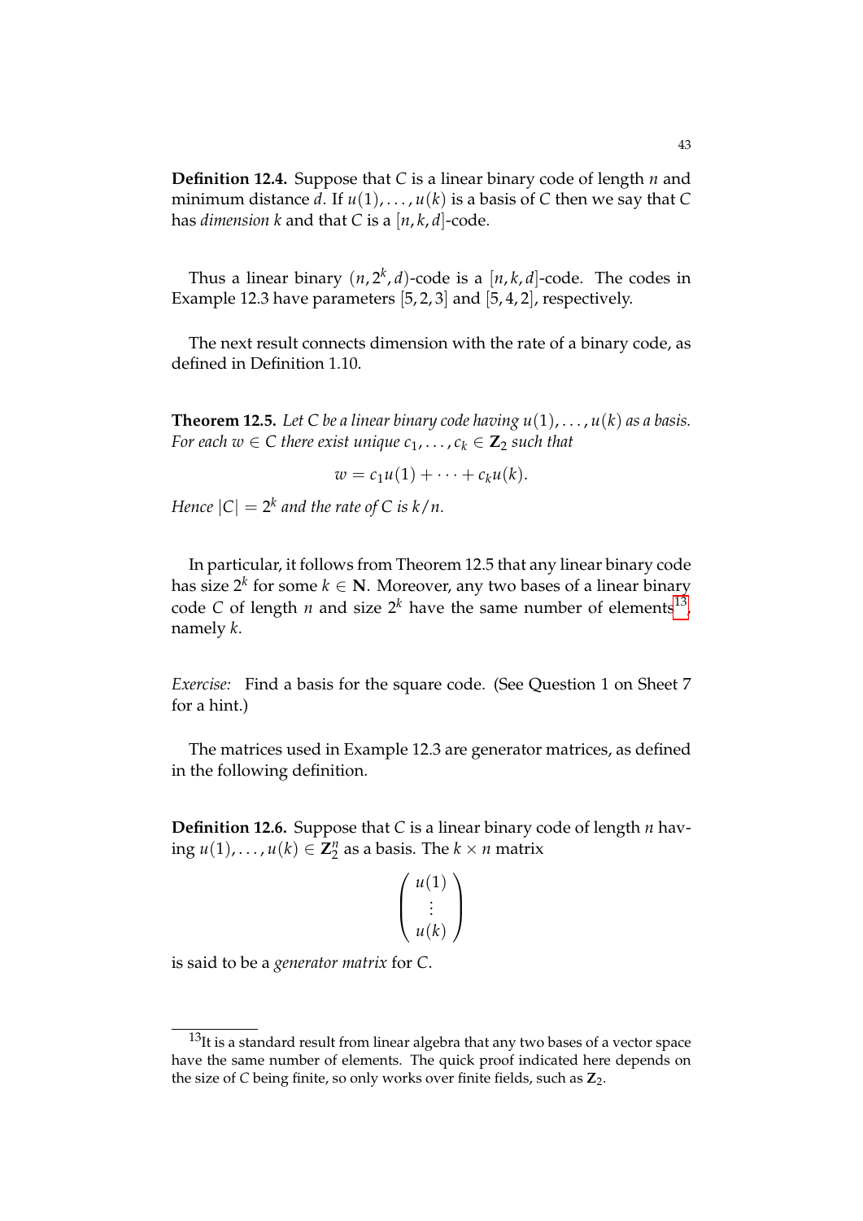**Definition 12.4.** Suppose that $C$ is a linear binary code of length $n$ and minimum distance $d$. If $u(1), \ldots, u(k)$ is a basis of $C$ then we say that $C$ has *dimension* $k$ and that $C$ is a $[n, k, d]$-code.

Thus a linear binary $(n, 2^k, d)$-code is a $[n, k, d]$-code. The codes in Example 12.3 have parameters $[5, 2, 3]$ and $[5, 4, 2]$, respectively.

The next result connects dimension with the rate of a binary code, as defined in Definition 1.10.

**Theorem 12.5.** *Let $C$ be a linear binary code having $u(1), \ldots, u(k)$ as a basis. For each $w \in C$ there exist unique $c_1, \ldots, c_k \in \mathbf{Z}_2$ such that*

$$w = c_1 u(1) + \cdots + c_k u(k).$$

*Hence $|C| = 2^k$ and the rate of $C$ is $k/n$.*

In particular, it follows from Theorem 12.5 that any linear binary code has size $2^k$ for some $k \in \mathbf{N}$. Moreover, any two bases of a linear binary code $C$ of length $n$ and size $2^k$ have the same number of elements[13], namely $k$.

*Exercise:* Find a basis for the square code. (See Question 1 on Sheet 7 for a hint.)

The matrices used in Example 12.3 are generator matrices, as defined in the following definition.

**Definition 12.6.** Suppose that $C$ is a linear binary code of length $n$ having $u(1), \ldots, u(k) \in \mathbf{Z}_2^n$ as a basis. The $k \times n$ matrix

$$\begin{pmatrix} u(1) \\ \vdots \\ u(k) \end{pmatrix}$$

is said to be a *generator matrix* for $C$.

[13] It is a standard result from linear algebra that any two bases of a vector space have the same number of elements. The quick proof indicated here depends on the size of $C$ being finite, so only works over finite fields, such as $\mathbf{Z}_2$.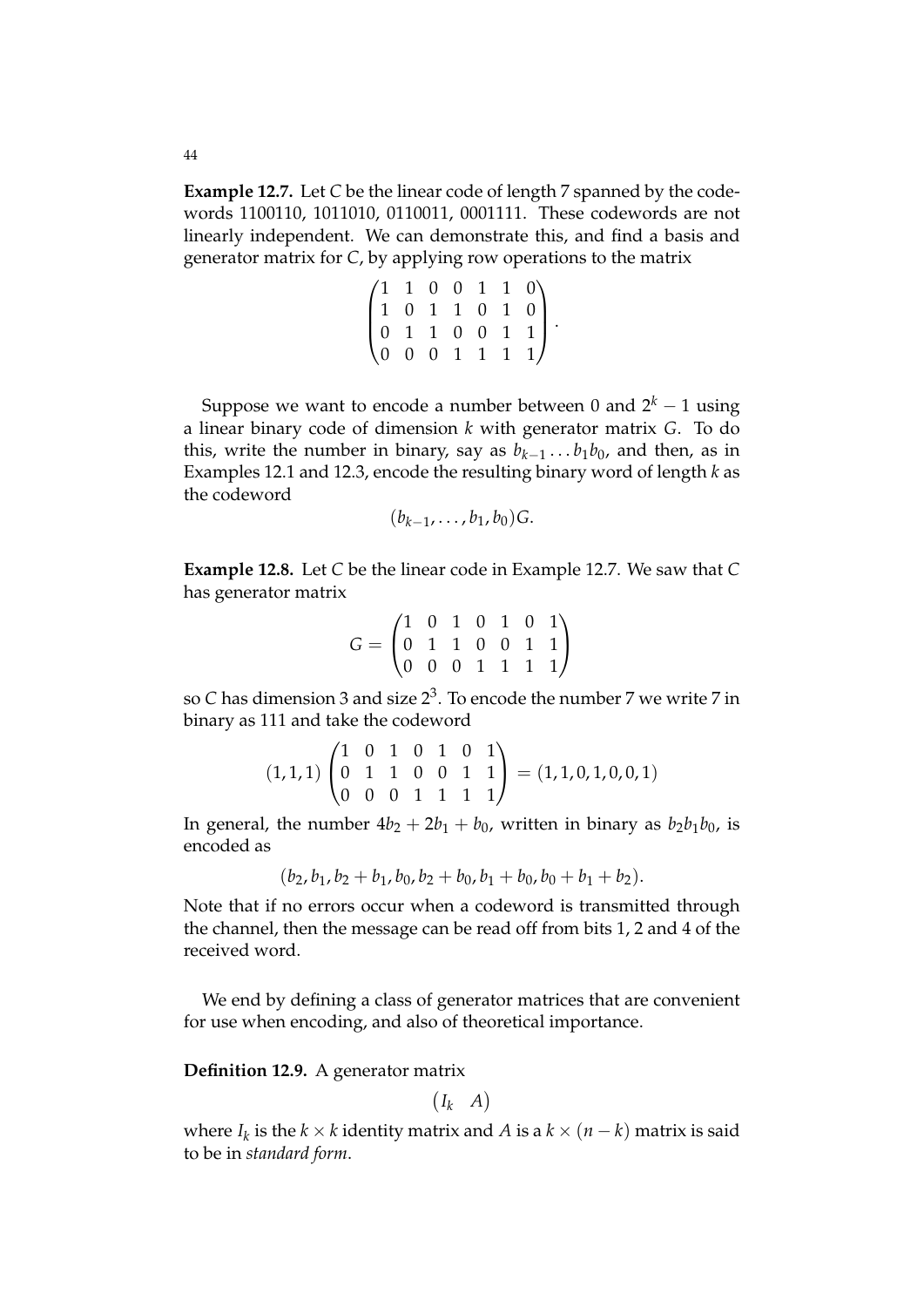**Example 12.7.** Let $C$ be the linear code of length 7 spanned by the codewords 1100110, 1011010, 0110011, 0001111. These codewords are not linearly independent. We can demonstrate this, and find a basis and generator matrix for $C$, by applying row operations to the matrix

$$\begin{pmatrix} 1 & 1 & 0 & 0 & 1 & 1 & 0 \\ 1 & 0 & 1 & 1 & 0 & 1 & 0 \\ 0 & 1 & 1 & 0 & 0 & 1 & 1 \\ 0 & 0 & 0 & 1 & 1 & 1 & 1 \end{pmatrix}.$$

Suppose we want to encode a number between 0 and $2^k - 1$ using a linear binary code of dimension $k$ with generator matrix $G$. To do this, write the number in binary, say as $b_{k-1} \dots b_1 b_0$, and then, as in Examples 12.1 and 12.3, encode the resulting binary word of length $k$ as the codeword

$$(b_{k-1}, \dots, b_1, b_0)G.$$

**Example 12.8.** Let $C$ be the linear code in Example 12.7. We saw that $C$ has generator matrix

$$G = \begin{pmatrix} 1 & 0 & 1 & 0 & 1 & 0 & 1 \\ 0 & 1 & 1 & 0 & 0 & 1 & 1 \\ 0 & 0 & 0 & 1 & 1 & 1 & 1 \end{pmatrix}$$

so $C$ has dimension 3 and size $2^3$. To encode the number 7 we write 7 in binary as 111 and take the codeword

$$(1, 1, 1) \begin{pmatrix} 1 & 0 & 1 & 0 & 1 & 0 & 1 \\ 0 & 1 & 1 & 0 & 0 & 1 & 1 \\ 0 & 0 & 0 & 1 & 1 & 1 & 1 \end{pmatrix} = (1, 1, 0, 1, 0, 0, 1)$$

In general, the number $4b_2 + 2b_1 + b_0$, written in binary as $b_2 b_1 b_0$, is encoded as

$$(b_2, b_1, b_2 + b_1, b_0, b_2 + b_0, b_1 + b_0, b_0 + b_1 + b_2).$$

Note that if no errors occur when a codeword is transmitted through the channel, then the message can be read off from bits 1, 2 and 4 of the received word.

We end by defining a class of generator matrices that are convenient for use when encoding, and also of theoretical importance.

**Definition 12.9.** A generator matrix

$$\begin{pmatrix} I_k & A \end{pmatrix}$$

where $I_k$ is the $k \times k$ identity matrix and $A$ is a $k \times (n-k)$ matrix is said to be in *standard form*.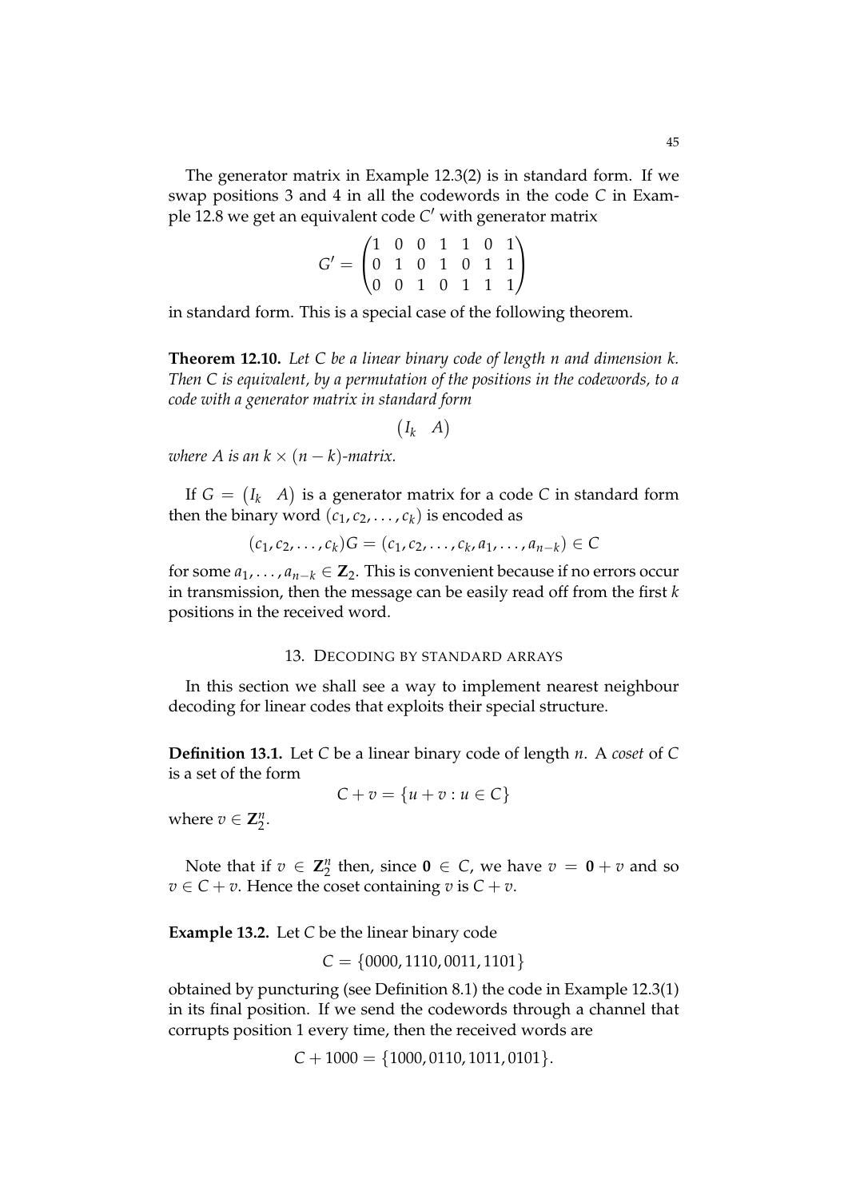The generator matrix in Example 12.3(2) is in standard form. If we swap positions 3 and 4 in all the codewords in the code $C$ in Example 12.8 we get an equivalent code $C'$ with generator matrix

$$G' = \begin{pmatrix} 1 & 0 & 0 & 1 & 1 & 0 & 1 \\ 0 & 1 & 0 & 1 & 0 & 1 & 1 \\ 0 & 0 & 1 & 0 & 1 & 1 & 1 \end{pmatrix}$$

in standard form. This is a special case of the following theorem.

**Theorem 12.10.** *Let $C$ be a linear binary code of length $n$ and dimension $k$. Then $C$ is equivalent, by a permutation of the positions in the codewords, to a code with a generator matrix in standard form*

$$\begin{pmatrix} I_k & A \end{pmatrix}$$

*where $A$ is an $k \times (n-k)$-matrix.*

If $G = \begin{pmatrix} I_k & A \end{pmatrix}$ is a generator matrix for a code $C$ in standard form then the binary word $(c_1, c_2, \ldots, c_k)$ is encoded as

$$(c_1, c_2, \ldots, c_k)G = (c_1, c_2, \ldots, c_k, a_1, \ldots, a_{n-k}) \in C$$

for some $a_1, \ldots, a_{n-k} \in \mathbf{Z}_2$. This is convenient because if no errors occur in transmission, then the message can be easily read off from the first $k$ positions in the received word.

## 13. Decoding by standard arrays

In this section we shall see a way to implement nearest neighbour decoding for linear codes that exploits their special structure.

**Definition 13.1.** Let $C$ be a linear binary code of length $n$. A *coset* of $C$ is a set of the form

$$C + v = \{u + v : u \in C\}$$

where $v \in \mathbf{Z}_2^n$.

Note that if $v \in \mathbf{Z}_2^n$ then, since $\mathbf{0} \in C$, we have $v = \mathbf{0} + v$ and so $v \in C + v$. Hence the coset containing $v$ is $C + v$.

**Example 13.2.** Let $C$ be the linear binary code

$$C = \{0000, 1110, 0011, 1101\}$$

obtained by puncturing (see Definition 8.1) the code in Example 12.3(1) in its final position. If we send the codewords through a channel that corrupts position 1 every time, then the received words are

$$C + 1000 = \{1000, 0110, 1011, 0101\}.$$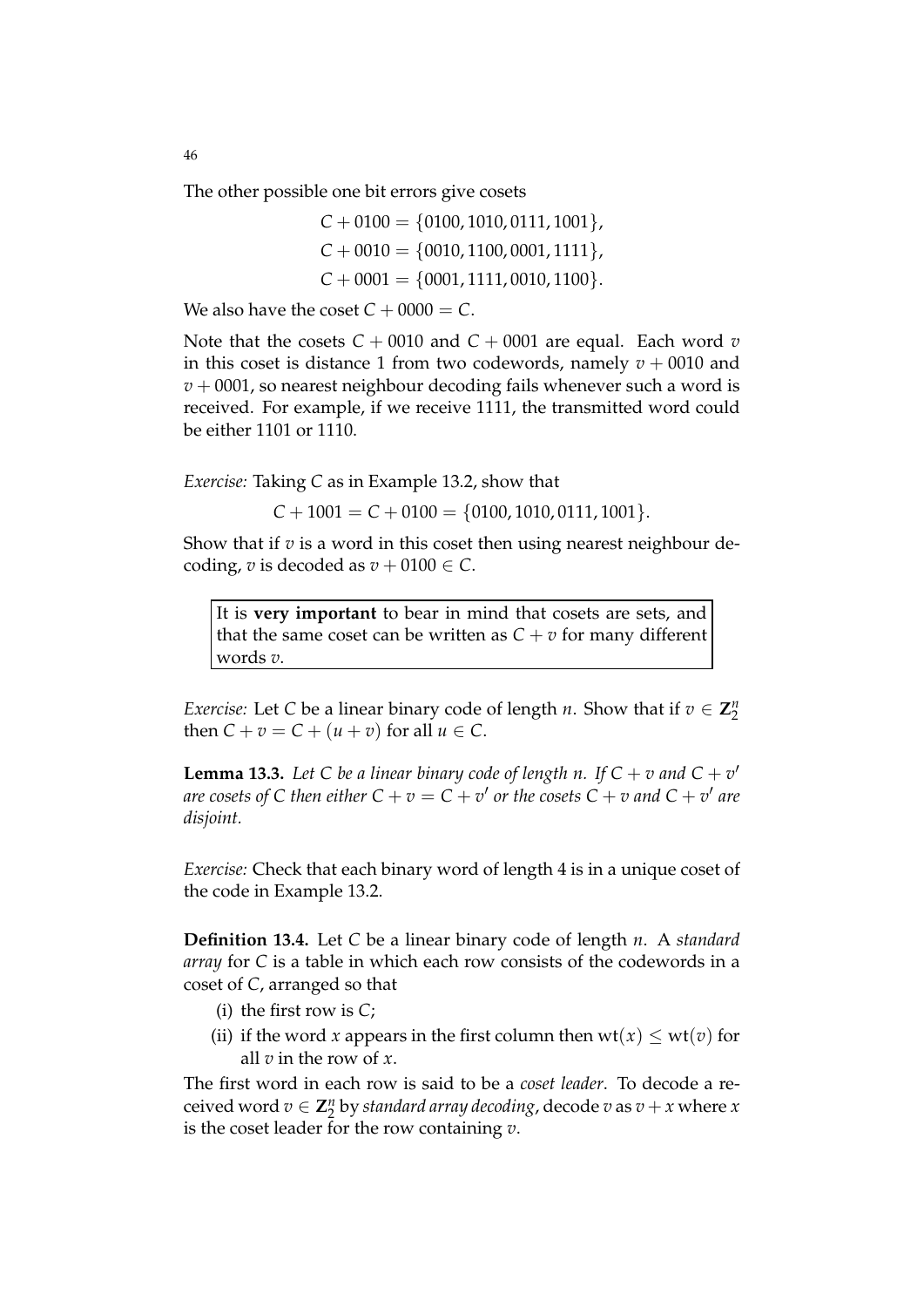The other possible one bit errors give cosets

$$
\begin{aligned}
C + 0100 &= \{0100, 1010, 0111, 1001\}, \\
C + 0010 &= \{0010, 1100, 0001, 1111\}, \\
C + 0001 &= \{0001, 1111, 0010, 1100\}.
\end{aligned}
$$

We also have the coset $C + 0000 = C$.

Note that the cosets $C + 0010$ and $C + 0001$ are equal. Each word $v$ in this coset is distance 1 from two codewords, namely $v + 0010$ and $v + 0001$, so nearest neighbour decoding fails whenever such a word is received. For example, if we receive 1111, the transmitted word could be either 1101 or 1110.

*Exercise:* Taking $C$ as in Example 13.2, show that

$$C + 1001 = C + 0100 = \{0100, 1010, 0111, 1001\}.$$

Show that if $v$ is a word in this coset then using nearest neighbour decoding, $v$ is decoded as $v + 0100 \in C$.

> It is **very important** to bear in mind that cosets are sets, and that the same coset can be written as $C + v$ for many different words $v$.

*Exercise:* Let $C$ be a linear binary code of length $n$. Show that if $v \in \mathbf{Z}_2^n$ then $C + v = C + (u + v)$ for all $u \in C$.

**Lemma 13.3.** *Let $C$ be a linear binary code of length $n$. If $C + v$ and $C + v'$ are cosets of $C$ then either $C + v = C + v'$ or the cosets $C + v$ and $C + v'$ are disjoint.*

*Exercise:* Check that each binary word of length 4 is in a unique coset of the code in Example 13.2.

**Definition 13.4.** Let $C$ be a linear binary code of length $n$. A *standard array* for $C$ is a table in which each row consists of the codewords in a coset of $C$, arranged so that

(i) the first row is $C$;

(ii) if the word $x$ appears in the first column then $\mathrm{wt}(x) \leq \mathrm{wt}(v)$ for all $v$ in the row of $x$.

The first word in each row is said to be a *coset leader*. To decode a received word $v \in \mathbf{Z}_2^n$ by *standard array decoding*, decode $v$ as $v + x$ where $x$ is the coset leader for the row containing $v$.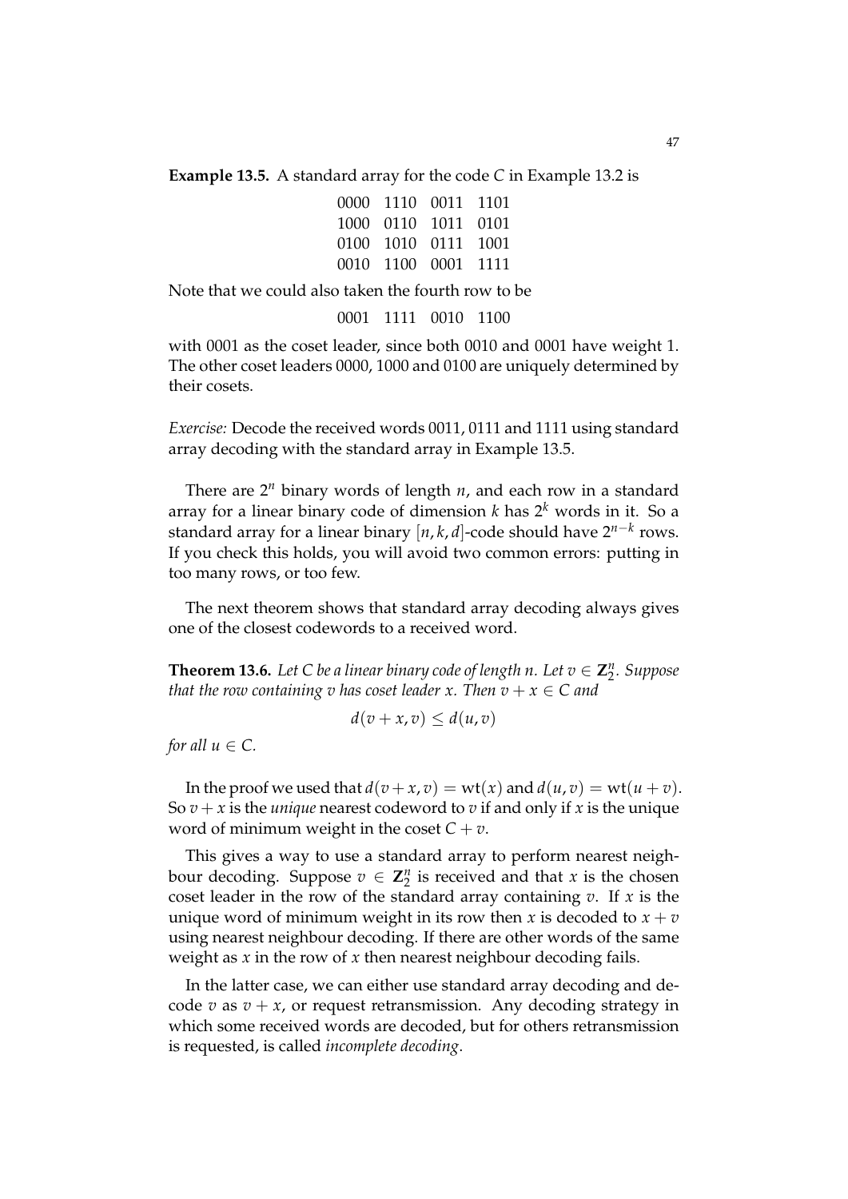**Example 13.5.** A standard array for the code $C$ in Example 13.2 is

$$\begin{array}{cccc}
0000 & 1110 & 0011 & 1101 \\
1000 & 0110 & 1011 & 0101 \\
0100 & 1010 & 0111 & 1001 \\
0010 & 1100 & 0001 & 1111
\end{array}$$

Note that we could also taken the fourth row to be

$$\begin{array}{cccc}
0001 & 1111 & 0010 & 1100
\end{array}$$

with 0001 as the coset leader, since both 0010 and 0001 have weight 1. The other coset leaders 0000, 1000 and 0100 are uniquely determined by their cosets.

*Exercise:* Decode the received words 0011, 0111 and 1111 using standard array decoding with the standard array in Example 13.5.

There are $2^n$ binary words of length $n$, and each row in a standard array for a linear binary code of dimension $k$ has $2^k$ words in it. So a standard array for a linear binary $[n, k, d]$-code should have $2^{n-k}$ rows. If you check this holds, you will avoid two common errors: putting in too many rows, or too few.

The next theorem shows that standard array decoding always gives one of the closest codewords to a received word.

**Theorem 13.6.** *Let $C$ be a linear binary code of length $n$. Let $v \in \mathbf{Z}_2^n$. Suppose that the row containing $v$ has coset leader $x$. Then $v + x \in C$ and*

$$d(v + x, v) \leq d(u, v)$$

*for all $u \in C$.*

In the proof we used that $d(v + x, v) = \mathrm{wt}(x)$ and $d(u, v) = \mathrm{wt}(u + v)$. So $v + x$ is the *unique* nearest codeword to $v$ if and only if $x$ is the unique word of minimum weight in the coset $C + v$.

This gives a way to use a standard array to perform nearest neighbour decoding. Suppose $v \in \mathbf{Z}_2^n$ is received and that $x$ is the chosen coset leader in the row of the standard array containing $v$. If $x$ is the unique word of minimum weight in its row then $x$ is decoded to $x + v$ using nearest neighbour decoding. If there are other words of the same weight as $x$ in the row of $x$ then nearest neighbour decoding fails.

In the latter case, we can either use standard array decoding and decode $v$ as $v + x$, or request retransmission. Any decoding strategy in which some received words are decoded, but for others retransmission is requested, is called *incomplete decoding*.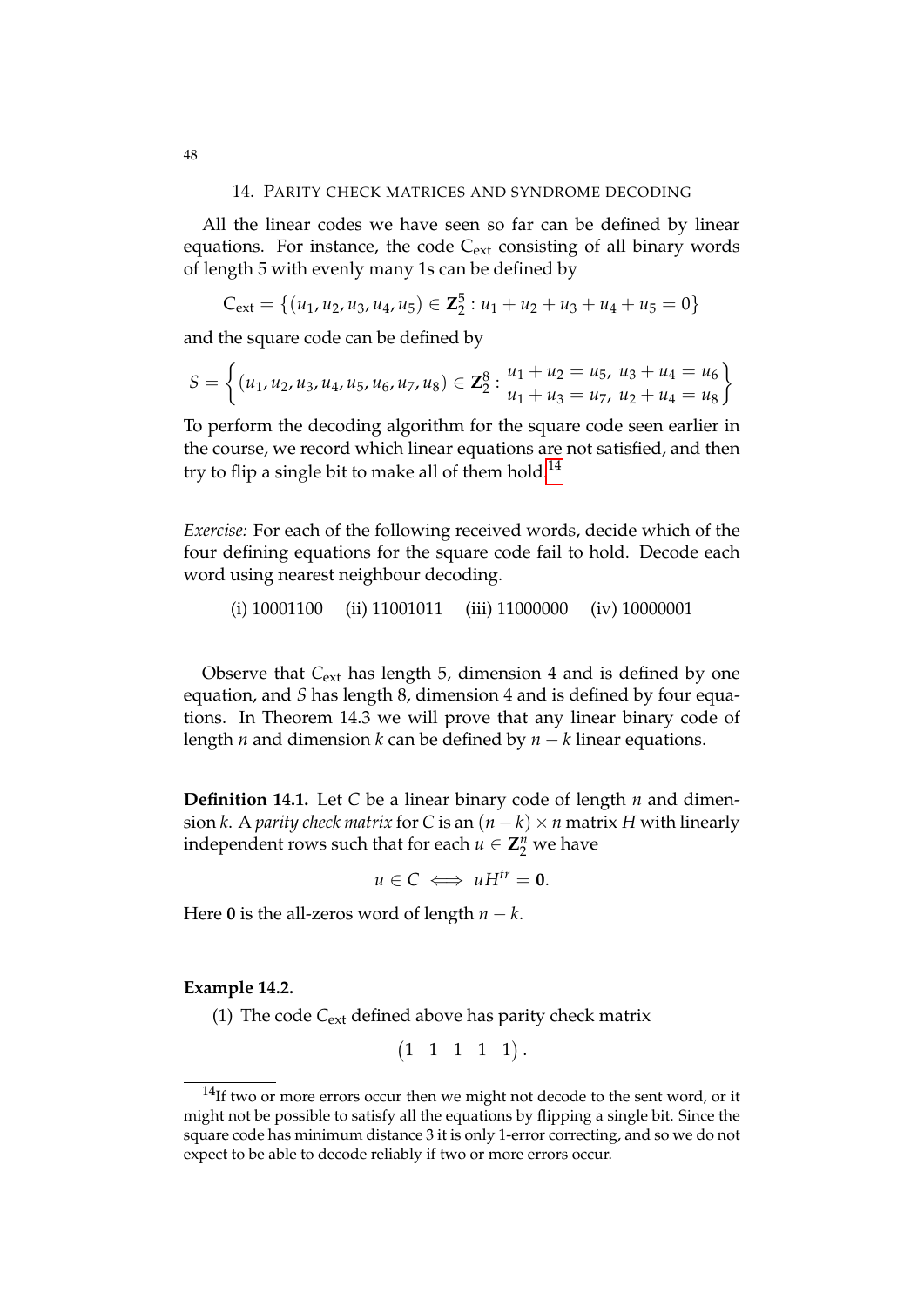## 14. Parity check matrices and syndrome decoding

All the linear codes we have seen so far can be defined by linear equations. For instance, the code $C_{\text{ext}}$ consisting of all binary words of length 5 with evenly many 1s can be defined by

$$C_{\text{ext}} = \{(u_1, u_2, u_3, u_4, u_5) \in \mathbf{Z}_2^5 : u_1 + u_2 + u_3 + u_4 + u_5 = 0\}$$

and the square code can be defined by

$$S = \left\{ (u_1, u_2, u_3, u_4, u_5, u_6, u_7, u_8) \in \mathbf{Z}_2^8 : \begin{matrix} u_1 + u_2 = u_5, \ u_3 + u_4 = u_6 \\ u_1 + u_3 = u_7, \ u_2 + u_4 = u_8 \end{matrix} \right\}$$

To perform the decoding algorithm for the square code seen earlier in the course, we record which linear equations are not satisfied, and then try to flip a single bit to make all of them hold.[14]

*Exercise:* For each of the following received words, decide which of the four defining equations for the square code fail to hold. Decode each word using nearest neighbour decoding.

(i) 10001100 (ii) 11001011 (iii) 11000000 (iv) 10000001

Observe that $C_{\text{ext}}$ has length 5, dimension 4 and is defined by one equation, and $S$ has length 8, dimension 4 and is defined by four equations. In Theorem 14.3 we will prove that any linear binary code of length $n$ and dimension $k$ can be defined by $n - k$ linear equations.

**Definition 14.1.** Let $C$ be a linear binary code of length $n$ and dimension $k$. A *parity check matrix* for $C$ is an $(n-k) \times n$ matrix $H$ with linearly independent rows such that for each $u \in \mathbf{Z}_2^n$ we have

$$u \in C \iff uH^{tr} = \mathbf{0}.$$

Here $\mathbf{0}$ is the all-zeros word of length $n - k$.

**Example 14.2.**

(1) The code $C_{\text{ext}}$ defined above has parity check matrix

$$\begin{pmatrix} 1 & 1 & 1 & 1 & 1 \end{pmatrix}.$$

[14] If two or more errors occur then we might not decode to the sent word, or it might not be possible to satisfy all the equations by flipping a single bit. Since the square code has minimum distance 3 it is only 1-error correcting, and so we do not expect to be able to decode reliably if two or more errors occur.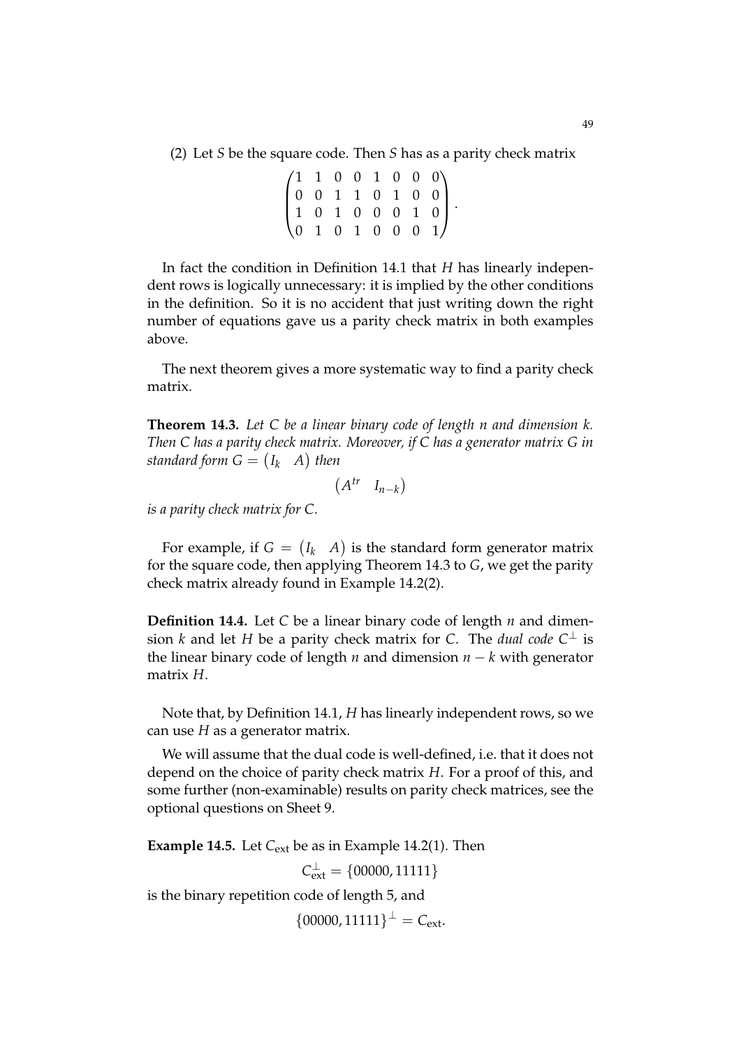(2) Let $S$ be the square code. Then $S$ has as a parity check matrix

$$\begin{pmatrix} 1 & 1 & 0 & 0 & 1 & 0 & 0 & 0 \\ 0 & 0 & 1 & 1 & 0 & 1 & 0 & 0 \\ 1 & 0 & 1 & 0 & 0 & 0 & 1 & 0 \\ 0 & 1 & 0 & 1 & 0 & 0 & 0 & 1 \end{pmatrix}.$$

In fact the condition in Definition 14.1 that $H$ has linearly independent rows is logically unnecessary: it is implied by the other conditions in the definition. So it is no accident that just writing down the right number of equations gave us a parity check matrix in both examples above.

The next theorem gives a more systematic way to find a parity check matrix.

**Theorem 14.3.** *Let $C$ be a linear binary code of length $n$ and dimension $k$. Then $C$ has a parity check matrix. Moreover, if $C$ has a generator matrix $G$ in standard form $G = \begin{pmatrix} I_k & A \end{pmatrix}$ then*

$$\begin{pmatrix} A^{tr} & I_{n-k} \end{pmatrix}$$

*is a parity check matrix for $C$.*

For example, if $G = \begin{pmatrix} I_k & A \end{pmatrix}$ is the standard form generator matrix for the square code, then applying Theorem 14.3 to $G$, we get the parity check matrix already found in Example 14.2(2).

**Definition 14.4.** Let $C$ be a linear binary code of length $n$ and dimension $k$ and let $H$ be a parity check matrix for $C$. The *dual code* $C^{\perp}$ is the linear binary code of length $n$ and dimension $n - k$ with generator matrix $H$.

Note that, by Definition 14.1, $H$ has linearly independent rows, so we can use $H$ as a generator matrix.

We will assume that the dual code is well-defined, i.e. that it does not depend on the choice of parity check matrix $H$. For a proof of this, and some further (non-examinable) results on parity check matrices, see the optional questions on Sheet 9.

**Example 14.5.** Let $C_{\text{ext}}$ be as in Example 14.2(1). Then

$$C_{\text{ext}}^{\perp} = \{00000, 11111\}$$

is the binary repetition code of length 5, and

$$\{00000, 11111\}^{\perp} = C_{\text{ext}}.$$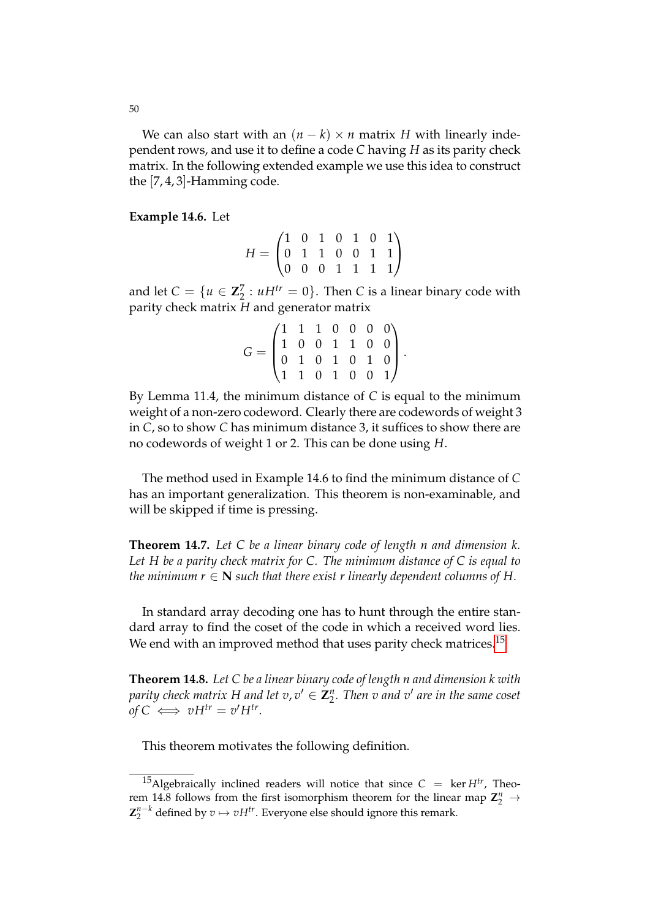We can also start with an $(n-k) \times n$ matrix $H$ with linearly independent rows, and use it to define a code $C$ having $H$ as its parity check matrix. In the following extended example we use this idea to construct the $[7,4,3]$-Hamming code.

**Example 14.6.** Let

$$H = \begin{pmatrix} 1 & 0 & 1 & 0 & 1 & 0 & 1 \\ 0 & 1 & 1 & 0 & 0 & 1 & 1 \\ 0 & 0 & 0 & 1 & 1 & 1 & 1 \end{pmatrix}$$

and let $C = \{u \in \mathbf{Z}_2^7 : uH^{tr} = 0\}$. Then $C$ is a linear binary code with parity check matrix $H$ and generator matrix

$$G = \begin{pmatrix} 1 & 1 & 1 & 0 & 0 & 0 & 0 \\ 1 & 0 & 0 & 1 & 1 & 0 & 0 \\ 0 & 1 & 0 & 1 & 0 & 1 & 0 \\ 1 & 1 & 0 & 1 & 0 & 0 & 1 \end{pmatrix}.$$

By Lemma 11.4, the minimum distance of $C$ is equal to the minimum weight of a non-zero codeword. Clearly there are codewords of weight 3 in $C$, so to show $C$ has minimum distance 3, it suffices to show there are no codewords of weight 1 or 2. This can be done using $H$.

The method used in Example 14.6 to find the minimum distance of $C$ has an important generalization. This theorem is non-examinable, and will be skipped if time is pressing.

**Theorem 14.7.** *Let $C$ be a linear binary code of length $n$ and dimension $k$. Let $H$ be a parity check matrix for $C$. The minimum distance of $C$ is equal to the minimum $r \in \mathbf{N}$ such that there exist $r$ linearly dependent columns of $H$.*

In standard array decoding one has to hunt through the entire standard array to find the coset of the code in which a received word lies. We end with an improved method that uses parity check matrices.[15]

**Theorem 14.8.** *Let $C$ be a linear binary code of length $n$ and dimension $k$ with parity check matrix $H$ and let $v, v' \in \mathbf{Z}_2^n$. Then $v$ and $v'$ are in the same coset of $C \iff vH^{tr} = v'H^{tr}$.*

This theorem motivates the following definition.

[15] Algebraically inclined readers will notice that since $C = \ker H^{tr}$, Theorem 14.8 follows from the first isomorphism theorem for the linear map $\mathbf{Z}_2^n \to \mathbf{Z}_2^{n-k}$ defined by $v \mapsto vH^{tr}$. Everyone else should ignore this remark.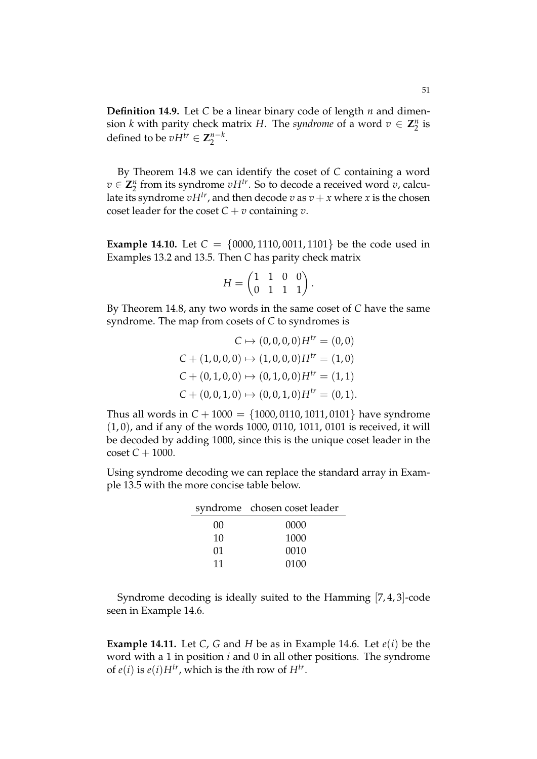**Definition 14.9.** Let $C$ be a linear binary code of length $n$ and dimension $k$ with parity check matrix $H$. The *syndrome* of a word $v \in \mathbf{Z}_2^n$ is defined to be $vH^{tr} \in \mathbf{Z}_2^{n-k}$.

By Theorem 14.8 we can identify the coset of $C$ containing a word $v \in \mathbf{Z}_2^n$ from its syndrome $vH^{tr}$. So to decode a received word $v$, calculate its syndrome $vH^{tr}$, and then decode $v$ as $v + x$ where $x$ is the chosen coset leader for the coset $C + v$ containing $v$.

**Example 14.10.** Let $C = \{0000, 1110, 0011, 1101\}$ be the code used in Examples 13.2 and 13.5. Then $C$ has parity check matrix

$$H = \begin{pmatrix} 1 & 1 & 0 & 0 \\ 0 & 1 & 1 & 1 \end{pmatrix}.$$

By Theorem 14.8, any two words in the same coset of $C$ have the same syndrome. The map from cosets of $C$ to syndromes is

$$\begin{aligned} C &\mapsto (0,0,0,0)H^{tr} = (0,0) \\ C + (1,0,0,0) &\mapsto (1,0,0,0)H^{tr} = (1,0) \\ C + (0,1,0,0) &\mapsto (0,1,0,0)H^{tr} = (1,1) \\ C + (0,0,1,0) &\mapsto (0,0,1,0)H^{tr} = (0,1). \end{aligned}$$

Thus all words in $C + 1000 = \{1000, 0110, 1011, 0101\}$ have syndrome $(1,0)$, and if any of the words 1000, 0110, 1011, 0101 is received, it will be decoded by adding 1000, since this is the unique coset leader in the coset $C + 1000$.

Using syndrome decoding we can replace the standard array in Example 13.5 with the more concise table below.

| syndrome | chosen coset leader |
|---|---|
| 00 | 0000 |
| 10 | 1000 |
| 01 | 0010 |
| 11 | 0100 |

Syndrome decoding is ideally suited to the Hamming $[7,4,3]$-code seen in Example 14.6.

**Example 14.11.** Let $C$, $G$ and $H$ be as in Example 14.6. Let $e(i)$ be the word with a 1 in position $i$ and 0 in all other positions. The syndrome of $e(i)$ is $e(i)H^{tr}$, which is the $i$th row of $H^{tr}$.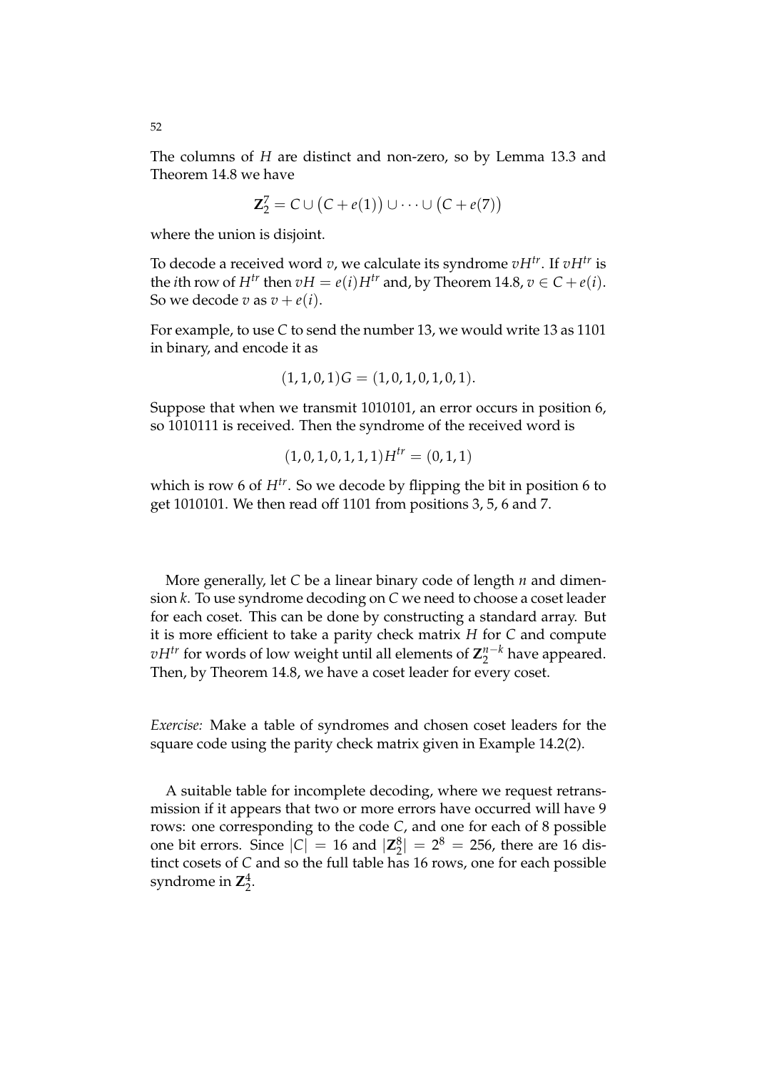The columns of $H$ are distinct and non-zero, so by Lemma 13.3 and Theorem 14.8 we have

$$\mathbf{Z}_2^7 = C \cup \big(C + e(1)\big) \cup \cdots \cup \big(C + e(7)\big)$$

where the union is disjoint.

To decode a received word $v$, we calculate its syndrome $vH^{tr}$. If $vH^{tr}$ is the $i$th row of $H^{tr}$ then $vH = e(i)H^{tr}$ and, by Theorem 14.8, $v \in C + e(i)$. So we decode $v$ as $v + e(i)$.

For example, to use $C$ to send the number 13, we would write 13 as 1101 in binary, and encode it as

$$(1,1,0,1)G = (1,0,1,0,1,0,1).$$

Suppose that when we transmit 1010101, an error occurs in position 6, so 1010111 is received. Then the syndrome of the received word is

$$(1,0,1,0,1,1,1)H^{tr} = (0,1,1)$$

which is row 6 of $H^{tr}$. So we decode by flipping the bit in position 6 to get 1010101. We then read off 1101 from positions 3, 5, 6 and 7.

More generally, let $C$ be a linear binary code of length $n$ and dimension $k$. To use syndrome decoding on $C$ we need to choose a coset leader for each coset. This can be done by constructing a standard array. But it is more efficient to take a parity check matrix $H$ for $C$ and compute $vH^{tr}$ for words of low weight until all elements of $\mathbf{Z}_2^{n-k}$ have appeared. Then, by Theorem 14.8, we have a coset leader for every coset.

*Exercise:* Make a table of syndromes and chosen coset leaders for the square code using the parity check matrix given in Example 14.2(2).

A suitable table for incomplete decoding, where we request retransmission if it appears that two or more errors have occurred will have 9 rows: one corresponding to the code $C$, and one for each of 8 possible one bit errors. Since $|C| = 16$ and $|\mathbf{Z}_2^8| = 2^8 = 256$, there are 16 distinct cosets of $C$ and so the full table has 16 rows, one for each possible syndrome in $\mathbf{Z}_2^4$.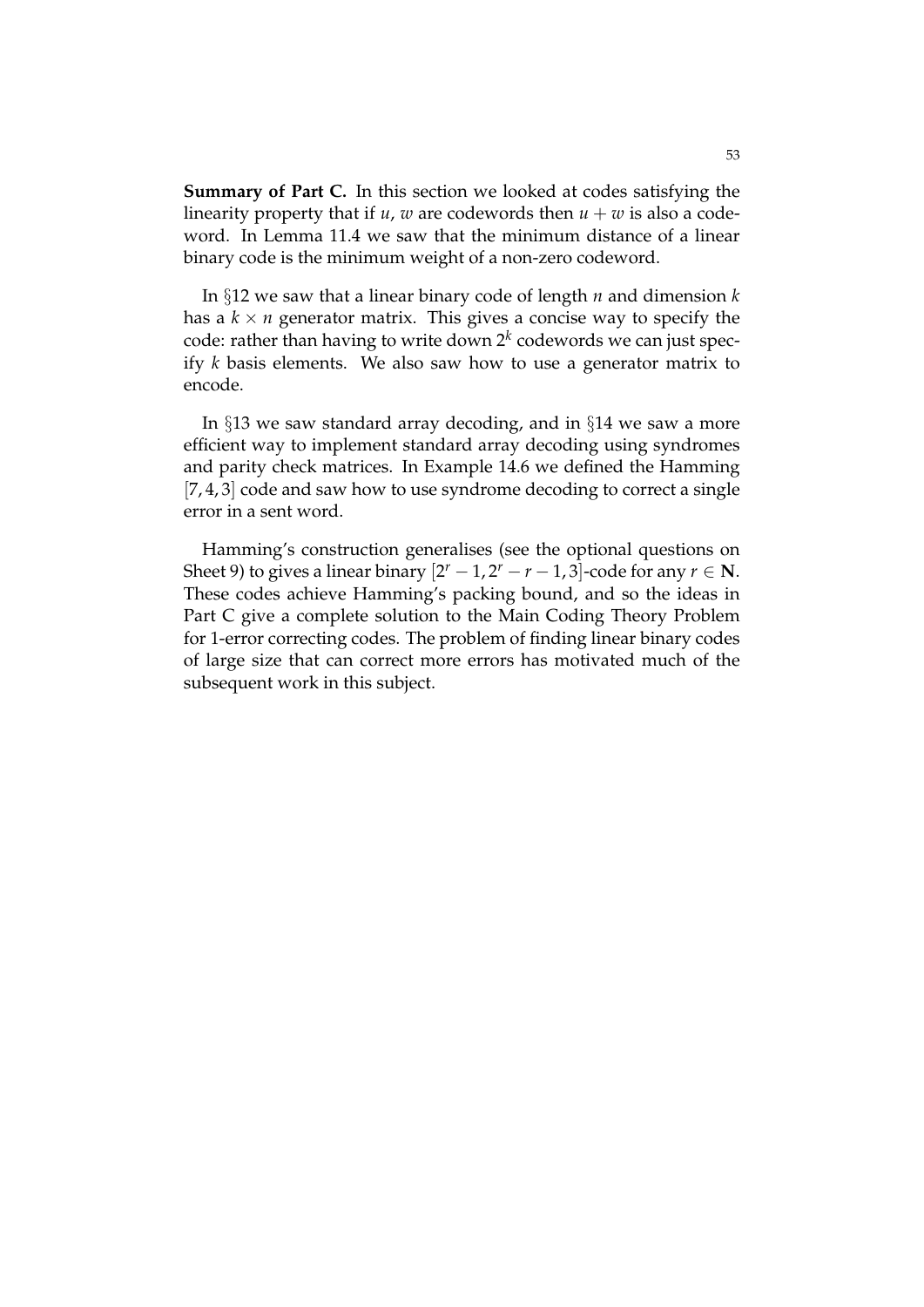**Summary of Part C.** In this section we looked at codes satisfying the linearity property that if $u$, $w$ are codewords then $u + w$ is also a codeword. In Lemma 11.4 we saw that the minimum distance of a linear binary code is the minimum weight of a non-zero codeword.

In §12 we saw that a linear binary code of length $n$ and dimension $k$ has a $k \times n$ generator matrix. This gives a concise way to specify the code: rather than having to write down $2^k$ codewords we can just specify $k$ basis elements. We also saw how to use a generator matrix to encode.

In §13 we saw standard array decoding, and in §14 we saw a more efficient way to implement standard array decoding using syndromes and parity check matrices. In Example 14.6 we defined the Hamming $[7, 4, 3]$ code and saw how to use syndrome decoding to correct a single error in a sent word.

Hamming's construction generalises (see the optional questions on Sheet 9) to gives a linear binary $[2^r - 1, 2^r - r - 1, 3]$-code for any $r \in \mathbf{N}$. These codes achieve Hamming's packing bound, and so the ideas in Part C give a complete solution to the Main Coding Theory Problem for 1-error correcting codes. The problem of finding linear binary codes of large size that can correct more errors has motivated much of the subsequent work in this subject.